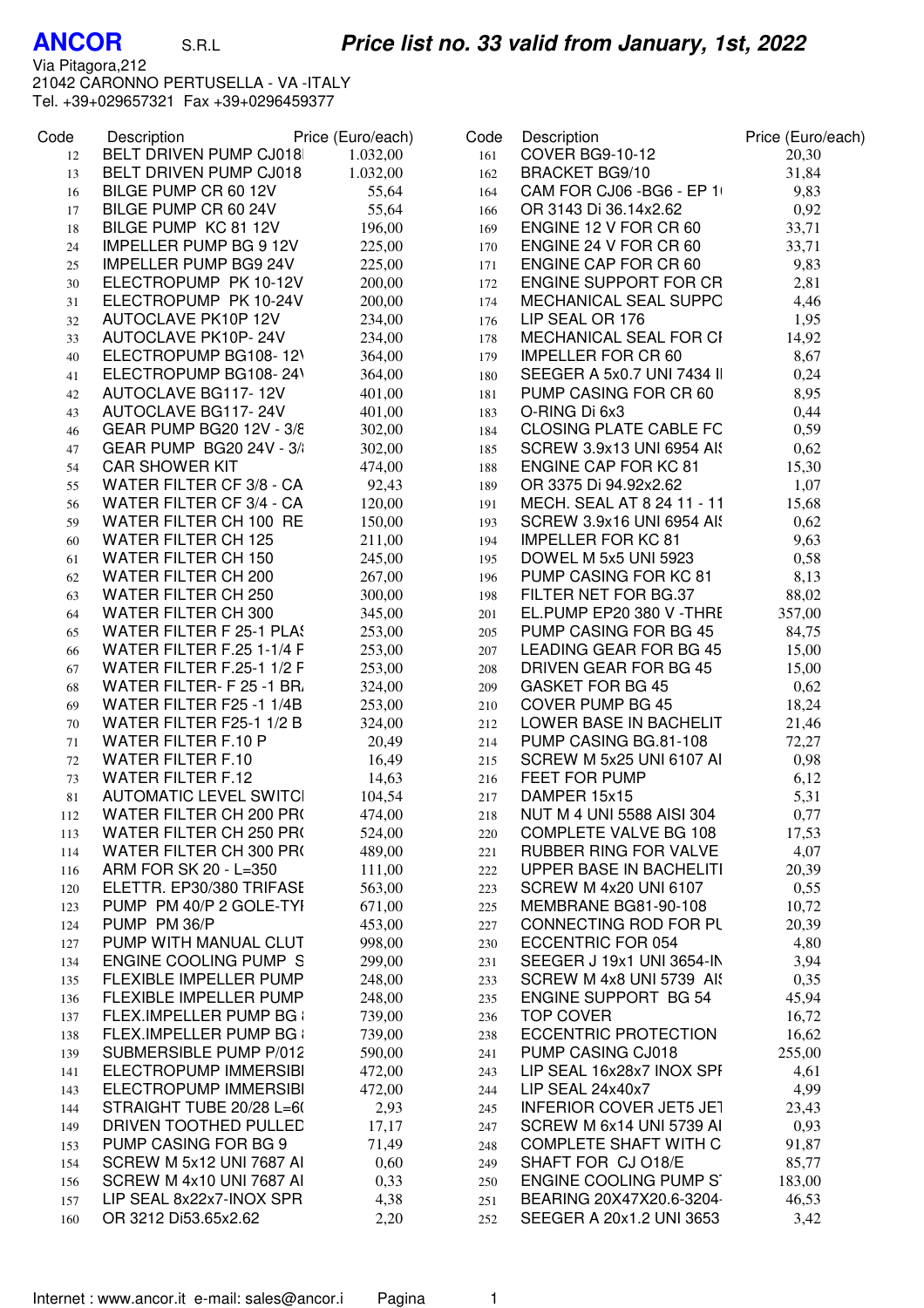**ANCOR** S.R.L

## Price list no. 33 valid from January, 1st, 2022

Via Pitagora,212
21042 CARONNO PERTUSELLA - VA -ITALY
Tel. +39+029657321 Fax +39+0296459377

| Code | Description | Price (Euro/each) |
|---|---|---|
| 12 | BELT DRIVEN PUMP CJ018 | 1.032,00 |
| 13 | BELT DRIVEN PUMP CJ018 | 1.032,00 |
| 16 | BILGE PUMP CR 60 12V | 55,64 |
| 17 | BILGE PUMP CR 60 24V | 55,64 |
| 18 | BILGE PUMP KC 81 12V | 196,00 |
| 24 | IMPELLER PUMP BG 9 12V | 225,00 |
| 25 | IMPELLER PUMP BG9 24V | 225,00 |
| 30 | ELECTROPUMP PK 10-12V | 200,00 |
| 31 | ELECTROPUMP PK 10-24V | 200,00 |
| 32 | AUTOCLAVE PK10P 12V | 234,00 |
| 33 | AUTOCLAVE PK10P- 24V | 234,00 |
| 40 | ELECTROPUMP BG108- 12V | 364,00 |
| 41 | ELECTROPUMP BG108- 24V | 364,00 |
| 42 | AUTOCLAVE BG117- 12V | 401,00 |
| 43 | AUTOCLAVE BG117- 24V | 401,00 |
| 46 | GEAR PUMP BG20 12V - 3/8 | 302,00 |
| 47 | GEAR PUMP BG20 24V - 3/ | 302,00 |
| 54 | CAR SHOWER KIT | 474,00 |
| 55 | WATER FILTER CF 3/8 - CA | 92,43 |
| 56 | WATER FILTER CF 3/4 - CA | 120,00 |
| 59 | WATER FILTER CH 100 RE | 150,00 |
| 60 | WATER FILTER CH 125 | 211,00 |
| 61 | WATER FILTER CH 150 | 245,00 |
| 62 | WATER FILTER CH 200 | 267,00 |
| 63 | WATER FILTER CH 250 | 300,00 |
| 64 | WATER FILTER CH 300 | 345,00 |
| 65 | WATER FILTER F 25-1 PLAS | 253,00 |
| 66 | WATER FILTER F.25 1-1/4 F | 253,00 |
| 67 | WATER FILTER F.25-1 1/2 F | 253,00 |
| 68 | WATER FILTER- F 25 -1 BR | 324,00 |
| 69 | WATER FILTER F25 -1 1/4B | 253,00 |
| 70 | WATER FILTER F25-1 1/2 B | 324,00 |
| 71 | WATER FILTER F.10 P | 20,49 |
| 72 | WATER FILTER F.10 | 16,49 |
| 73 | WATER FILTER F.12 | 14,63 |
| 81 | AUTOMATIC LEVEL SWITC | 104,54 |
| 112 | WATER FILTER CH 200 PR | 474,00 |
| 113 | WATER FILTER CH 250 PR | 524,00 |
| 114 | WATER FILTER CH 300 PR | 489,00 |
| 116 | ARM FOR SK 20 - L=350 | 111,00 |
| 120 | ELETTR. EP30/380 TRIFASE | 563,00 |
| 123 | PUMP PM 40/P 2 GOLE-TY | 671,00 |
| 124 | PUMP PM 36/P | 453,00 |
| 127 | PUMP WITH MANUAL CLUT | 998,00 |
| 134 | ENGINE COOLING PUMP S | 299,00 |
| 135 | FLEXIBLE IMPELLER PUMP | 248,00 |
| 136 | FLEXIBLE IMPELLER PUMP | 248,00 |
| 137 | FLEX.IMPELLER PUMP BG | 739,00 |
| 138 | FLEX.IMPELLER PUMP BG | 739,00 |
| 139 | SUBMERSIBLE PUMP P/012 | 590,00 |
| 141 | ELECTROPUMP IMMERSIBI | 472,00 |
| 143 | ELECTROPUMP IMMERSIBI | 472,00 |
| 144 | STRAIGHT TUBE 20/28 L=6 | 2,93 |
| 149 | DRIVEN TOOTHED PULLED | 17,17 |
| 153 | PUMP CASING FOR BG 9 | 71,49 |
| 154 | SCREW M 5x12 UNI 7687 AI | 0,60 |
| 156 | SCREW M 4x10 UNI 7687 AI | 0,33 |
| 157 | LIP SEAL 8x22x7-INOX SPR | 4,38 |
| 160 | OR 3212 Di53.65x2.62 | 2,20 |
| 161 | COVER BG9-10-12 | 20,30 |
| 162 | BRACKET BG9/10 | 31,84 |
| 164 | CAM FOR CJ06 -BG6 - EP 1 | 9,83 |
| 166 | OR 3143 Di 36.14x2.62 | 0,92 |
| 169 | ENGINE 12 V FOR CR 60 | 33,71 |
| 170 | ENGINE 24 V FOR CR 60 | 33,71 |
| 171 | ENGINE CAP FOR CR 60 | 9,83 |
| 172 | ENGINE SUPPORT FOR CR | 2,81 |
| 174 | MECHANICAL SEAL SUPPO | 4,46 |
| 176 | LIP SEAL OR 176 | 1,95 |
| 178 | MECHANICAL SEAL FOR CI | 14,92 |
| 179 | IMPELLER FOR CR 60 | 8,67 |
| 180 | SEEGER A 5x0.7 UNI 7434 II | 0,24 |
| 181 | PUMP CASING FOR CR 60 | 8,95 |
| 183 | O-RING Di 6x3 | 0,44 |
| 184 | CLOSING PLATE CABLE FC | 0,59 |
| 185 | SCREW 3.9x13 UNI 6954 AIS | 0,62 |
| 188 | ENGINE CAP FOR KC 81 | 15,30 |
| 189 | OR 3375 Di 94.92x2.62 | 1,07 |
| 191 | MECH. SEAL AT 8 24 11 - 11 | 15,68 |
| 193 | SCREW 3.9x16 UNI 6954 AIS | 0,62 |
| 194 | IMPELLER FOR KC 81 | 9,63 |
| 195 | DOWEL M 5x5 UNI 5923 | 0,58 |
| 196 | PUMP CASING FOR KC 81 | 8,13 |
| 198 | FILTER NET FOR BG.37 | 88,02 |
| 201 | EL.PUMP EP20 380 V -THRE | 357,00 |
| 205 | PUMP CASING FOR BG 45 | 84,75 |
| 207 | LEADING GEAR FOR BG 45 | 15,00 |
| 208 | DRIVEN GEAR FOR BG 45 | 15,00 |
| 209 | GASKET FOR BG 45 | 0,62 |
| 210 | COVER PUMP BG 45 | 18,24 |
| 212 | LOWER BASE IN BACHELIT | 21,46 |
| 214 | PUMP CASING BG.81-108 | 72,27 |
| 215 | SCREW M 5x25 UNI 6107 AI | 0,98 |
| 216 | FEET FOR PUMP | 6,12 |
| 217 | DAMPER 15x15 | 5,31 |
| 218 | NUT M 4 UNI 5588 AISI 304 | 0,77 |
| 220 | COMPLETE VALVE BG 108 | 17,53 |
| 221 | RUBBER RING FOR VALVE | 4,07 |
| 222 | UPPER BASE IN BACHELITI | 20,39 |
| 223 | SCREW M 4x20 UNI 6107 | 0,55 |
| 225 | MEMBRANE BG81-90-108 | 10,72 |
| 227 | CONNECTING ROD FOR PU | 20,39 |
| 230 | ECCENTRIC FOR 054 | 4,80 |
| 231 | SEEGER J 19x1 UNI 3654-IN | 3,94 |
| 233 | SCREW M 4x8 UNI 5739 AIS | 0,35 |
| 235 | ENGINE SUPPORT BG 54 | 45,94 |
| 236 | TOP COVER | 16,72 |
| 238 | ECCENTRIC PROTECTION | 16,62 |
| 241 | PUMP CASING CJ018 | 255,00 |
| 243 | LIP SEAL 16x28x7 INOX SPI | 4,61 |
| 244 | LIP SEAL 24x40x7 | 4,99 |
| 245 | INFERIOR COVER JET5 JET | 23,43 |
| 247 | SCREW M 6x14 UNI 5739 AI | 0,93 |
| 248 | COMPLETE SHAFT WITH C | 91,87 |
| 249 | SHAFT FOR CJ O18/E | 85,77 |
| 250 | ENGINE COOLING PUMP S | 183,00 |
| 251 | BEARING 20X47X20.6-3204 | 46,53 |
| 252 | SEEGER A 20x1.2 UNI 3653 | 3,42 |

Internet : www.ancor.it e-mail: sales@ancor.i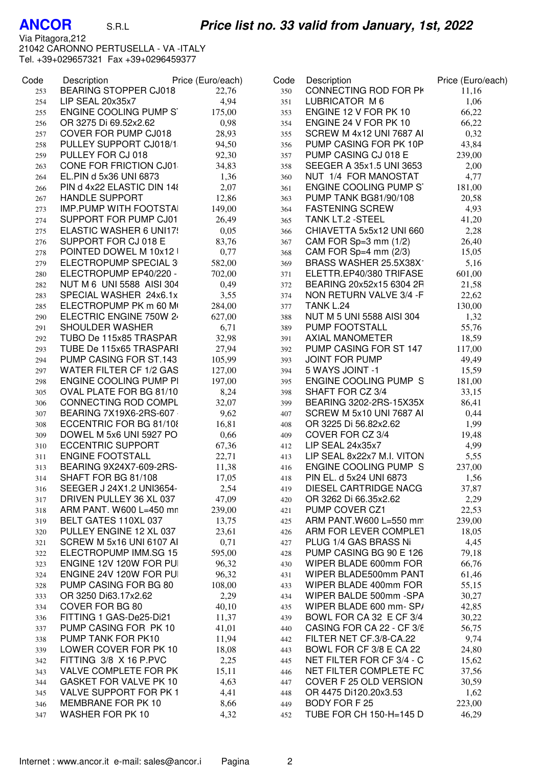**ANCOR** S.R.L

## *Price list no. 33 valid from January, 1st, 2022*

Via Pitagora,212
21042 CARONNO PERTUSELLA - VA -ITALY
Tel. +39+029657321 Fax +39+0296459377

| Code | Description | Price (Euro/each) |
|---|---|---|
| 253 | BEARING STOPPER CJ018 | 22,76 |
| 254 | LIP SEAL 20x35x7 | 4,94 |
| 255 | ENGINE COOLING PUMP S | 175,00 |
| 256 | OR 3275 Di 69.52x2.62 | 0,98 |
| 257 | COVER FOR PUMP CJ018 | 28,93 |
| 258 | PULLEY SUPPORT CJ018/1 | 94,50 |
| 259 | PULLEY FOR CJ 018 | 92,30 |
| 263 | CONE FOR FRICTION CJ01 | 34,83 |
| 264 | EL.PIN d 5x36 UNI 6873 | 1,36 |
| 266 | PIN d 4x22 ELASTIC DIN 148 | 2,07 |
| 267 | HANDLE SUPPORT | 12,86 |
| 273 | IMP.PUMP WITH FOOTSTA | 149,00 |
| 274 | SUPPORT FOR PUMP CJ01 | 26,49 |
| 275 | ELASTIC WASHER 6 UNI175 | 0,05 |
| 276 | SUPPORT FOR CJ 018 E | 83,76 |
| 278 | POINTED DOWEL M 10x12 | 0,77 |
| 279 | ELECTROPUMP SPECIAL 3 | 582,00 |
| 280 | ELECTROPUMP EP40/220 - | 702,00 |
| 282 | NUT M 6 UNI 5588 AISI 304 | 0,49 |
| 283 | SPECIAL WASHER 24x6.1x | 3,55 |
| 285 | ELECTROPUMP PK m 60 M | 284,00 |
| 290 | ELECTRIC ENGINE 750W 2 | 627,00 |
| 291 | SHOULDER WASHER | 6,71 |
| 292 | TUBO De 115x85 TRASPAR | 32,98 |
| 293 | TUBE De 115x65 TRASPARI | 27,94 |
| 294 | PUMP CASING FOR ST.143 | 105,99 |
| 297 | WATER FILTER CF 1/2 GAS | 127,00 |
| 298 | ENGINE COOLING PUMP PI | 197,00 |
| 305 | OVAL PLATE FOR BG 81/10 | 8,24 |
| 306 | CONNECTING ROD COMPL | 32,07 |
| 307 | BEARING 7X19X6-2RS-607 | 9,62 |
| 308 | ECCENTRIC FOR BG 81/108 | 16,81 |
| 309 | DOWEL M 5x6 UNI 5927 PO | 0,66 |
| 310 | ECCENTRIC SUPPORT | 67,36 |
| 311 | ENGINE FOOTSTALL | 22,71 |
| 313 | BEARING 9X24X7-609-2RS- | 11,38 |
| 314 | SHAFT FOR BG 81/108 | 17,05 |
| 316 | SEEGER J 24X1.2 UNI3654- | 2,54 |
| 317 | DRIVEN PULLEY 36 XL 037 | 47,09 |
| 318 | ARM PANT. W600 L=450 mm | 239,00 |
| 319 | BELT GATES 110XL 037 | 13,75 |
| 320 | PULLEY ENGINE 12 XL 037 | 23,61 |
| 321 | SCREW M 5x16 UNI 6107 AI | 0,71 |
| 322 | ELECTROPUMP IMM.SG 15 | 595,00 |
| 323 | ENGINE 12V 120W FOR PU | 96,32 |
| 324 | ENGINE 24V 120W FOR PU | 96,32 |
| 328 | PUMP CASING FOR BG 80 | 108,00 |
| 333 | OR 3250 Di63.17x2.62 | 2,29 |
| 334 | COVER FOR BG 80 | 40,10 |
| 336 | FITTING 1 GAS-De25-Di21 | 11,37 |
| 337 | PUMP CASING FOR PK 10 | 41,01 |
| 338 | PUMP TANK FOR PK10 | 11,94 |
| 339 | LOWER COVER FOR PK 10 | 18,08 |
| 342 | FITTING 3/8 X 16 P.PVC | 2,25 |
| 343 | VALVE COMPLETE FOR PK | 15,11 |
| 344 | GASKET FOR VALVE PK 10 | 4,63 |
| 345 | VALVE SUPPORT FOR PK 1 | 4,41 |
| 346 | MEMBRANE FOR PK 10 | 8,66 |
| 347 | WASHER FOR PK 10 | 4,32 |
| 350 | CONNECTING ROD FOR PK | 11,16 |
| 351 | LUBRICATOR M 6 | 1,06 |
| 353 | ENGINE 12 V FOR PK 10 | 66,22 |
| 354 | ENGINE 24 V FOR PK 10 | 66,22 |
| 355 | SCREW M 4x12 UNI 7687 AI | 0,32 |
| 356 | PUMP CASING FOR PK 10P | 43,84 |
| 357 | PUMP CASING CJ 018 E | 239,00 |
| 358 | SEEGER A 35x1.5 UNI 3653 | 2,00 |
| 360 | NUT 1/4 FOR MANOSTAT | 4,77 |
| 361 | ENGINE COOLING PUMP S | 181,00 |
| 363 | PUMP TANK BG81/90/108 | 20,58 |
| 364 | FASTENING SCREW | 4,93 |
| 365 | TANK LT.2 -STEEL | 41,20 |
| 366 | CHIAVETTA 5x5x12 UNI 660 | 2,28 |
| 367 | CAM FOR Sp=3 mm (1/2) | 26,40 |
| 368 | CAM FOR Sp=4 mm (2/3) | 15,05 |
| 369 | BRASS WASHER 25.5X38X | 5,16 |
| 371 | ELETTR.EP40/380 TRIFASE | 601,00 |
| 372 | BEARING 20x52x15 6304 2R | 21,58 |
| 374 | NON RETURN VALVE 3/4 -F | 22,62 |
| 377 | TANK L.24 | 130,00 |
| 388 | NUT M 5 UNI 5588 AISI 304 | 1,32 |
| 389 | PUMP FOOTSTALL | 55,76 |
| 391 | AXIAL MANOMETER | 18,59 |
| 392 | PUMP CASING FOR ST 147 | 117,00 |
| 393 | JOINT FOR PUMP | 49,49 |
| 394 | 5 WAYS JOINT -1 | 15,59 |
| 395 | ENGINE COOLING PUMP S | 181,00 |
| 398 | SHAFT FOR CZ 3/4 | 33,15 |
| 399 | BEARING 3202-2RS-15X35X | 86,41 |
| 407 | SCREW M 5x10 UNI 7687 AI | 0,44 |
| 408 | OR 3225 Di 56.82x2.62 | 1,99 |
| 409 | COVER FOR CZ 3/4 | 19,48 |
| 412 | LIP SEAL 24x35x7 | 4,99 |
| 413 | LIP SEAL 8x22x7 M.I. VITON | 5,55 |
| 416 | ENGINE COOLING PUMP S | 237,00 |
| 418 | PIN EL. d 5x24 UNI 6873 | 1,56 |
| 419 | DIESEL CARTRIDGE NACG | 37,87 |
| 420 | OR 3262 Di 66.35x2.62 | 2,29 |
| 421 | PUMP COVER CZ1 | 22,53 |
| 425 | ARM PANT.W600 L=550 mm | 239,00 |
| 426 | ARM FOR LEVER COMPLET | 18,05 |
| 427 | PLUG 1/4 GAS BRASS Ni | 4,45 |
| 428 | PUMP CASING BG 90 E 126 | 79,18 |
| 430 | WIPER BLADE 600mm FOR | 66,76 |
| 431 | WIPER BLADE500mm PANT | 61,46 |
| 433 | WIPER BLADE 400mm FOR | 55,15 |
| 434 | WIPER BALDE 500mm -SPA | 30,27 |
| 435 | WIPER BLADE 600 mm- SPA | 42,85 |
| 439 | BOWL FOR CA 32 E CF 3/4 | 30,22 |
| 440 | CASING FOR CA 22 - CF 3/8 | 56,75 |
| 442 | FILTER NET CF.3/8-CA.22 | 9,74 |
| 443 | BOWL FOR CF 3/8 E CA 22 | 24,80 |
| 445 | NET FILTER FOR CF 3/4 - C | 15,62 |
| 446 | NET FILTER COMPLETE FC | 37,56 |
| 447 | COVER F 25 OLD VERSION | 30,59 |
| 448 | OR 4475 Di120.20x3.53 | 1,62 |
| 449 | BODY FOR F 25 | 223,00 |
| 452 | TUBE FOR CH 150-H=145 D | 46,29 |

Internet : www.ancor.it e-mail: sales@ancor.i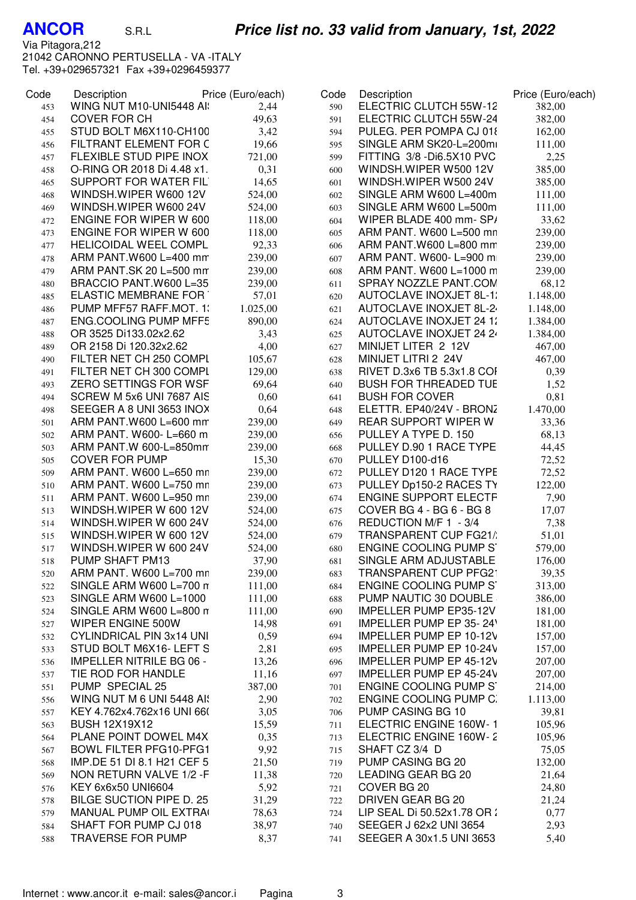**ANCOR** S.R.L

Via Pitagora,212
21042 CARONNO PERTUSELLA - VA -ITALY
Tel. +39+029657321 Fax +39+0296459377

## *Price list no. 33 valid from January, 1st, 2022*

| Code | Description | Price (Euro/each) |
|---|---|---|
| 453 | WING NUT M10-UNI5448 AI! | 2,44 |
| 454 | COVER FOR CH | 49,63 |
| 455 | STUD BOLT M6X110-CH100 | 3,42 |
| 456 | FILTRANT ELEMENT FOR C | 19,66 |
| 457 | FLEXIBLE STUD PIPE INOX | 721,00 |
| 458 | O-RING OR 2018 Di 4.48 x1. | 0,31 |
| 465 | SUPPORT FOR WATER FIL | 14,65 |
| 468 | WINDSH.WIPER W600 12V | 524,00 |
| 469 | WINDSH.WIPER W600 24V | 524,00 |
| 472 | ENGINE FOR WIPER W 600 | 118,00 |
| 473 | ENGINE FOR WIPER W 600 | 118,00 |
| 477 | HELICOIDAL WEEL COMPL | 92,33 |
| 478 | ARM PANT.W600 L=400 mm | 239,00 |
| 479 | ARM PANT.SK 20 L=500 mm | 239,00 |
| 480 | BRACCIO PANT.W600 L=35 | 239,00 |
| 485 | ELASTIC MEMBRANE FOR | 57,01 |
| 486 | PUMP MFF57 RAFF.MOT. 1: | 1.025,00 |
| 487 | ENG.COOLING PUMP MFF5 | 890,00 |
| 488 | OR 3525 Di133.02x2.62 | 3,43 |
| 489 | OR 2158 Di 120.32x2.62 | 4,00 |
| 490 | FILTER NET CH 250 COMPL | 105,67 |
| 491 | FILTER NET CH 300 COMPL | 129,00 |
| 493 | ZERO SETTINGS FOR WSF | 69,64 |
| 494 | SCREW M 5x6 UNI 7687 AIS | 0,60 |
| 498 | SEEGER A 8 UNI 3653 INOX | 0,64 |
| 501 | ARM PANT.W600 L=600 mm | 239,00 |
| 502 | ARM PANT. W600- L=660 m | 239,00 |
| 503 | ARM PANT.W 600-L=850mm | 239,00 |
| 505 | COVER FOR PUMP | 15,30 |
| 509 | ARM PANT. W600 L=650 mn | 239,00 |
| 510 | ARM PANT. W600 L=750 mn | 239,00 |
| 511 | ARM PANT. W600 L=950 mn | 239,00 |
| 513 | WINDSH.WIPER W 600 12V | 524,00 |
| 514 | WINDSH.WIPER W 600 24V | 524,00 |
| 515 | WINDSH.WIPER W 600 12V | 524,00 |
| 517 | WINDSH.WIPER W 600 24V | 524,00 |
| 518 | PUMP SHAFT PM13 | 37,90 |
| 520 | ARM PANT. W600 L=700 mn | 239,00 |
| 522 | SINGLE ARM W600 L=700 n | 111,00 |
| 523 | SINGLE ARM W600 L=1000 | 111,00 |
| 524 | SINGLE ARM W600 L=800 n | 111,00 |
| 527 | WIPER ENGINE 500W | 14,98 |
| 532 | CYLINDRICAL PIN 3x14 UNI | 0,59 |
| 533 | STUD BOLT M6X16- LEFT S | 2,81 |
| 536 | IMPELLER NITRILE BG 06 - | 13,26 |
| 537 | TIE ROD FOR HANDLE | 11,16 |
| 551 | PUMP SPECIAL 25 | 387,00 |
| 556 | WING NUT M 6 UNI 5448 AI! | 2,90 |
| 557 | KEY 4.762x4.762x16 UNI 66( | 3,05 |
| 563 | BUSH 12X19X12 | 15,59 |
| 564 | PLANE POINT DOWEL M4X | 0,35 |
| 567 | BOWL FILTER PFG10-PFG1 | 9,92 |
| 568 | IMP.DE 51 DI 8.1 H21 CEF 5 | 21,50 |
| 569 | NON RETURN VALVE 1/2 -F | 11,38 |
| 576 | KEY 6x6x50 UNI6604 | 5,92 |
| 578 | BILGE SUCTION PIPE D. 25 | 31,29 |
| 579 | MANUAL PUMP OIL EXTRA( | 78,63 |
| 584 | SHAFT FOR PUMP CJ 018 | 38,97 |
| 588 | TRAVERSE FOR PUMP | 8,37 |
| 590 | ELECTRIC CLUTCH 55W-12 | 382,00 |
| 591 | ELECTRIC CLUTCH 55W-24 | 382,00 |
| 594 | PULEG. PER POMPA CJ 01{ | 162,00 |
| 595 | SINGLE ARM SK20-L=200mı | 111,00 |
| 599 | FITTING 3/8 -Di6.5X10 PVC | 2,25 |
| 600 | WINDSH.WIPER W500 12V | 385,00 |
| 601 | WINDSH.WIPER W500 24V | 385,00 |
| 602 | SINGLE ARM W600 L=400m | 111,00 |
| 603 | SINGLE ARM W600 L=500m | 111,00 |
| 604 | WIPER BLADE 400 mm- SP/ | 33,62 |
| 605 | ARM PANT. W600 L=500 mn | 239,00 |
| 606 | ARM PANT.W600 L=800 mm | 239,00 |
| 607 | ARM PANT. W600- L=900 m | 239,00 |
| 608 | ARM PANT. W600 L=1000 m | 239,00 |
| 611 | SPRAY NOZZLE PANT.COM | 68,12 |
| 620 | AUTOCLAVE INOXJET 8L-1: | 1.148,00 |
| 621 | AUTOCLAVE INOXJET 8L-2 | 1.148,00 |
| 624 | AUTOCLAVE INOXJET 24 1: | 1.384,00 |
| 625 | AUTOCLAVE INOXJET 24 2 | 1.384,00 |
| 627 | MINIJET LITER 2 12V | 467,00 |
| 628 | MINIJET LITRI 2 24V | 467,00 |
| 638 | RIVET D.3x6 TB 5.3x1.8 COI | 0,39 |
| 640 | BUSH FOR THREADED TUE | 1,52 |
| 641 | BUSH FOR COVER | 0,81 |
| 648 | ELETTR. EP40/24V - BRONZ | 1.470,00 |
| 649 | REAR SUPPORT WIPER W | 33,36 |
| 656 | PULLEY A TYPE D. 150 | 68,13 |
| 668 | PULLEY D.90 1 RACE TYPE | 44,45 |
| 670 | PULLEY D100-d16 | 72,52 |
| 672 | PULLEY D120 1 RACE TYPE | 72,52 |
| 673 | PULLEY Dp150-2 RACES TY | 122,00 |
| 674 | ENGINE SUPPORT ELECTF | 7,90 |
| 675 | COVER BG 4 - BG 6 - BG 8 | 17,07 |
| 676 | REDUCTION M/F 1 - 3/4 | 7,38 |
| 679 | TRANSPARENT CUP FG21/: | 51,01 |
| 680 | ENGINE COOLING PUMP S | 579,00 |
| 681 | SINGLE ARM ADJUSTABLE | 176,00 |
| 683 | TRANSPARENT CUP PFG2 | 39,35 |
| 684 | ENGINE COOLING PUMP S | 313,00 |
| 688 | PUMP NAUTIC 30 DOUBLE | 386,00 |
| 690 | IMPELLER PUMP EP35-12V | 181,00 |
| 691 | IMPELLER PUMP EP 35- 24\ | 181,00 |
| 694 | IMPELLER PUMP EP 10-12V | 157,00 |
| 695 | IMPELLER PUMP EP 10-24V | 157,00 |
| 696 | IMPELLER PUMP EP 45-12V | 207,00 |
| 697 | IMPELLER PUMP EP 45-24V | 207,00 |
| 701 | ENGINE COOLING PUMP S | 214,00 |
| 702 | ENGINE COOLING PUMP C. | 1.113,00 |
| 706 | PUMP CASING BG 10 | 39,81 |
| 711 | ELECTRIC ENGINE 160W- 1 | 105,96 |
| 713 | ELECTRIC ENGINE 160W- 2 | 105,96 |
| 715 | SHAFT CZ 3/4 D | 75,05 |
| 719 | PUMP CASING BG 20 | 132,00 |
| 720 | LEADING GEAR BG 20 | 21,64 |
| 721 | COVER BG 20 | 24,80 |
| 722 | DRIVEN GEAR BG 20 | 21,24 |
| 724 | LIP SEAL Di 50.52x1.78 OR : | 0,77 |
| 740 | SEEGER J 62x2 UNI 3654 | 2,93 |
| 741 | SEEGER A 30x1.5 UNI 3653 | 5,40 |

Internet : www.ancor.it e-mail: sales@ancor.i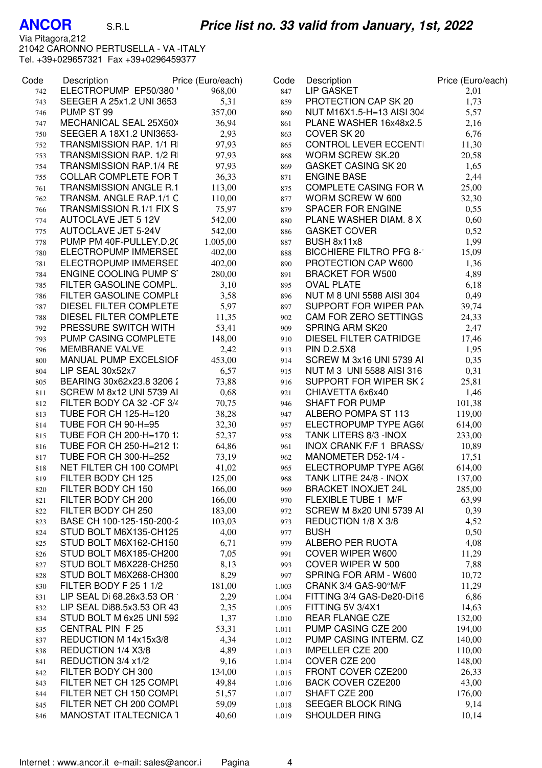**ANCOR** S.R.L

## *Price list no. 33 valid from January, 1st, 2022*

Via Pitagora,212
21042 CARONNO PERTUSELLA - VA -ITALY
Tel. +39+029657321 Fax +39+0296459377

| Code | Description | Price (Euro/each) |
|---|---|---|
| 742 | ELECTROPUMP EP50/380 \ | 968,00 |
| 743 | SEEGER A 25x1.2 UNI 3653 | 5,31 |
| 746 | PUMP ST 99 | 357,00 |
| 747 | MECHANICAL SEAL 25X50X | 36,94 |
| 750 | SEEGER A 18X1.2 UNI3653- | 2,93 |
| 752 | TRANSMISSION RAP. 1/1 R | 97,93 |
| 753 | TRANSMISSION RAP. 1/2 R | 97,93 |
| 754 | TRANSMISSION RAP.1/4 RE | 97,93 |
| 755 | COLLAR COMPLETE FOR T | 36,33 |
| 761 | TRANSMISSION ANGLE R.1 | 113,00 |
| 762 | TRANSM. ANGLE RAP.1/1 C | 110,00 |
| 766 | TRANSMISSION R.1/1 FIX S | 75,97 |
| 774 | AUTOCLAVE JET 5 12V | 542,00 |
| 775 | AUTOCLAVE JET 5-24V | 542,00 |
| 778 | PUMP PM 40F-PULLEY.D.2C | 1.005,00 |
| 780 | ELECTROPUMP IMMERSED | 402,00 |
| 781 | ELECTROPUMP IMMERSED | 402,00 |
| 784 | ENGINE COOLING PUMP S | 280,00 |
| 785 | FILTER GASOLINE COMPL. | 3,10 |
| 786 | FILTER GASOLINE COMPLE | 3,58 |
| 787 | DIESEL FILTER COMPLETE | 5,97 |
| 788 | DIESEL FILTER COMPLETE | 11,35 |
| 792 | PRESSURE SWITCH WITH | 53,41 |
| 793 | PUMP CASING COMPLETE | 148,00 |
| 796 | MEMBRANE VALVE | 2,42 |
| 800 | MANUAL PUMP EXCELSIOR | 453,00 |
| 804 | LIP SEAL 30x52x7 | 6,57 |
| 805 | BEARING 30x62x23.8 3206 2 | 73,88 |
| 811 | SCREW M 8x12 UNI 5739 AI | 0,68 |
| 812 | FILTER BODY CA 32 -CF 3/4 | 70,75 |
| 813 | TUBE FOR CH 125-H=120 | 38,28 |
| 814 | TUBE FOR CH 90-H=95 | 32,30 |
| 815 | TUBE FOR CH 200-H=170 1: | 52,37 |
| 816 | TUBE FOR CH 250-H=212 1: | 64,86 |
| 817 | TUBE FOR CH 300-H=252 | 73,19 |
| 818 | NET FILTER CH 100 COMPL | 41,02 |
| 819 | FILTER BODY CH 125 | 125,00 |
| 820 | FILTER BODY CH 150 | 166,00 |
| 821 | FILTER BODY CH 200 | 166,00 |
| 822 | FILTER BODY CH 250 | 183,00 |
| 823 | BASE CH 100-125-150-200-2 | 103,03 |
| 824 | STUD BOLT M6X135-CH125 | 4,00 |
| 825 | STUD BOLT M6X162-CH150 | 6,71 |
| 826 | STUD BOLT M6X185-CH200 | 7,05 |
| 827 | STUD BOLT M6X228-CH250 | 8,13 |
| 828 | STUD BOLT M6X268-CH300 | 8,29 |
| 830 | FILTER BODY F 25 1 1/2 | 181,00 |
| 831 | LIP SEAL Di 68.26x3.53 OR | 2,29 |
| 832 | LIP SEAL Di88.5x3.53 OR 43 | 2,35 |
| 834 | STUD BOLT M 6x25 UNI 592 | 1,37 |
| 835 | CENTRAL PIN F 25 | 53,31 |
| 837 | REDUCTION M 14x15x3/8 | 4,34 |
| 838 | REDUCTION 1/4 X3/8 | 4,89 |
| 841 | REDUCTION 3/4 x1/2 | 9,16 |
| 842 | FILTER BODY CH 300 | 134,00 |
| 843 | FILTER NET CH 125 COMPL | 49,84 |
| 844 | FILTER NET CH 150 COMPL | 51,57 |
| 845 | FILTER NET CH 200 COMPL | 59,09 |
| 846 | MANOSTAT ITALTECNICA T | 40,60 |
| 847 | LIP GASKET | 2,01 |
| 859 | PROTECTION CAP SK 20 | 1,73 |
| 860 | NUT M16X1.5-H=13 AISI 304 | 5,57 |
| 861 | PLANE WASHER 16x48x2.5 | 2,16 |
| 863 | COVER SK 20 | 6,76 |
| 865 | CONTROL LEVER ECCENTI | 11,30 |
| 868 | WORM SCREW SK.20 | 20,58 |
| 869 | GASKET CASING SK 20 | 1,65 |
| 871 | ENGINE BASE | 2,44 |
| 875 | COMPLETE CASING FOR W | 25,00 |
| 877 | WORM SCREW W 600 | 32,30 |
| 879 | SPACER FOR ENGINE | 0,55 |
| 880 | PLANE WASHER DIAM. 8 X | 0,60 |
| 886 | GASKET COVER | 0,52 |
| 887 | BUSH 8x11x8 | 1,99 |
| 888 | BICCHIERE FILTRO PFG 8-1 | 15,09 |
| 890 | PROTECTION CAP W600 | 1,36 |
| 891 | BRACKET FOR W500 | 4,89 |
| 895 | OVAL PLATE | 6,18 |
| 896 | NUT M 8 UNI 5588 AISI 304 | 0,49 |
| 897 | SUPPORT FOR WIPER PAN | 39,74 |
| 902 | CAM FOR ZERO SETTINGS | 24,33 |
| 909 | SPRING ARM SK20 | 2,47 |
| 910 | DIESEL FILTER CATRIDGE | 17,46 |
| 913 | PIN D.2.5X8 | 1,95 |
| 914 | SCREW M 3x16 UNI 5739 AI | 0,35 |
| 915 | NUT M 3 UNI 5588 AISI 316 | 0,31 |
| 916 | SUPPORT FOR WIPER SK 2 | 25,81 |
| 921 | CHIAVETTA 6x6x40 | 1,46 |
| 946 | SHAFT FOR PUMP | 101,38 |
| 947 | ALBERO POMPA ST 113 | 119,00 |
| 957 | ELECTROPUMP TYPE AG6( | 614,00 |
| 958 | TANK LITERS 8/3 -INOX | 233,00 |
| 961 | INOX CRANK F/F 1 BRASS/ | 10,89 |
| 962 | MANOMETER D52-1/4 - | 17,51 |
| 965 | ELECTROPUMP TYPE AG6( | 614,00 |
| 968 | TANK LITRE 24/8 - INOX | 137,00 |
| 969 | BRACKET INOXJET 24L | 285,00 |
| 970 | FLEXIBLE TUBE 1 M/F | 63,99 |
| 972 | SCREW M 8x20 UNI 5739 AI | 0,39 |
| 973 | REDUCTION 1/8 X 3/8 | 4,52 |
| 977 | BUSH | 0,50 |
| 979 | ALBERO PER RUOTA | 4,08 |
| 991 | COVER WIPER W600 | 11,29 |
| 993 | COVER WIPER W 500 | 7,88 |
| 997 | SPRING FOR ARM - W600 | 10,72 |
| 1.003 | CRANK 3/4 GAS-90°M/F | 11,29 |
| 1.004 | FITTING 3/4 GAS-De20-Di16 | 6,86 |
| 1.005 | FITTING 5V 3/4X1 | 14,63 |
| 1.010 | REAR FLANGE CZE | 132,00 |
| 1.011 | PUMP CASING CZE 200 | 194,00 |
| 1.012 | PUMP CASING INTERM. CZ | 140,00 |
| 1.013 | IMPELLER CZE 200 | 110,00 |
| 1.014 | COVER CZE 200 | 148,00 |
| 1.015 | FRONT COVER CZE200 | 26,33 |
| 1.016 | BACK COVER CZE200 | 43,00 |
| 1.017 | SHAFT CZE 200 | 176,00 |
| 1.018 | SEEGER BLOCK RING | 9,14 |
| 1.019 | SHOULDER RING | 10,14 |

Internet : www.ancor.it e-mail: sales@ancor.i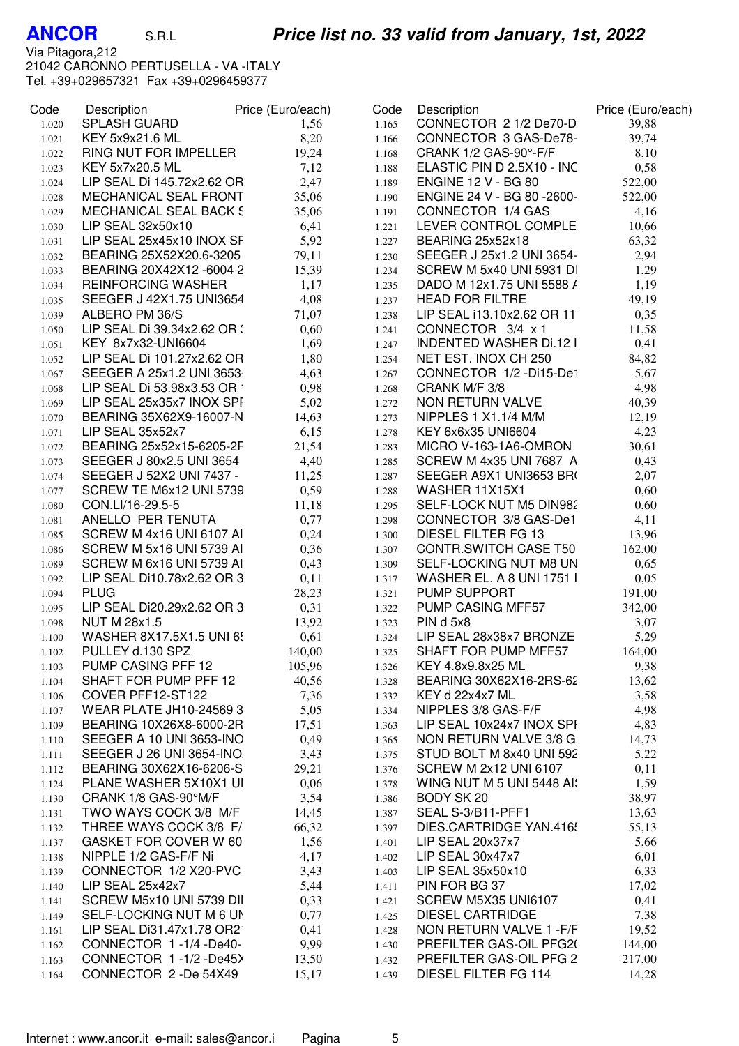**ANCOR** S.R.L

***Price list no. 33 valid from January, 1st, 2022***

Via Pitagora,212
21042 CARONNO PERTUSELLA - VA -ITALY
Tel. +39+029657321 Fax +39+0296459377

| Code | Description | Price (Euro/each) |
|---|---|---|
| 1.020 | SPLASH GUARD | 1,56 |
| 1.021 | KEY 5x9x21.6 ML | 8,20 |
| 1.022 | RING NUT FOR IMPELLER | 19,24 |
| 1.023 | KEY 5x7x20.5 ML | 7,12 |
| 1.024 | LIP SEAL Di 145.72x2.62 OR | 2,47 |
| 1.028 | MECHANICAL SEAL FRONT | 35,06 |
| 1.029 | MECHANICAL SEAL BACK S | 35,06 |
| 1.030 | LIP SEAL 32x50x10 | 6,41 |
| 1.031 | LIP SEAL 25x45x10 INOX SF | 5,92 |
| 1.032 | BEARING 25X52X20.6-3205 | 79,11 |
| 1.033 | BEARING 20X42X12 -6004 2 | 15,39 |
| 1.034 | REINFORCING WASHER | 1,17 |
| 1.035 | SEEGER J 42X1.75 UNI3654 | 4,08 |
| 1.039 | ALBERO PM 36/S | 71,07 |
| 1.050 | LIP SEAL Di 39.34x2.62 OR : | 0,60 |
| 1.051 | KEY 8x7x32-UNI6604 | 1,69 |
| 1.052 | LIP SEAL Di 101.27x2.62 OR | 1,80 |
| 1.067 | SEEGER A 25x1.2 UNI 3653 | 4,63 |
| 1.068 | LIP SEAL Di 53.98x3.53 OR | 0,98 |
| 1.069 | LIP SEAL 25x35x7 INOX SPI | 5,02 |
| 1.070 | BEARING 35X62X9-16007-N | 14,63 |
| 1.071 | LIP SEAL 35x52x7 | 6,15 |
| 1.072 | BEARING 25x52x15-6205-2F | 21,54 |
| 1.073 | SEEGER J 80x2.5 UNI 3654 | 4,40 |
| 1.074 | SEEGER J 52X2 UNI 7437 - | 11,25 |
| 1.077 | SCREW TE M6x12 UNI 5739 | 0,59 |
| 1.080 | CON.LI/16-29.5-5 | 11,18 |
| 1.081 | ANELLO PER TENUTA | 0,77 |
| 1.085 | SCREW M 4x16 UNI 6107 AI | 0,24 |
| 1.086 | SCREW M 5x16 UNI 5739 AI | 0,36 |
| 1.089 | SCREW M 6x16 UNI 5739 AI | 0,43 |
| 1.092 | LIP SEAL Di10.78x2.62 OR 3 | 0,11 |
| 1.094 | PLUG | 28,23 |
| 1.095 | LIP SEAL Di20.29x2.62 OR 3 | 0,31 |
| 1.098 | NUT M 28x1.5 | 13,92 |
| 1.100 | WASHER 8X17.5X1.5 UNI 6! | 0,61 |
| 1.102 | PULLEY d.130 SPZ | 140,00 |
| 1.103 | PUMP CASING PFF 12 | 105,96 |
| 1.104 | SHAFT FOR PUMP PFF 12 | 40,56 |
| 1.106 | COVER PFF12-ST122 | 7,36 |
| 1.107 | WEAR PLATE JH10-24569 3 | 5,05 |
| 1.109 | BEARING 10X26X8-6000-2R | 17,51 |
| 1.110 | SEEGER A 10 UNI 3653-INO | 0,49 |
| 1.111 | SEEGER J 26 UNI 3654-INO | 3,43 |
| 1.112 | BEARING 30X62X16-6206-S | 29,21 |
| 1.124 | PLANE WASHER 5X10X1 UI | 0,06 |
| 1.130 | CRANK 1/8 GAS-90°M/F | 3,54 |
| 1.131 | TWO WAYS COCK 3/8 M/F | 14,45 |
| 1.132 | THREE WAYS COCK 3/8 F/ | 66,32 |
| 1.137 | GASKET FOR COVER W 60 | 1,56 |
| 1.138 | NIPPLE 1/2 GAS-F/F Ni | 4,17 |
| 1.139 | CONNECTOR 1/2 X20-PVC | 3,43 |
| 1.140 | LIP SEAL 25x42x7 | 5,44 |
| 1.141 | SCREW M5x10 UNI 5739 DII | 0,33 |
| 1.149 | SELF-LOCKING NUT M 6 UN | 0,77 |
| 1.161 | LIP SEAL Di31.47x1.78 OR2 | 0,41 |
| 1.162 | CONNECTOR 1 -1/4 -De40- | 9,99 |
| 1.163 | CONNECTOR 1 -1/2 -De45X | 13,50 |
| 1.164 | CONNECTOR 2 -De 54X49 | 15,17 |
| 1.165 | CONNECTOR 2 1/2 De70-D | 39,88 |
| 1.166 | CONNECTOR 3 GAS-De78- | 39,74 |
| 1.168 | CRANK 1/2 GAS-90°-F/F | 8,10 |
| 1.188 | ELASTIC PIN D 2.5X10 - INC | 0,58 |
| 1.189 | ENGINE 12 V - BG 80 | 522,00 |
| 1.190 | ENGINE 24 V - BG 80 -2600- | 522,00 |
| 1.191 | CONNECTOR 1/4 GAS | 4,16 |
| 1.221 | LEVER CONTROL COMPLE | 10,66 |
| 1.227 | BEARING 25x52x18 | 63,32 |
| 1.230 | SEEGER J 25x1.2 UNI 3654- | 2,94 |
| 1.234 | SCREW M 5x40 UNI 5931 DI | 1,29 |
| 1.235 | DADO M 12x1.75 UNI 5588 A | 1,19 |
| 1.237 | HEAD FOR FILTRE | 49,19 |
| 1.238 | LIP SEAL i13.10x2.62 OR 11 | 0,35 |
| 1.241 | CONNECTOR 3/4 x 1 | 11,58 |
| 1.247 | INDENTED WASHER Di.12 I | 0,41 |
| 1.254 | NET EST. INOX CH 250 | 84,82 |
| 1.267 | CONNECTOR 1/2 -Di15-De1 | 5,67 |
| 1.268 | CRANK M/F 3/8 | 4,98 |
| 1.272 | NON RETURN VALVE | 40,39 |
| 1.273 | NIPPLES 1 X1.1/4 M/M | 12,19 |
| 1.278 | KEY 6x6x35 UNI6604 | 4,23 |
| 1.283 | MICRO V-163-1A6-OMRON | 30,61 |
| 1.285 | SCREW M 4x35 UNI 7687 A | 0,43 |
| 1.287 | SEEGER A9X1 UNI3653 BR( | 2,07 |
| 1.288 | WASHER 11X15X1 | 0,60 |
| 1.295 | SELF-LOCK NUT M5 DIN982 | 0,60 |
| 1.298 | CONNECTOR 3/8 GAS-De1 | 4,11 |
| 1.300 | DIESEL FILTER FG 13 | 13,96 |
| 1.307 | CONTR.SWITCH CASE T50 | 162,00 |
| 1.309 | SELF-LOCKING NUT M8 UN | 0,65 |
| 1.317 | WASHER EL. A 8 UNI 1751 I | 0,05 |
| 1.321 | PUMP SUPPORT | 191,00 |
| 1.322 | PUMP CASING MFF57 | 342,00 |
| 1.323 | PIN d 5x8 | 3,07 |
| 1.324 | LIP SEAL 28x38x7 BRONZE | 5,29 |
| 1.325 | SHAFT FOR PUMP MFF57 | 164,00 |
| 1.326 | KEY 4.8x9.8x25 ML | 9,38 |
| 1.328 | BEARING 30X62X16-2RS-62 | 13,62 |
| 1.332 | KEY d 22x4x7 ML | 3,58 |
| 1.334 | NIPPLES 3/8 GAS-F/F | 4,98 |
| 1.363 | LIP SEAL 10x24x7 INOX SPI | 4,83 |
| 1.365 | NON RETURN VALVE 3/8 G. | 14,73 |
| 1.375 | STUD BOLT M 8x40 UNI 592 | 5,22 |
| 1.376 | SCREW M 2x12 UNI 6107 | 0,11 |
| 1.378 | WING NUT M 5 UNI 5448 AI! | 1,59 |
| 1.386 | BODY SK 20 | 38,97 |
| 1.387 | SEAL S-3/B11-PFF1 | 13,63 |
| 1.397 | DIES.CARTRIDGE YAN.416! | 55,13 |
| 1.401 | LIP SEAL 20x37x7 | 5,66 |
| 1.402 | LIP SEAL 30x47x7 | 6,01 |
| 1.403 | LIP SEAL 35x50x10 | 6,33 |
| 1.411 | PIN FOR BG 37 | 17,02 |
| 1.421 | SCREW M5X35 UNI6107 | 0,41 |
| 1.425 | DIESEL CARTRIDGE | 7,38 |
| 1.428 | NON RETURN VALVE 1 -F/F | 19,52 |
| 1.430 | PREFILTER GAS-OIL PFG2( | 144,00 |
| 1.432 | PREFILTER GAS-OIL PFG 2 | 217,00 |
| 1.439 | DIESEL FILTER FG 114 | 14,28 |

Internet : www.ancor.it e-mail: sales@ancor.i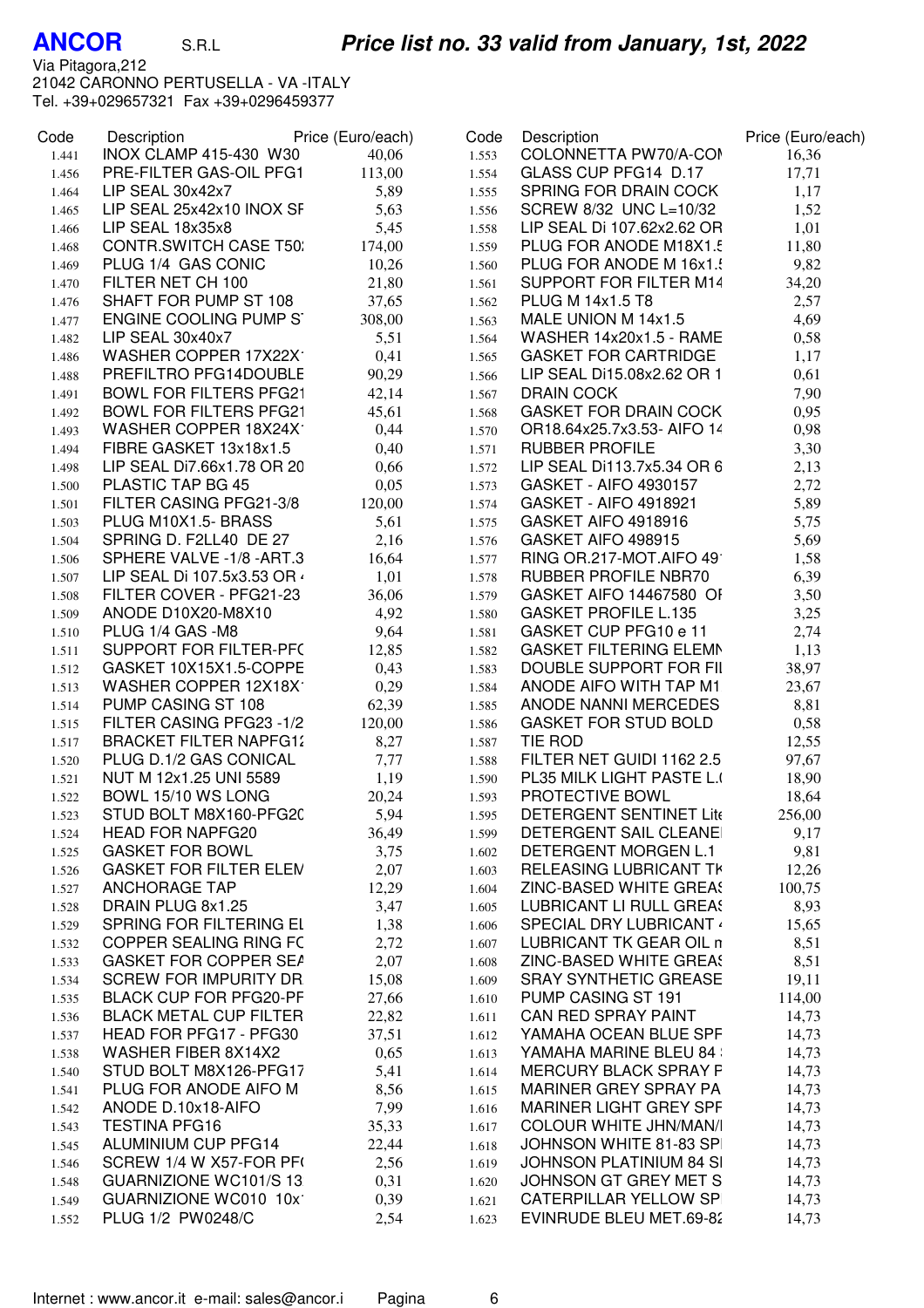# ANCOR S.R.L

***Price list no. 33 valid from January, 1st, 2022***

Via Pitagora,212
21042 CARONNO PERTUSELLA - VA -ITALY
Tel. +39+029657321 Fax +39+0296459377

| Code | Description | Price (Euro/each) |
|---|---|---|
| 1.441 | INOX CLAMP 415-430 W30 | 40,06 |
| 1.456 | PRE-FILTER GAS-OIL PFG1 | 113,00 |
| 1.464 | LIP SEAL 30x42x7 | 5,89 |
| 1.465 | LIP SEAL 25x42x10 INOX SF | 5,63 |
| 1.466 | LIP SEAL 18x35x8 | 5,45 |
| 1.468 | CONTR.SWITCH CASE T50 | 174,00 |
| 1.469 | PLUG 1/4 GAS CONIC | 10,26 |
| 1.470 | FILTER NET CH 100 | 21,80 |
| 1.476 | SHAFT FOR PUMP ST 108 | 37,65 |
| 1.477 | ENGINE COOLING PUMP S | 308,00 |
| 1.482 | LIP SEAL 30x40x7 | 5,51 |
| 1.486 | WASHER COPPER 17X22X | 0,41 |
| 1.488 | PREFILTRO PFG14DOUBLE | 90,29 |
| 1.491 | BOWL FOR FILTERS PFG21 | 42,14 |
| 1.492 | BOWL FOR FILTERS PFG21 | 45,61 |
| 1.493 | WASHER COPPER 18X24X | 0,44 |
| 1.494 | FIBRE GASKET 13x18x1.5 | 0,40 |
| 1.498 | LIP SEAL Di7.66x1.78 OR 20 | 0,66 |
| 1.500 | PLASTIC TAP BG 45 | 0,05 |
| 1.501 | FILTER CASING PFG21-3/8 | 120,00 |
| 1.503 | PLUG M10X1.5- BRASS | 5,61 |
| 1.504 | SPRING D. F2LL40 DE 27 | 2,16 |
| 1.506 | SPHERE VALVE -1/8 -ART.3 | 16,64 |
| 1.507 | LIP SEAL Di 107.5x3.53 OR | 1,01 |
| 1.508 | FILTER COVER - PFG21-23 | 36,06 |
| 1.509 | ANODE D10X20-M8X10 | 4,92 |
| 1.510 | PLUG 1/4 GAS -M8 | 9,64 |
| 1.511 | SUPPORT FOR FILTER-PF( | 12,85 |
| 1.512 | GASKET 10X15X1.5-COPPE | 0,43 |
| 1.513 | WASHER COPPER 12X18X | 0,29 |
| 1.514 | PUMP CASING ST 108 | 62,39 |
| 1.515 | FILTER CASING PFG23 -1/2 | 120,00 |
| 1.517 | BRACKET FILTER NAPFG1 | 8,27 |
| 1.520 | PLUG D.1/2 GAS CONICAL | 7,77 |
| 1.521 | NUT M 12x1.25 UNI 5589 | 1,19 |
| 1.522 | BOWL 15/10 WS LONG | 20,24 |
| 1.523 | STUD BOLT M8X160-PFG20 | 5,94 |
| 1.524 | HEAD FOR NAPFG20 | 36,49 |
| 1.525 | GASKET FOR BOWL | 3,75 |
| 1.526 | GASKET FOR FILTER ELEN | 2,07 |
| 1.527 | ANCHORAGE TAP | 12,29 |
| 1.528 | DRAIN PLUG 8x1.25 | 3,47 |
| 1.529 | SPRING FOR FILTERING EL | 1,38 |
| 1.532 | COPPER SEALING RING FC | 2,72 |
| 1.533 | GASKET FOR COPPER SEA | 2,07 |
| 1.534 | SCREW FOR IMPURITY DR | 15,08 |
| 1.535 | BLACK CUP FOR PFG20-PF | 27,66 |
| 1.536 | BLACK METAL CUP FILTER | 22,82 |
| 1.537 | HEAD FOR PFG17 - PFG30 | 37,51 |
| 1.538 | WASHER FIBER 8X14X2 | 0,65 |
| 1.540 | STUD BOLT M8X126-PFG17 | 5,41 |
| 1.541 | PLUG FOR ANODE AIFO M | 8,56 |
| 1.542 | ANODE D.10x18-AIFO | 7,99 |
| 1.543 | TESTINA PFG16 | 35,33 |
| 1.545 | ALUMINIUM CUP PFG14 | 22,44 |
| 1.546 | SCREW 1/4 W X57-FOR PF( | 2,56 |
| 1.548 | GUARNIZIONE WC101/S 13 | 0,31 |
| 1.549 | GUARNIZIONE WC010 10x | 0,39 |
| 1.552 | PLUG 1/2 PW0248/C | 2,54 |
| 1.553 | COLONNETTA PW70/A-COI | 16,36 |
| 1.554 | GLASS CUP PFG14 D.17 | 17,71 |
| 1.555 | SPRING FOR DRAIN COCK | 1,17 |
| 1.556 | SCREW 8/32 UNC L=10/32 | 1,52 |
| 1.558 | LIP SEAL Di 107.62x2.62 OR | 1,01 |
| 1.559 | PLUG FOR ANODE M18X1.5 | 11,80 |
| 1.560 | PLUG FOR ANODE M 16x1.5 | 9,82 |
| 1.561 | SUPPORT FOR FILTER M14 | 34,20 |
| 1.562 | PLUG M 14x1.5 T8 | 2,57 |
| 1.563 | MALE UNION M 14x1.5 | 4,69 |
| 1.564 | WASHER 14x20x1.5 - RAME | 0,58 |
| 1.565 | GASKET FOR CARTRIDGE | 1,17 |
| 1.566 | LIP SEAL Di15.08x2.62 OR 1 | 0,61 |
| 1.567 | DRAIN COCK | 7,90 |
| 1.568 | GASKET FOR DRAIN COCK | 0,95 |
| 1.570 | OR18.64x25.7x3.53- AIFO 14 | 0,98 |
| 1.571 | RUBBER PROFILE | 3,30 |
| 1.572 | LIP SEAL Di113.7x5.34 OR 6 | 2,13 |
| 1.573 | GASKET - AIFO 4930157 | 2,72 |
| 1.574 | GASKET - AIFO 4918921 | 5,89 |
| 1.575 | GASKET AIFO 4918916 | 5,75 |
| 1.576 | GASKET AIFO 498915 | 5,69 |
| 1.577 | RING OR.217-MOT.AIFO 49 | 1,58 |
| 1.578 | RUBBER PROFILE NBR70 | 6,39 |
| 1.579 | GASKET AIFO 14467580 OI | 3,50 |
| 1.580 | GASKET PROFILE L.135 | 3,25 |
| 1.581 | GASKET CUP PFG10 e 11 | 2,74 |
| 1.582 | GASKET FILTERING ELEMN | 1,13 |
| 1.583 | DOUBLE SUPPORT FOR FII | 38,97 |
| 1.584 | ANODE AIFO WITH TAP M1 | 23,67 |
| 1.585 | ANODE NANNI MERCEDES | 8,81 |
| 1.586 | GASKET FOR STUD BOLD | 0,58 |
| 1.587 | TIE ROD | 12,55 |
| 1.588 | FILTER NET GUIDI 1162 2.5 | 97,67 |
| 1.590 | PL35 MILK LIGHT PASTE L.( | 18,90 |
| 1.593 | PROTECTIVE BOWL | 18,64 |
| 1.595 | DETERGENT SENTINET Lite | 256,00 |
| 1.599 | DETERGENT SAIL CLEANEI | 9,17 |
| 1.602 | DETERGENT MORGEN L.1 | 9,81 |
| 1.603 | RELEASING LUBRICANT TK | 12,26 |
| 1.604 | ZINC-BASED WHITE GREAS | 100,75 |
| 1.605 | LUBRICANT LI RULL GREAS | 8,93 |
| 1.606 | SPECIAL DRY LUBRICANT | 15,65 |
| 1.607 | LUBRICANT TK GEAR OIL n | 8,51 |
| 1.608 | ZINC-BASED WHITE GREAS | 8,51 |
| 1.609 | SRAY SYNTHETIC GREASE | 19,11 |
| 1.610 | PUMP CASING ST 191 | 114,00 |
| 1.611 | CAN RED SPRAY PAINT | 14,73 |
| 1.612 | YAMAHA OCEAN BLUE SPF | 14,73 |
| 1.613 | YAMAHA MARINE BLEU 84 | 14,73 |
| 1.614 | MERCURY BLACK SPRAY F | 14,73 |
| 1.615 | MARINER GREY SPRAY PA | 14,73 |
| 1.616 | MARINER LIGHT GREY SPF | 14,73 |
| 1.617 | COLOUR WHITE JHN/MAN/I | 14,73 |
| 1.618 | JOHNSON WHITE 81-83 SPI | 14,73 |
| 1.619 | JOHNSON PLATINIUM 84 SI | 14,73 |
| 1.620 | JOHNSON GT GREY MET S | 14,73 |
| 1.621 | CATERPILLAR YELLOW SP | 14,73 |
| 1.623 | EVINRUDE BLEU MET.69-82 | 14,73 |

Internet : www.ancor.it e-mail: sales@ancor.i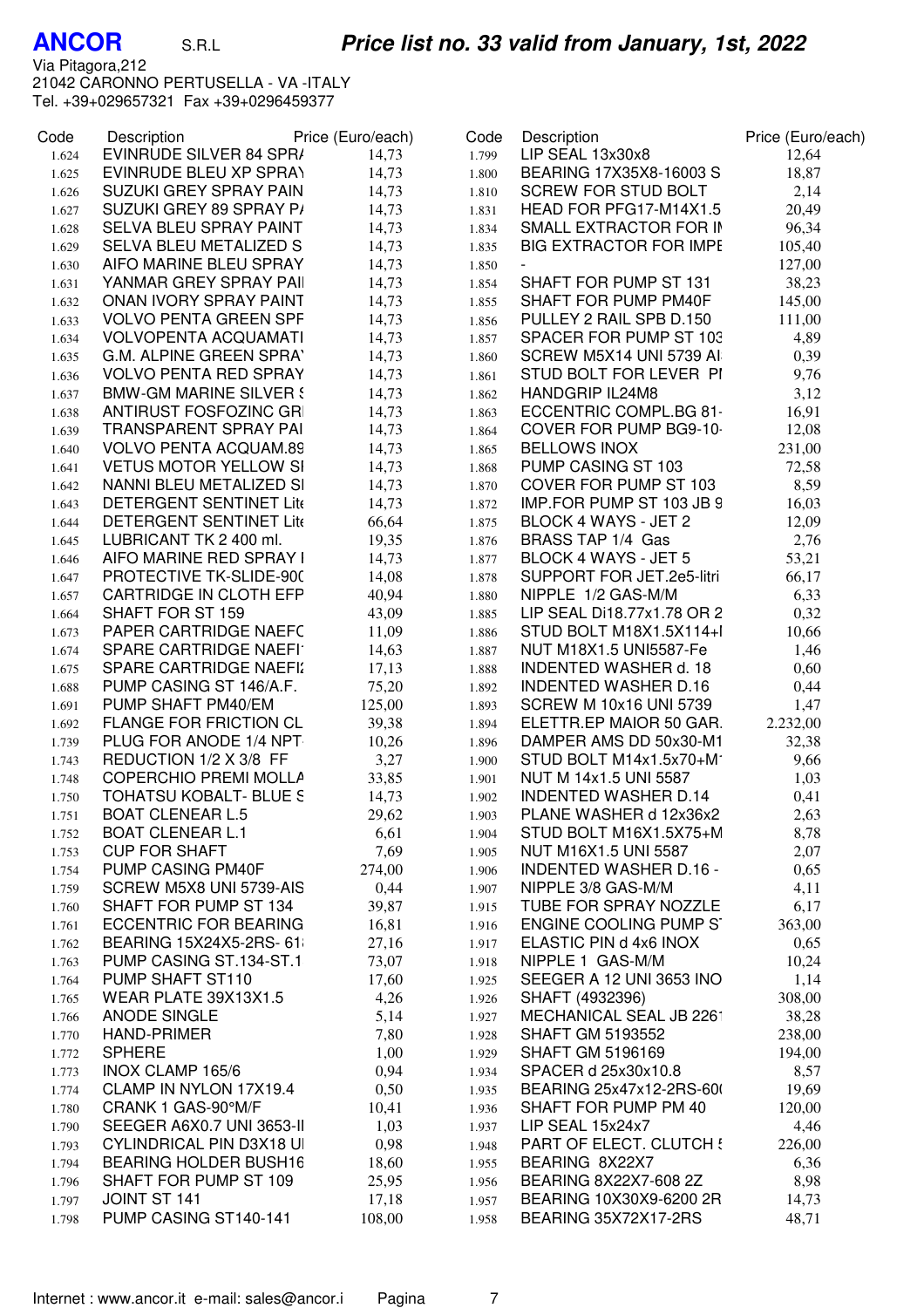**ANCOR** S.R.L

***Price list no. 33 valid from January, 1st, 2022***

Via Pitagora,212
21042 CARONNO PERTUSELLA - VA -ITALY
Tel. +39+029657321 Fax +39+0296459377

| Code | Description | Price (Euro/each) |
|---|---|---|
| 1.624 | EVINRUDE SILVER 84 SPR/ | 14,73 |
| 1.625 | EVINRUDE BLEU XP SPRAY | 14,73 |
| 1.626 | SUZUKI GREY SPRAY PAIN | 14,73 |
| 1.627 | SUZUKI GREY 89 SPRAY P/ | 14,73 |
| 1.628 | SELVA BLEU SPRAY PAINT | 14,73 |
| 1.629 | SELVA BLEU METALIZED S | 14,73 |
| 1.630 | AIFO MARINE BLEU SPRAY | 14,73 |
| 1.631 | YANMAR GREY SPRAY PAI | 14,73 |
| 1.632 | ONAN IVORY SPRAY PAINT | 14,73 |
| 1.633 | VOLVO PENTA GREEN SPF | 14,73 |
| 1.634 | VOLVOPENTA ACQUAMATI | 14,73 |
| 1.635 | G.M. ALPINE GREEN SPRA' | 14,73 |
| 1.636 | VOLVO PENTA RED SPRAY | 14,73 |
| 1.637 | BMW-GM MARINE SILVER S | 14,73 |
| 1.638 | ANTIRUST FOSFOZINC GRI | 14,73 |
| 1.639 | TRANSPARENT SPRAY PAI | 14,73 |
| 1.640 | VOLVO PENTA ACQUAM.89 | 14,73 |
| 1.641 | VETUS MOTOR YELLOW SI | 14,73 |
| 1.642 | NANNI BLEU METALIZED SI | 14,73 |
| 1.643 | DETERGENT SENTINET Lite | 14,73 |
| 1.644 | DETERGENT SENTINET Lite | 66,64 |
| 1.645 | LUBRICANT TK 2 400 ml. | 19,35 |
| 1.646 | AIFO MARINE RED SPRAY I | 14,73 |
| 1.647 | PROTECTIVE TK-SLIDE-90( | 14,08 |
| 1.657 | CARTRIDGE IN CLOTH EFP | 40,94 |
| 1.664 | SHAFT FOR ST 159 | 43,09 |
| 1.673 | PAPER CARTRIDGE NAEFC | 11,09 |
| 1.674 | SPARE CARTRIDGE NAEFI | 14,63 |
| 1.675 | SPARE CARTRIDGE NAEFI: | 17,13 |
| 1.688 | PUMP CASING ST 146/A.F. | 75,20 |
| 1.691 | PUMP SHAFT PM40/EM | 125,00 |
| 1.692 | FLANGE FOR FRICTION CL | 39,38 |
| 1.739 | PLUG FOR ANODE 1/4 NPT | 10,26 |
| 1.743 | REDUCTION 1/2 X 3/8 FF | 3,27 |
| 1.748 | COPERCHIO PREMI MOLLA | 33,85 |
| 1.750 | TOHATSU KOBALT- BLUE S | 14,73 |
| 1.751 | BOAT CLENEAR L.5 | 29,62 |
| 1.752 | BOAT CLENEAR L.1 | 6,61 |
| 1.753 | CUP FOR SHAFT | 7,69 |
| 1.754 | PUMP CASING PM40F | 274,00 |
| 1.759 | SCREW M5X8 UNI 5739-AIS | 0,44 |
| 1.760 | SHAFT FOR PUMP ST 134 | 39,87 |
| 1.761 | ECCENTRIC FOR BEARING | 16,81 |
| 1.762 | BEARING 15X24X5-2RS- 61 | 27,16 |
| 1.763 | PUMP CASING ST.134-ST.1 | 73,07 |
| 1.764 | PUMP SHAFT ST110 | 17,60 |
| 1.765 | WEAR PLATE 39X13X1.5 | 4,26 |
| 1.766 | ANODE SINGLE | 5,14 |
| 1.770 | HAND-PRIMER | 7,80 |
| 1.772 | SPHERE | 1,00 |
| 1.773 | INOX CLAMP 165/6 | 0,94 |
| 1.774 | CLAMP IN NYLON 17X19.4 | 0,50 |
| 1.780 | CRANK 1 GAS-90°M/F | 10,41 |
| 1.790 | SEEGER A6X0.7 UNI 3653-II | 1,03 |
| 1.793 | CYLINDRICAL PIN D3X18 UI | 0,98 |
| 1.794 | BEARING HOLDER BUSH16 | 18,60 |
| 1.796 | SHAFT FOR PUMP ST 109 | 25,95 |
| 1.797 | JOINT ST 141 | 17,18 |
| 1.798 | PUMP CASING ST140-141 | 108,00 |
| 1.799 | LIP SEAL 13x30x8 | 12,64 |
| 1.800 | BEARING 17X35X8-16003 S | 18,87 |
| 1.810 | SCREW FOR STUD BOLT | 2,14 |
| 1.831 | HEAD FOR PFG17-M14X1.5 | 20,49 |
| 1.834 | SMALL EXTRACTOR FOR IN | 96,34 |
| 1.835 | BIG EXTRACTOR FOR IMPE | 105,40 |
| 1.850 | - | 127,00 |
| 1.854 | SHAFT FOR PUMP ST 131 | 38,23 |
| 1.855 | SHAFT FOR PUMP PM40F | 145,00 |
| 1.856 | PULLEY 2 RAIL SPB D.150 | 111,00 |
| 1.857 | SPACER FOR PUMP ST 103 | 4,89 |
| 1.860 | SCREW M5X14 UNI 5739 AI | 0,39 |
| 1.861 | STUD BOLT FOR LEVER PI | 9,76 |
| 1.862 | HANDGRIP IL24M8 | 3,12 |
| 1.863 | ECCENTRIC COMPL.BG 81- | 16,91 |
| 1.864 | COVER FOR PUMP BG9-10- | 12,08 |
| 1.865 | BELLOWS INOX | 231,00 |
| 1.868 | PUMP CASING ST 103 | 72,58 |
| 1.870 | COVER FOR PUMP ST 103 | 8,59 |
| 1.872 | IMP.FOR PUMP ST 103 JB 9 | 16,03 |
| 1.875 | BLOCK 4 WAYS - JET 2 | 12,09 |
| 1.876 | BRASS TAP 1/4 Gas | 2,76 |
| 1.877 | BLOCK 4 WAYS - JET 5 | 53,21 |
| 1.878 | SUPPORT FOR JET.2e5-litri | 66,17 |
| 1.880 | NIPPLE 1/2 GAS-M/M | 6,33 |
| 1.885 | LIP SEAL Di18.77x1.78 OR 2 | 0,32 |
| 1.886 | STUD BOLT M18X1.5X114+I | 10,66 |
| 1.887 | NUT M18X1.5 UNI5587-Fe | 1,46 |
| 1.888 | INDENTED WASHER d. 18 | 0,60 |
| 1.892 | INDENTED WASHER D.16 | 0,44 |
| 1.893 | SCREW M 10x16 UNI 5739 | 1,47 |
| 1.894 | ELETTR.EP MAIOR 50 GAR. | 2.232,00 |
| 1.896 | DAMPER AMS DD 50x30-M1 | 32,38 |
| 1.900 | STUD BOLT M14x1.5x70+M | 9,66 |
| 1.901 | NUT M 14x1.5 UNI 5587 | 1,03 |
| 1.902 | INDENTED WASHER D.14 | 0,41 |
| 1.903 | PLANE WASHER d 12x36x2 | 2,63 |
| 1.904 | STUD BOLT M16X1.5X75+M | 8,78 |
| 1.905 | NUT M16X1.5 UNI 5587 | 2,07 |
| 1.906 | INDENTED WASHER D.16 - | 0,65 |
| 1.907 | NIPPLE 3/8 GAS-M/M | 4,11 |
| 1.915 | TUBE FOR SPRAY NOZZLE | 6,17 |
| 1.916 | ENGINE COOLING PUMP S | 363,00 |
| 1.917 | ELASTIC PIN d 4x6 INOX | 0,65 |
| 1.918 | NIPPLE 1 GAS-M/M | 10,24 |
| 1.925 | SEEGER A 12 UNI 3653 INO | 1,14 |
| 1.926 | SHAFT (4932396) | 308,00 |
| 1.927 | MECHANICAL SEAL JB 226 | 38,28 |
| 1.928 | SHAFT GM 5193552 | 238,00 |
| 1.929 | SHAFT GM 5196169 | 194,00 |
| 1.934 | SPACER d 25x30x10.8 | 8,57 |
| 1.935 | BEARING 25x47x12-2RS-60( | 19,69 |
| 1.936 | SHAFT FOR PUMP PM 40 | 120,00 |
| 1.937 | LIP SEAL 15x24x7 | 4,46 |
| 1.948 | PART OF ELECT. CLUTCH ! | 226,00 |
| 1.955 | BEARING 8X22X7 | 6,36 |
| 1.956 | BEARING 8X22X7-608 2Z | 8,98 |
| 1.957 | BEARING 10X30X9-6200 2R | 14,73 |
| 1.958 | BEARING 35X72X17-2RS | 48,71 |

Internet : www.ancor.it e-mail: sales@ancor.i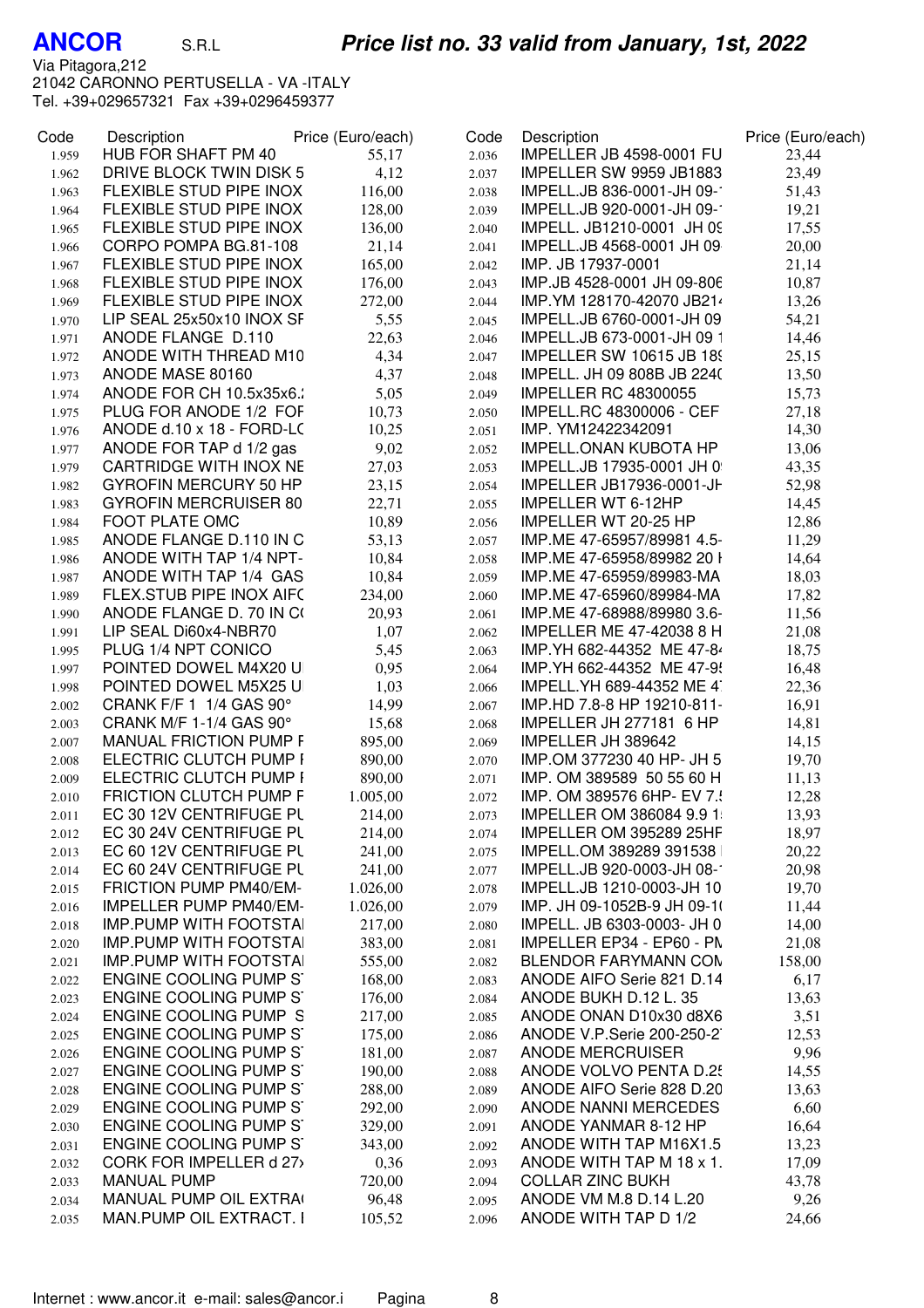**ANCOR** S.R.L

Via Pitagora,212
21042 CARONNO PERTUSELLA - VA -ITALY
Tel. +39+029657321 Fax +39+0296459377

***Price list no. 33 valid from January, 1st, 2022***

| Code | Description | Price (Euro/each) |
|---|---|---|
| 1.959 | HUB FOR SHAFT PM 40 | 55,17 |
| 1.962 | DRIVE BLOCK TWIN DISK 5 | 4,12 |
| 1.963 | FLEXIBLE STUD PIPE INOX | 116,00 |
| 1.964 | FLEXIBLE STUD PIPE INOX | 128,00 |
| 1.965 | FLEXIBLE STUD PIPE INOX | 136,00 |
| 1.966 | CORPO POMPA BG.81-108 | 21,14 |
| 1.967 | FLEXIBLE STUD PIPE INOX | 165,00 |
| 1.968 | FLEXIBLE STUD PIPE INOX | 176,00 |
| 1.969 | FLEXIBLE STUD PIPE INOX | 272,00 |
| 1.970 | LIP SEAL 25x50x10 INOX SF | 5,55 |
| 1.971 | ANODE FLANGE D.110 | 22,63 |
| 1.972 | ANODE WITH THREAD M10 | 4,34 |
| 1.973 | ANODE MASE 80160 | 4,37 |
| 1.974 | ANODE FOR CH 10.5x35x6.: | 5,05 |
| 1.975 | PLUG FOR ANODE 1/2 FOF | 10,73 |
| 1.976 | ANODE d.10 x 18 - FORD-LC | 10,25 |
| 1.977 | ANODE FOR TAP d 1/2 gas | 9,02 |
| 1.979 | CARTRIDGE WITH INOX NE | 27,03 |
| 1.982 | GYROFIN MERCURY 50 HP | 23,15 |
| 1.983 | GYROFIN MERCRUISER 80 | 22,71 |
| 1.984 | FOOT PLATE OMC | 10,89 |
| 1.985 | ANODE FLANGE D.110 IN C | 53,13 |
| 1.986 | ANODE WITH TAP 1/4 NPT- | 10,84 |
| 1.987 | ANODE WITH TAP 1/4 GAS | 10,84 |
| 1.989 | FLEX.STUB PIPE INOX AIFC | 234,00 |
| 1.990 | ANODE FLANGE D. 70 IN C( | 20,93 |
| 1.991 | LIP SEAL Di60x4-NBR70 | 1,07 |
| 1.995 | PLUG 1/4 NPT CONICO | 5,45 |
| 1.997 | POINTED DOWEL M4X20 U | 0,95 |
| 1.998 | POINTED DOWEL M5X25 U | 1,03 |
| 2.002 | CRANK F/F 1 1/4 GAS 90° | 14,99 |
| 2.003 | CRANK M/F 1-1/4 GAS 90° | 15,68 |
| 2.007 | MANUAL FRICTION PUMP F | 895,00 |
| 2.008 | ELECTRIC CLUTCH PUMP F | 890,00 |
| 2.009 | ELECTRIC CLUTCH PUMP F | 890,00 |
| 2.010 | FRICTION CLUTCH PUMP F | 1.005,00 |
| 2.011 | EC 30 12V CENTRIFUGE PU | 214,00 |
| 2.012 | EC 30 24V CENTRIFUGE PU | 214,00 |
| 2.013 | EC 60 12V CENTRIFUGE PU | 241,00 |
| 2.014 | EC 60 24V CENTRIFUGE PU | 241,00 |
| 2.015 | FRICTION PUMP PM40/EM- | 1.026,00 |
| 2.016 | IMPELLER PUMP PM40/EM- | 1.026,00 |
| 2.018 | IMP.PUMP WITH FOOTSTAI | 217,00 |
| 2.020 | IMP.PUMP WITH FOOTSTAI | 383,00 |
| 2.021 | IMP.PUMP WITH FOOTSTAI | 555,00 |
| 2.022 | ENGINE COOLING PUMP S' | 168,00 |
| 2.023 | ENGINE COOLING PUMP S' | 176,00 |
| 2.024 | ENGINE COOLING PUMP S | 217,00 |
| 2.025 | ENGINE COOLING PUMP S' | 175,00 |
| 2.026 | ENGINE COOLING PUMP S' | 181,00 |
| 2.027 | ENGINE COOLING PUMP S' | 190,00 |
| 2.028 | ENGINE COOLING PUMP S' | 288,00 |
| 2.029 | ENGINE COOLING PUMP S' | 292,00 |
| 2.030 | ENGINE COOLING PUMP S' | 329,00 |
| 2.031 | ENGINE COOLING PUMP S' | 343,00 |
| 2.032 | CORK FOR IMPELLER d 27x | 0,36 |
| 2.033 | MANUAL PUMP | 720,00 |
| 2.034 | MANUAL PUMP OIL EXTRA( | 96,48 |
| 2.035 | MAN.PUMP OIL EXTRACT. I | 105,52 |
| 2.036 | IMPELLER JB 4598-0001 FU | 23,44 |
| 2.037 | IMPELLER SW 9959 JB1883 | 23,49 |
| 2.038 | IMPELL.JB 836-0001-JH 09-' | 51,43 |
| 2.039 | IMPELL.JB 920-0001-JH 09-' | 19,21 |
| 2.040 | IMPELL. JB1210-0001 JH 09 | 17,55 |
| 2.041 | IMPELL.JB 4568-0001 JH 09 | 20,00 |
| 2.042 | IMP. JB 17937-0001 | 21,14 |
| 2.043 | IMP.JB 4528-0001 JH 09-806 | 10,87 |
| 2.044 | IMP.YM 128170-42070 JB21 | 13,26 |
| 2.045 | IMPELL.JB 6760-0001-JH 09 | 54,21 |
| 2.046 | IMPELL.JB 673-0001-JH 09 1 | 14,46 |
| 2.047 | IMPELLER SW 10615 JB 189 | 25,15 |
| 2.048 | IMPELL. JH 09 808B JB 224( | 13,50 |
| 2.049 | IMPELLER RC 48300055 | 15,73 |
| 2.050 | IMPELL.RC 48300006 - CEF | 27,18 |
| 2.051 | IMP. YM12422342091 | 14,30 |
| 2.052 | IMPELL.ONAN KUBOTA HP | 13,06 |
| 2.053 | IMPELL.JB 17935-0001 JH 0 | 43,35 |
| 2.054 | IMPELLER JB17936-0001-JH | 52,98 |
| 2.055 | IMPELLER WT 6-12HP | 14,45 |
| 2.056 | IMPELLER WT 20-25 HP | 12,86 |
| 2.057 | IMP.ME 47-65957/89981 4.5- | 11,29 |
| 2.058 | IMP.ME 47-65958/89982 20 I | 14,64 |
| 2.059 | IMP.ME 47-65959/89983-MA | 18,03 |
| 2.060 | IMP.ME 47-65960/89984-MA | 17,82 |
| 2.061 | IMP.ME 47-68988/89980 3.6- | 11,56 |
| 2.062 | IMPELLER ME 47-42038 8 H | 21,08 |
| 2.063 | IMP.YH 682-44352 ME 47-8 | 18,75 |
| 2.064 | IMP.YH 662-44352 ME 47-95 | 16,48 |
| 2.066 | IMPELL.YH 689-44352 ME 4' | 22,36 |
| 2.067 | IMP.HD 7.8-8 HP 19210-811- | 16,91 |
| 2.068 | IMPELLER JH 277181 6 HP | 14,81 |
| 2.069 | IMPELLER JH 389642 | 14,15 |
| 2.070 | IMP.OM 377230 40 HP- JH 5 | 19,70 |
| 2.071 | IMP. OM 389589 50 55 60 H | 11,13 |
| 2.072 | IMP. OM 389576 6HP- EV 7.! | 12,28 |
| 2.073 | IMPELLER OM 386084 9.9 1! | 13,93 |
| 2.074 | IMPELLER OM 395289 25HF | 18,97 |
| 2.075 | IMPELL.OM 389289 391538 | 20,22 |
| 2.077 | IMPELL.JB 920-0003-JH 08-' | 20,98 |
| 2.078 | IMPELL.JB 1210-0003-JH 10 | 19,70 |
| 2.079 | IMP. JH 09-1052B-9 JH 09-1( | 11,44 |
| 2.080 | IMPELL. JB 6303-0003- JH 0 | 14,00 |
| 2.081 | IMPELLER EP34 - EP60 - PN | 21,08 |
| 2.082 | BLENDOR FARYMANN CON | 158,00 |
| 2.083 | ANODE AIFO Serie 821 D.14 | 6,17 |
| 2.084 | ANODE BUKH D.12 L. 35 | 13,63 |
| 2.085 | ANODE ONAN D10x30 d8X6 | 3,51 |
| 2.086 | ANODE V.P.Serie 200-250-2' | 12,53 |
| 2.087 | ANODE MERCRUISER | 9,96 |
| 2.088 | ANODE VOLVO PENTA D.25 | 14,55 |
| 2.089 | ANODE AIFO Serie 828 D.20 | 13,63 |
| 2.090 | ANODE NANNI MERCEDES | 6,60 |
| 2.091 | ANODE YANMAR 8-12 HP | 16,64 |
| 2.092 | ANODE WITH TAP M16X1.5 | 13,23 |
| 2.093 | ANODE WITH TAP M 18 x 1. | 17,09 |
| 2.094 | COLLAR ZINC BUKH | 43,78 |
| 2.095 | ANODE VM M.8 D.14 L.20 | 9,26 |
| 2.096 | ANODE WITH TAP D 1/2 | 24,66 |

Internet : www.ancor.it e-mail: sales@ancor.i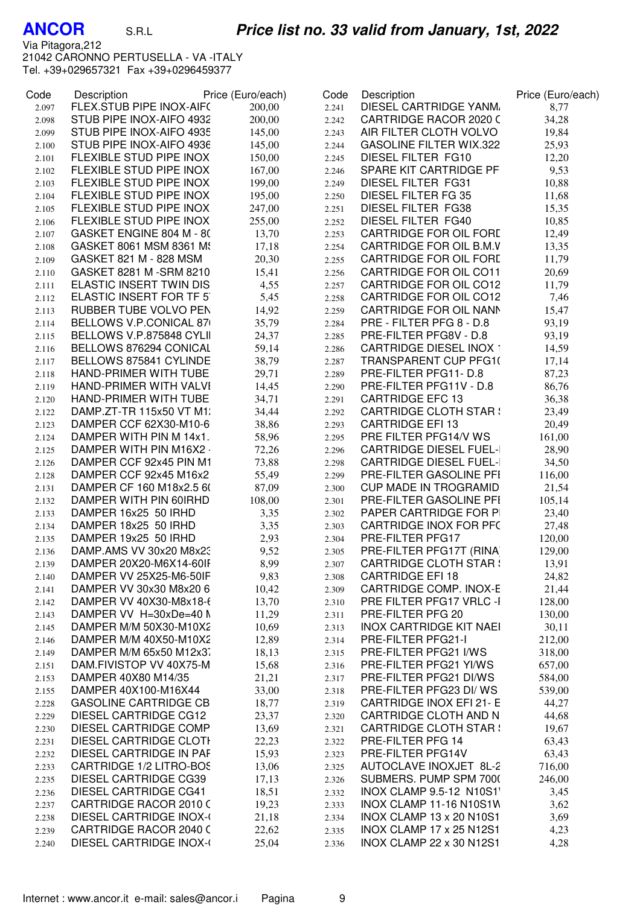**ANCOR** S.R.L

Via Pitagora,212
21042 CARONNO PERTUSELLA - VA -ITALY
Tel. +39+029657321 Fax +39+0296459377

## *Price list no. 33 valid from January, 1st, 2022*

| Code | Description | Price (Euro/each) |
|---|---|---|
| 2.097 | FLEX.STUB PIPE INOX-AIF( | 200,00 |
| 2.098 | STUB PIPE INOX-AIFO 4932 | 200,00 |
| 2.099 | STUB PIPE INOX-AIFO 4935 | 145,00 |
| 2.100 | STUB PIPE INOX-AIFO 4936 | 145,00 |
| 2.101 | FLEXIBLE STUD PIPE INOX | 150,00 |
| 2.102 | FLEXIBLE STUD PIPE INOX | 167,00 |
| 2.103 | FLEXIBLE STUD PIPE INOX | 199,00 |
| 2.104 | FLEXIBLE STUD PIPE INOX | 195,00 |
| 2.105 | FLEXIBLE STUD PIPE INOX | 247,00 |
| 2.106 | FLEXIBLE STUD PIPE INOX | 255,00 |
| 2.107 | GASKET ENGINE 804 M - 8( | 13,70 |
| 2.108 | GASKET 8061 MSM 8361 M! | 17,18 |
| 2.109 | GASKET 821 M - 828 MSM | 20,30 |
| 2.110 | GASKET 8281 M -SRM 8210 | 15,41 |
| 2.111 | ELASTIC INSERT TWIN DIS | 4,55 |
| 2.112 | ELASTIC INSERT FOR TF 5 | 5,45 |
| 2.113 | RUBBER TUBE VOLVO PEN | 14,92 |
| 2.114 | BELLOWS V.P.CONICAL 87( | 35,79 |
| 2.115 | BELLOWS V.P.875848 CYLII | 24,37 |
| 2.116 | BELLOWS 876294 CONICAL | 59,14 |
| 2.117 | BELLOWS 875841 CYLINDE | 38,79 |
| 2.118 | HAND-PRIMER WITH TUBE | 29,71 |
| 2.119 | HAND-PRIMER WITH VALVI | 14,45 |
| 2.120 | HAND-PRIMER WITH TUBE | 34,71 |
| 2.122 | DAMP.ZT-TR 115x50 VT M1: | 34,44 |
| 2.123 | DAMPER CCF 62X30-M10-6 | 38,86 |
| 2.124 | DAMPER WITH PIN M 14x1. | 58,96 |
| 2.125 | DAMPER WITH PIN M16X2 · | 72,26 |
| 2.126 | DAMPER CCF 92x45 PIN M1 | 73,88 |
| 2.128 | DAMPER CCF 92x45 M16x2 | 55,49 |
| 2.131 | DAMPER CF 160 M18x2.5 6( | 87,09 |
| 2.132 | DAMPER WITH PIN 60IRHD | 108,00 |
| 2.133 | DAMPER 16x25 50 IRHD | 3,35 |
| 2.134 | DAMPER 18x25 50 IRHD | 3,35 |
| 2.135 | DAMPER 19x25 50 IRHD | 2,93 |
| 2.136 | DAMP.AMS VV 30x20 M8x2: | 9,52 |
| 2.139 | DAMPER 20X20-M6X14-60IF | 8,99 |
| 2.140 | DAMPER VV 25X25-M6-50IF | 9,83 |
| 2.141 | DAMPER VV 30x30 M8x20 6 | 10,42 |
| 2.142 | DAMPER VV 40X30-M8x18-6 | 13,70 |
| 2.143 | DAMPER VV H=30xDe=40 M | 11,29 |
| 2.145 | DAMPER M/M 50X30-M10X2 | 10,69 |
| 2.146 | DAMPER M/M 40X50-M10X2 | 12,89 |
| 2.149 | DAMPER M/M 65x50 M12x3 | 18,13 |
| 2.151 | DAM.FIVISTOP VV 40X75-M | 15,68 |
| 2.153 | DAMPER 40X80 M14/35 | 21,21 |
| 2.155 | DAMPER 40X100-M16X44 | 33,00 |
| 2.228 | GASOLINE CARTRIDGE CB | 18,77 |
| 2.229 | DIESEL CARTRIDGE CG12 | 23,37 |
| 2.230 | DIESEL CARTRIDGE COMP | 13,69 |
| 2.231 | DIESEL CARTRIDGE CLOTI | 22,23 |
| 2.232 | DIESEL CARTRIDGE IN PAF | 15,93 |
| 2.233 | CARTRIDGE 1/2 LITRO-BOS | 13,06 |
| 2.235 | DIESEL CARTRIDGE CG39 | 17,13 |
| 2.236 | DIESEL CARTRIDGE CG41 | 18,51 |
| 2.237 | CARTRIDGE RACOR 2010 ( | 19,23 |
| 2.238 | DIESEL CARTRIDGE INOX-( | 21,18 |
| 2.239 | CARTRIDGE RACOR 2040 ( | 22,62 |
| 2.240 | DIESEL CARTRIDGE INOX-( | 25,04 |
| 2.241 | DIESEL CARTRIDGE YANM. | 8,77 |
| 2.242 | CARTRIDGE RACOR 2020 ( | 34,28 |
| 2.243 | AIR FILTER CLOTH VOLVO | 19,84 |
| 2.244 | GASOLINE FILTER WIX.322 | 25,93 |
| 2.245 | DIESEL FILTER FG10 | 12,20 |
| 2.246 | SPARE KIT CARTRIDGE PF | 9,53 |
| 2.249 | DIESEL FILTER FG31 | 10,88 |
| 2.250 | DIESEL FILTER FG 35 | 11,68 |
| 2.251 | DIESEL FILTER FG38 | 15,35 |
| 2.252 | DIESEL FILTER FG40 | 10,85 |
| 2.253 | CARTRIDGE FOR OIL FORD | 12,49 |
| 2.254 | CARTRIDGE FOR OIL B.M.V | 13,35 |
| 2.255 | CARTRIDGE FOR OIL FORD | 11,79 |
| 2.256 | CARTRIDGE FOR OIL CO11 | 20,69 |
| 2.257 | CARTRIDGE FOR OIL CO12 | 11,79 |
| 2.258 | CARTRIDGE FOR OIL CO12 | 7,46 |
| 2.259 | CARTRIDGE FOR OIL NANN | 15,47 |
| 2.284 | PRE - FILTER PFG 8 - D.8 | 93,19 |
| 2.285 | PRE-FILTER PFG8V - D.8 | 93,19 |
| 2.286 | CARTRIDGE DIESEL INOX 1 | 14,59 |
| 2.287 | TRANSPARENT CUP PFG1( | 17,14 |
| 2.289 | PRE-FILTER PFG11- D.8 | 87,23 |
| 2.290 | PRE-FILTER PFG11V - D.8 | 86,76 |
| 2.291 | CARTRIDGE EFC 13 | 36,38 |
| 2.292 | CARTRIDGE CLOTH STAR ! | 23,49 |
| 2.293 | CARTRIDGE EFI 13 | 20,49 |
| 2.295 | PRE FILTER PFG14/V WS | 161,00 |
| 2.296 | CARTRIDGE DIESEL FUEL-I | 28,90 |
| 2.298 | CARTRIDGE DIESEL FUEL-I | 34,50 |
| 2.299 | PRE-FILTER GASOLINE PFI | 116,00 |
| 2.300 | CUP MADE IN TROGRAMID | 21,54 |
| 2.301 | PRE-FILTER GASOLINE PFI | 105,14 |
| 2.302 | PAPER CARTRIDGE FOR PI | 23,40 |
| 2.303 | CARTRIDGE INOX FOR PF( | 27,48 |
| 2.304 | PRE-FILTER PFG17 | 120,00 |
| 2.305 | PRE-FILTER PFG17T (RINA | 129,00 |
| 2.307 | CARTRIDGE CLOTH STAR ! | 13,91 |
| 2.308 | CARTRIDGE EFI 18 | 24,82 |
| 2.309 | CARTRIDGE COMP. INOX-E | 21,44 |
| 2.310 | PRE FILTER PFG17 VRLC -I | 128,00 |
| 2.311 | PRE-FILTER PFG 20 | 130,00 |
| 2.313 | INOX CARTRIDGE KIT NAEI | 30,11 |
| 2.314 | PRE-FILTER PFG21-I | 212,00 |
| 2.315 | PRE-FILTER PFG21 I/WS | 318,00 |
| 2.316 | PRE-FILTER PFG21 YI/WS | 657,00 |
| 2.317 | PRE-FILTER PFG21 DI/WS | 584,00 |
| 2.318 | PRE-FILTER PFG23 DI/ WS | 539,00 |
| 2.319 | CARTRIDGE INOX EFI 21- E | 44,27 |
| 2.320 | CARTRIDGE CLOTH AND N | 44,68 |
| 2.321 | CARTRIDGE CLOTH STAR ! | 19,67 |
| 2.322 | PRE-FILTER PFG 14 | 63,43 |
| 2.323 | PRE-FILTER PFG14V | 63,43 |
| 2.325 | AUTOCLAVE INOXJET 8L-2 | 716,00 |
| 2.326 | SUBMERS. PUMP SPM 700( | 246,00 |
| 2.332 | INOX CLAMP 9.5-12 N10S1' | 3,45 |
| 2.333 | INOX CLAMP 11-16 N10S1W | 3,62 |
| 2.334 | INOX CLAMP 13 x 20 N10S1 | 3,69 |
| 2.335 | INOX CLAMP 17 x 25 N12S1 | 4,23 |
| 2.336 | INOX CLAMP 22 x 30 N12S1 | 4,28 |

Internet : www.ancor.it e-mail: sales@ancor.i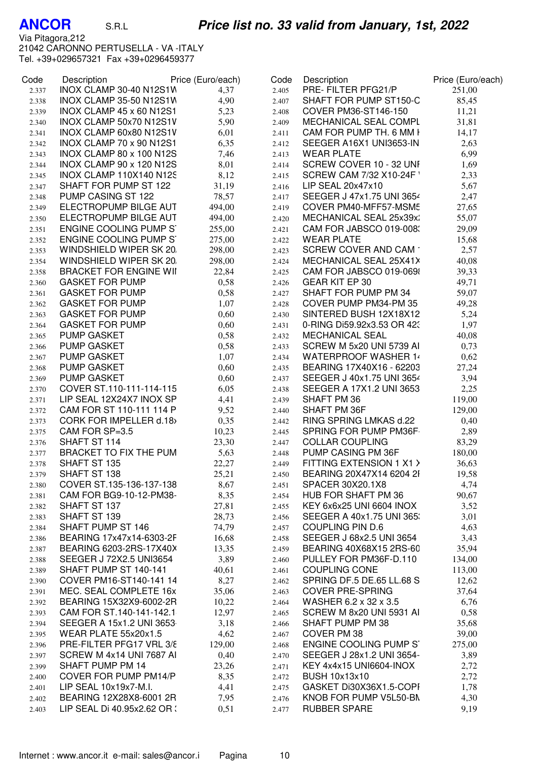**ANCOR** S.R.L

Via Pitagora,212
21042 CARONNO PERTUSELLA - VA -ITALY
Tel. +39+029657321 Fax +39+0296459377

## *Price list no. 33 valid from January, 1st, 2022*

| Code | Description | Price (Euro/each) |
|---|---|---|
| 2.337 | INOX CLAMP 30-40 N12S1W | 4,37 |
| 2.338 | INOX CLAMP 35-50 N12S1W | 4,90 |
| 2.339 | INOX CLAMP 45 x 60 N12S1 | 5,23 |
| 2.340 | INOX CLAMP 50x70 N12S1V | 5,90 |
| 2.341 | INOX CLAMP 60x80 N12S1V | 6,01 |
| 2.342 | INOX CLAMP 70 x 90 N12S1 | 6,35 |
| 2.343 | INOX CLAMP 80 x 100 N12S | 7,46 |
| 2.344 | INOX CLAMP 90 x 120 N12S | 8,01 |
| 2.345 | INOX CLAMP 110X140 N12S | 8,12 |
| 2.347 | SHAFT FOR PUMP ST 122 | 31,19 |
| 2.348 | PUMP CASING ST 122 | 78,57 |
| 2.349 | ELECTROPUMP BILGE AUT | 494,00 |
| 2.350 | ELECTROPUMP BILGE AUT | 494,00 |
| 2.351 | ENGINE COOLING PUMP S | 255,00 |
| 2.352 | ENGINE COOLING PUMP S | 275,00 |
| 2.353 | WINDSHIELD WIPER SK 20 | 298,00 |
| 2.354 | WINDSHIELD WIPER SK 20 | 298,00 |
| 2.358 | BRACKET FOR ENGINE WII | 22,84 |
| 2.360 | GASKET FOR PUMP | 0,58 |
| 2.361 | GASKET FOR PUMP | 0,58 |
| 2.362 | GASKET FOR PUMP | 1,07 |
| 2.363 | GASKET FOR PUMP | 0,60 |
| 2.364 | GASKET FOR PUMP | 0,60 |
| 2.365 | PUMP GASKET | 0,58 |
| 2.366 | PUMP GASKET | 0,58 |
| 2.367 | PUMP GASKET | 1,07 |
| 2.368 | PUMP GASKET | 0,60 |
| 2.369 | PUMP GASKET | 0,60 |
| 2.370 | COVER ST.110-111-114-115 | 6,05 |
| 2.371 | LIP SEAL 12X24X7 INOX SP | 4,41 |
| 2.372 | CAM FOR ST 110-111 114 P | 9,52 |
| 2.373 | CORK FOR IMPELLER d.18 | 0,35 |
| 2.375 | CAM FOR SP=3.5 | 10,23 |
| 2.376 | SHAFT ST 114 | 23,30 |
| 2.377 | BRACKET TO FIX THE PUM | 5,63 |
| 2.378 | SHAFT ST 135 | 22,27 |
| 2.379 | SHAFT ST 138 | 25,21 |
| 2.380 | COVER ST.135-136-137-138 | 8,67 |
| 2.381 | CAM FOR BG9-10-12-PM38- | 8,35 |
| 2.382 | SHAFT ST 137 | 27,81 |
| 2.383 | SHAFT ST 139 | 28,73 |
| 2.384 | SHAFT PUMP ST 146 | 74,79 |
| 2.386 | BEARING 17x47x14-6303-2F | 16,68 |
| 2.387 | BEARING 6203-2RS-17X40X | 13,35 |
| 2.388 | SEEGER J 72X2.5 UNI3654 | 3,89 |
| 2.389 | SHAFT PUMP ST 140-141 | 40,61 |
| 2.390 | COVER PM16-ST140-141 14 | 8,27 |
| 2.391 | MEC. SEAL COMPLETE 16x | 35,06 |
| 2.392 | BEARING 15X32X9-6002-2R | 10,22 |
| 2.393 | CAM FOR ST.140-141-142.1 | 12,97 |
| 2.394 | SEEGER A 15x1.2 UNI 3653 | 3,18 |
| 2.395 | WEAR PLATE 55x20x1.5 | 4,62 |
| 2.396 | PRE-FILTER PFG17 VRL 3/8 | 129,00 |
| 2.397 | SCREW M 4x14 UNI 7687 AI | 0,40 |
| 2.399 | SHAFT PUMP PM 14 | 23,26 |
| 2.400 | COVER FOR PUMP PM14/P | 8,35 |
| 2.401 | LIP SEAL 10x19x7-M.I. | 4,41 |
| 2.402 | BEARING 12X28X8-6001 2R | 7,95 |
| 2.403 | LIP SEAL Di 40.95x2.62 OR | 0,51 |
| 2.405 | PRE- FILTER PFG21/P | 251,00 |
| 2.407 | SHAFT FOR PUMP ST150-C | 85,45 |
| 2.408 | COVER PM36-ST146-150 | 11,21 |
| 2.409 | MECHANICAL SEAL COMPL | 31,81 |
| 2.411 | CAM FOR PUMP TH. 6 MM I | 14,17 |
| 2.412 | SEEGER A16X1 UNI3653-IN | 2,63 |
| 2.413 | WEAR PLATE | 6,99 |
| 2.414 | SCREW COVER 10 - 32 UNI | 1,69 |
| 2.415 | SCREW CAM 7/32 X10-24F | 2,33 |
| 2.416 | LIP SEAL 20x47x10 | 5,67 |
| 2.417 | SEEGER J 47x1.75 UNI 3654 | 2,47 |
| 2.419 | COVER PM40-MFF57-MSM5 | 27,65 |
| 2.420 | MECHANICAL SEAL 25x39x | 55,07 |
| 2.421 | CAM FOR JABSCO 019-008 | 29,09 |
| 2.422 | WEAR PLATE | 15,68 |
| 2.423 | SCREW COVER AND CAM | 2,57 |
| 2.424 | MECHANICAL SEAL 25X41X | 40,08 |
| 2.425 | CAM FOR JABSCO 019-069 | 39,33 |
| 2.426 | GEAR KIT EP 30 | 49,71 |
| 2.427 | SHAFT FOR PUMP PM 34 | 59,07 |
| 2.428 | COVER PUMP PM34-PM 35 | 49,28 |
| 2.430 | SINTERED BUSH 12X18X12 | 5,24 |
| 2.431 | 0-RING Di59.92x3.53 OR 42 | 1,97 |
| 2.432 | MECHANICAL SEAL | 40,08 |
| 2.433 | SCREW M 5x20 UNI 5739 AI | 0,73 |
| 2.434 | WATERPROOF WASHER 14 | 0,62 |
| 2.435 | BEARING 17X40X16 - 62203 | 27,24 |
| 2.437 | SEEGER J 40x1.75 UNI 3654 | 3,94 |
| 2.438 | SEEGER A 17X1.2 UNI 3653 | 2,25 |
| 2.439 | SHAFT PM 36 | 119,00 |
| 2.440 | SHAFT PM 36F | 129,00 |
| 2.442 | RING SPRING LMKAS d.22 | 0,40 |
| 2.445 | SPRING FOR PUMP PM36F | 2,89 |
| 2.447 | COLLAR COUPLING | 83,29 |
| 2.448 | PUMP CASING PM 36F | 180,00 |
| 2.449 | FITTING EXTENSION 1 X1 X | 36,63 |
| 2.450 | BEARING 20X47X14 6204 2I | 19,58 |
| 2.451 | SPACER 30X20.1X8 | 4,74 |
| 2.454 | HUB FOR SHAFT PM 36 | 90,67 |
| 2.455 | KEY 6x6x25 UNI 6604 INOX | 3,52 |
| 2.456 | SEEGER A 40x1.75 UNI 365 | 3,01 |
| 2.457 | COUPLING PIN D.6 | 4,63 |
| 2.458 | SEEGER J 68x2.5 UNI 3654 | 3,43 |
| 2.459 | BEARING 40X68X15 2RS-60 | 35,94 |
| 2.460 | PULLEY FOR PM36F-D.110 | 134,00 |
| 2.461 | COUPLING CONE | 113,00 |
| 2.462 | SPRING DF.5 DE.65 LL.68 S | 12,62 |
| 2.463 | COVER PRE-SPRING | 37,64 |
| 2.464 | WASHER 6.2 x 32 x 3.5 | 6,76 |
| 2.465 | SCREW M 8x20 UNI 5931 AI | 0,58 |
| 2.466 | SHAFT PUMP PM 38 | 35,68 |
| 2.467 | COVER PM 38 | 39,00 |
| 2.468 | ENGINE COOLING PUMP S | 275,00 |
| 2.470 | SEEGER J 28x1.2 UNI 3654- | 3,89 |
| 2.471 | KEY 4x4x15 UNI6604-INOX | 2,72 |
| 2.472 | BUSH 10x13x10 | 2,72 |
| 2.475 | GASKET Di30X36X1.5-COPI | 1,78 |
| 2.476 | KNOB FOR PUMP V5L50-BN | 4,30 |
| 2.477 | RUBBER SPARE | 9,19 |

Internet : www.ancor.it e-mail: sales@ancor.i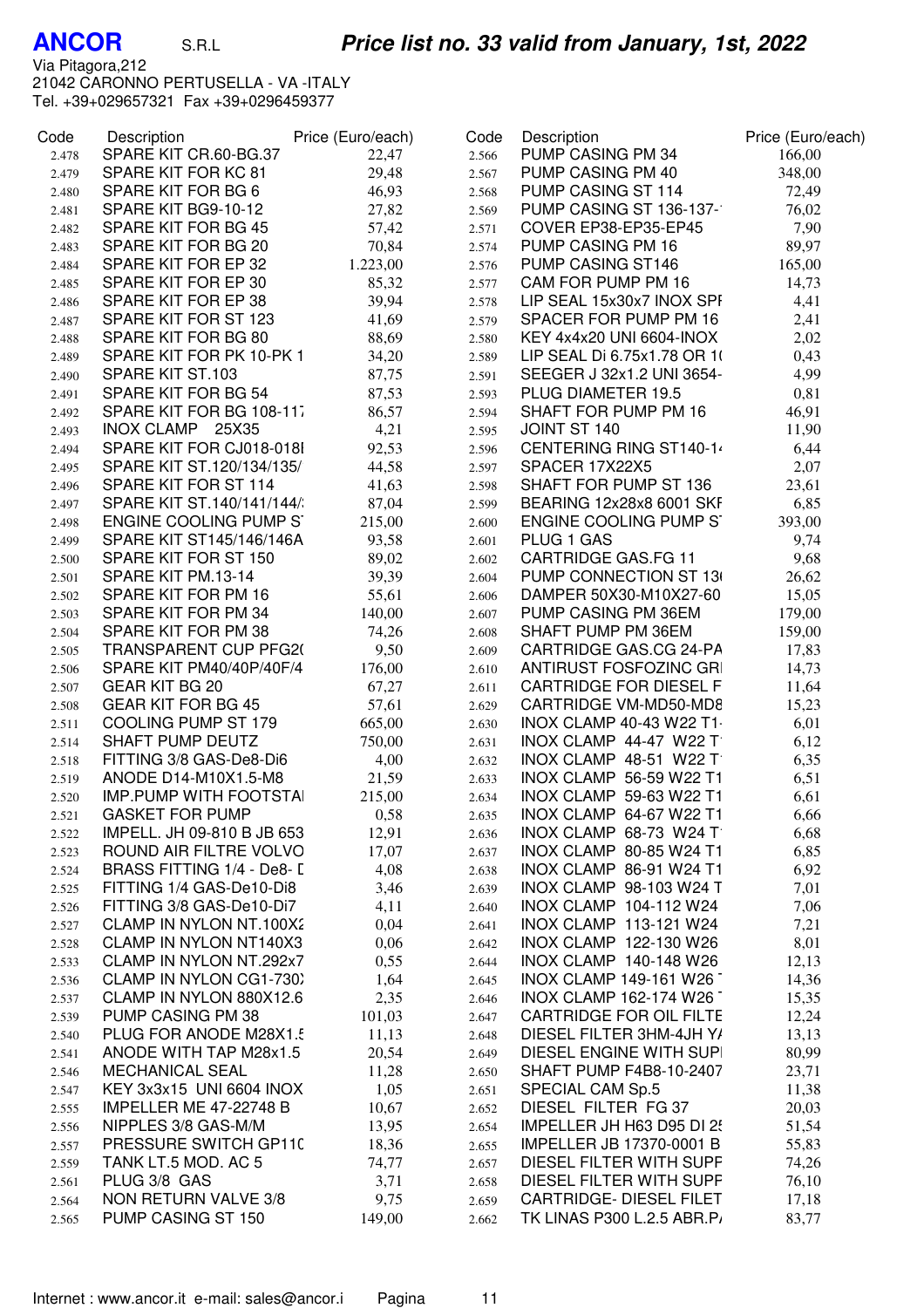**ANCOR** S.R.L

Via Pitagora,212
21042 CARONNO PERTUSELLA - VA -ITALY
Tel. +39+029657321 Fax +39+0296459377

## Price list no. 33 valid from January, 1st, 2022

| Code | Description | Price (Euro/each) |
|---|---|---|
| 2.478 | SPARE KIT CR.60-BG.37 | 22,47 |
| 2.479 | SPARE KIT FOR KC 81 | 29,48 |
| 2.480 | SPARE KIT FOR BG 6 | 46,93 |
| 2.481 | SPARE KIT BG9-10-12 | 27,82 |
| 2.482 | SPARE KIT FOR BG 45 | 57,42 |
| 2.483 | SPARE KIT FOR BG 20 | 70,84 |
| 2.484 | SPARE KIT FOR EP 32 | 1.223,00 |
| 2.485 | SPARE KIT FOR EP 30 | 85,32 |
| 2.486 | SPARE KIT FOR EP 38 | 39,94 |
| 2.487 | SPARE KIT FOR ST 123 | 41,69 |
| 2.488 | SPARE KIT FOR BG 80 | 88,69 |
| 2.489 | SPARE KIT FOR PK 10-PK 1 | 34,20 |
| 2.490 | SPARE KIT ST.103 | 87,75 |
| 2.491 | SPARE KIT FOR BG 54 | 87,53 |
| 2.492 | SPARE KIT FOR BG 108-117 | 86,57 |
| 2.493 | INOX CLAMP 25X35 | 4,21 |
| 2.494 | SPARE KIT FOR CJ018-018I | 92,53 |
| 2.495 | SPARE KIT ST.120/134/135/ | 44,58 |
| 2.496 | SPARE KIT FOR ST 114 | 41,63 |
| 2.497 | SPARE KIT ST.140/141/144/ | 87,04 |
| 2.498 | ENGINE COOLING PUMP S | 215,00 |
| 2.499 | SPARE KIT ST145/146/146A | 93,58 |
| 2.500 | SPARE KIT FOR ST 150 | 89,02 |
| 2.501 | SPARE KIT PM.13-14 | 39,39 |
| 2.502 | SPARE KIT FOR PM 16 | 55,61 |
| 2.503 | SPARE KIT FOR PM 34 | 140,00 |
| 2.504 | SPARE KIT FOR PM 38 | 74,26 |
| 2.505 | TRANSPARENT CUP PFG2( | 9,50 |
| 2.506 | SPARE KIT PM40/40P/40F/4 | 176,00 |
| 2.507 | GEAR KIT BG 20 | 67,27 |
| 2.508 | GEAR KIT FOR BG 45 | 57,61 |
| 2.511 | COOLING PUMP ST 179 | 665,00 |
| 2.514 | SHAFT PUMP DEUTZ | 750,00 |
| 2.518 | FITTING 3/8 GAS-De8-Di6 | 4,00 |
| 2.519 | ANODE D14-M10X1.5-M8 | 21,59 |
| 2.520 | IMP.PUMP WITH FOOTSTA | 215,00 |
| 2.521 | GASKET FOR PUMP | 0,58 |
| 2.522 | IMPELL. JH 09-810 B JB 653 | 12,91 |
| 2.523 | ROUND AIR FILTRE VOLVO | 17,07 |
| 2.524 | BRASS FITTING 1/4 - De8- D | 4,08 |
| 2.525 | FITTING 1/4 GAS-De10-Di8 | 3,46 |
| 2.526 | FITTING 3/8 GAS-De10-Di7 | 4,11 |
| 2.527 | CLAMP IN NYLON NT.100X2 | 0,04 |
| 2.528 | CLAMP IN NYLON NT140X3 | 0,06 |
| 2.533 | CLAMP IN NYLON NT.292x7 | 0,55 |
| 2.536 | CLAMP IN NYLON CG1-730X | 1,64 |
| 2.537 | CLAMP IN NYLON 880X12.6 | 2,35 |
| 2.539 | PUMP CASING PM 38 | 101,03 |
| 2.540 | PLUG FOR ANODE M28X1.5 | 11,13 |
| 2.541 | ANODE WITH TAP M28x1.5 | 20,54 |
| 2.546 | MECHANICAL SEAL | 11,28 |
| 2.547 | KEY 3x3x15 UNI 6604 INOX | 1,05 |
| 2.555 | IMPELLER ME 47-22748 B | 10,67 |
| 2.556 | NIPPLES 3/8 GAS-M/M | 13,95 |
| 2.557 | PRESSURE SWITCH GP110 | 18,36 |
| 2.559 | TANK LT.5 MOD. AC 5 | 74,77 |
| 2.561 | PLUG 3/8 GAS | 3,71 |
| 2.564 | NON RETURN VALVE 3/8 | 9,75 |
| 2.565 | PUMP CASING ST 150 | 149,00 |
| 2.566 | PUMP CASING PM 34 | 166,00 |
| 2.567 | PUMP CASING PM 40 | 348,00 |
| 2.568 | PUMP CASING ST 114 | 72,49 |
| 2.569 | PUMP CASING ST 136-137- | 76,02 |
| 2.571 | COVER EP38-EP35-EP45 | 7,90 |
| 2.574 | PUMP CASING PM 16 | 89,97 |
| 2.576 | PUMP CASING ST146 | 165,00 |
| 2.577 | CAM FOR PUMP PM 16 | 14,73 |
| 2.578 | LIP SEAL 15x30x7 INOX SPI | 4,41 |
| 2.579 | SPACER FOR PUMP PM 16 | 2,41 |
| 2.580 | KEY 4x4x20 UNI 6604-INOX | 2,02 |
| 2.589 | LIP SEAL Di 6.75x1.78 OR 1( | 0,43 |
| 2.591 | SEEGER J 32x1.2 UNI 3654- | 4,99 |
| 2.593 | PLUG DIAMETER 19.5 | 0,81 |
| 2.594 | SHAFT FOR PUMP PM 16 | 46,91 |
| 2.595 | JOINT ST 140 | 11,90 |
| 2.596 | CENTERING RING ST140-14 | 6,44 |
| 2.597 | SPACER 17X22X5 | 2,07 |
| 2.598 | SHAFT FOR PUMP ST 136 | 23,61 |
| 2.599 | BEARING 12x28x8 6001 SKF | 6,85 |
| 2.600 | ENGINE COOLING PUMP S | 393,00 |
| 2.601 | PLUG 1 GAS | 9,74 |
| 2.602 | CARTRIDGE GAS.FG 11 | 9,68 |
| 2.604 | PUMP CONNECTION ST 13( | 26,62 |
| 2.606 | DAMPER 50X30-M10X27-60 | 15,05 |
| 2.607 | PUMP CASING PM 36EM | 179,00 |
| 2.608 | SHAFT PUMP PM 36EM | 159,00 |
| 2.609 | CARTRIDGE GAS.CG 24-PA | 17,83 |
| 2.610 | ANTIRUST FOSFOZINC GRI | 14,73 |
| 2.611 | CARTRIDGE FOR DIESEL F | 11,64 |
| 2.629 | CARTRIDGE VM-MD50-MD8 | 15,23 |
| 2.630 | INOX CLAMP 40-43 W22 T1 | 6,01 |
| 2.631 | INOX CLAMP 44-47 W22 T | 6,12 |
| 2.632 | INOX CLAMP 48-51 W22 T | 6,35 |
| 2.633 | INOX CLAMP 56-59 W22 T1 | 6,51 |
| 2.634 | INOX CLAMP 59-63 W22 T1 | 6,61 |
| 2.635 | INOX CLAMP 64-67 W22 T1 | 6,66 |
| 2.636 | INOX CLAMP 68-73 W24 T | 6,68 |
| 2.637 | INOX CLAMP 80-85 W24 T1 | 6,85 |
| 2.638 | INOX CLAMP 86-91 W24 T1 | 6,92 |
| 2.639 | INOX CLAMP 98-103 W24 T | 7,01 |
| 2.640 | INOX CLAMP 104-112 W24 | 7,06 |
| 2.641 | INOX CLAMP 113-121 W24 | 7,21 |
| 2.642 | INOX CLAMP 122-130 W26 | 8,01 |
| 2.644 | INOX CLAMP 140-148 W26 | 12,13 |
| 2.645 | INOX CLAMP 149-161 W26 | 14,36 |
| 2.646 | INOX CLAMP 162-174 W26 | 15,35 |
| 2.647 | CARTRIDGE FOR OIL FILTE | 12,24 |
| 2.648 | DIESEL FILTER 3HM-4JH YA | 13,13 |
| 2.649 | DIESEL ENGINE WITH SUPI | 80,99 |
| 2.650 | SHAFT PUMP F4B8-10-2407 | 23,71 |
| 2.651 | SPECIAL CAM Sp.5 | 11,38 |
| 2.652 | DIESEL FILTER FG 37 | 20,03 |
| 2.654 | IMPELLER JH H63 D95 DI 25 | 51,54 |
| 2.655 | IMPELLER JB 17370-0001 B | 55,83 |
| 2.657 | DIESEL FILTER WITH SUPF | 74,26 |
| 2.658 | DIESEL FILTER WITH SUPF | 76,10 |
| 2.659 | CARTRIDGE- DIESEL FILET | 17,18 |
| 2.662 | TK LINAS P300 L.2.5 ABR.PA | 83,77 |

Internet : www.ancor.it e-mail: sales@ancor.i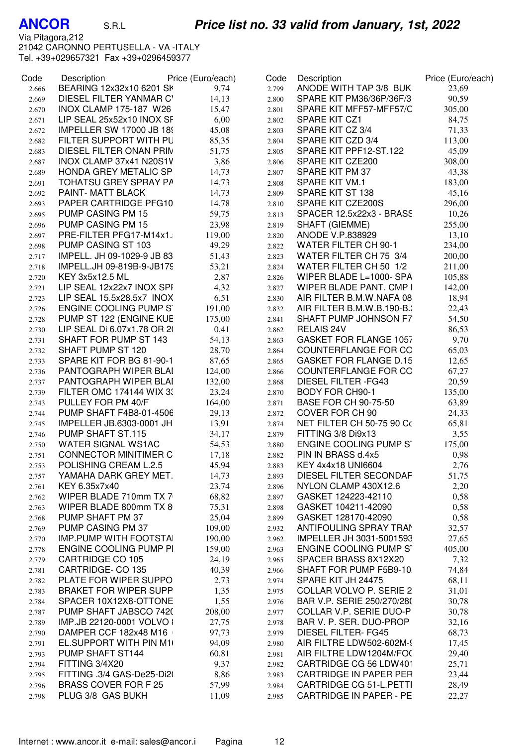**ANCOR** S.R.L

***Price list no. 33 valid from January, 1st, 2022***

Via Pitagora,212
21042 CARONNO PERTUSELLA - VA -ITALY
Tel. +39+029657321 Fax +39+0296459377

| Code | Description | Price (Euro/each) |
|---|---|---|
| 2.666 | BEARING 12x32x10 6201 SK | 9,74 |
| 2.669 | DIESEL FILTER YANMAR C\ | 14,13 |
| 2.670 | INOX CLAMP 175-187 W26 | 15,47 |
| 2.671 | LIP SEAL 25x52x10 INOX SF | 6,00 |
| 2.672 | IMPELLER SW 17000 JB 18 | 45,08 |
| 2.682 | FILTER SUPPORT WITH PU | 85,35 |
| 2.683 | DIESEL FILTER ONAN PRIM | 51,75 |
| 2.687 | INOX CLAMP 37x41 N20S1V | 3,86 |
| 2.689 | HONDA GREY METALIC SP | 14,73 |
| 2.691 | TOHATSU GREY SPRAY PA | 14,73 |
| 2.692 | PAINT- MATT BLACK | 14,73 |
| 2.693 | PAPER CARTRIDGE PFG10 | 14,78 |
| 2.695 | PUMP CASING PM 15 | 59,75 |
| 2.696 | PUMP CASING PM 15 | 23,98 |
| 2.697 | PRE-FILTER PFG17-M14x1. | 119,00 |
| 2.698 | PUMP CASING ST 103 | 49,29 |
| 2.717 | IMPELL. JH 09-1029-9 JB 83 | 51,43 |
| 2.718 | IMPELL.JH 09-819B-9-JB17 | 53,21 |
| 2.720 | KEY 3x5x12.5 ML | 2,87 |
| 2.721 | LIP SEAL 12x22x7 INOX SPI | 4,32 |
| 2.723 | LIP SEAL 15.5x28.5x7 INOX | 6,51 |
| 2.726 | ENGINE COOLING PUMP S | 191,00 |
| 2.728 | PUMP ST 122 (ENGINE KUE | 175,00 |
| 2.730 | LIP SEAL Di 6.07x1.78 OR 2 | 0,41 |
| 2.731 | SHAFT FOR PUMP ST 143 | 54,13 |
| 2.732 | SHAFT PUMP ST 120 | 28,70 |
| 2.733 | SPARE KIT FOR BG 81-90-1 | 87,65 |
| 2.736 | PANTOGRAPH WIPER BLAI | 124,00 |
| 2.737 | PANTOGRAPH WIPER BLAI | 132,00 |
| 2.739 | FILTER OMC 174144 WIX 3 | 23,24 |
| 2.743 | PULLEY FOR PM 40/F | 164,00 |
| 2.744 | PUMP SHAFT F4B8-01-4506 | 29,13 |
| 2.745 | IMPELLER JB.6303-0001 JH | 13,91 |
| 2.746 | PUMP SHAFT ST.115 | 34,17 |
| 2.750 | WATER SIGNAL WS1AC | 54,53 |
| 2.751 | CONNECTOR MINITIMER C | 17,18 |
| 2.753 | POLISHING CREAM L.2.5 | 45,94 |
| 2.757 | YAMAHA DARK GREY MET. | 14,73 |
| 2.761 | KEY 6.35x7x40 | 23,74 |
| 2.762 | WIPER BLADE 710mm TX 7 | 68,82 |
| 2.763 | WIPER BLADE 800mm TX 8 | 75,31 |
| 2.768 | PUMP SHAFT PM 37 | 25,04 |
| 2.769 | PUMP CASING PM 37 | 109,00 |
| 2.770 | IMP.PUMP WITH FOOTSTAI | 190,00 |
| 2.778 | ENGINE COOLING PUMP PI | 159,00 |
| 2.779 | CARTRIDGE CO 105 | 24,19 |
| 2.781 | CARTRIDGE- CO 135 | 40,39 |
| 2.782 | PLATE FOR WIPER SUPPO | 2,73 |
| 2.783 | BRAKET FOR WIPER SUPP | 1,35 |
| 2.784 | SPACER 10X12X8-OTTONE | 1,55 |
| 2.787 | PUMP SHAFT JABSCO 742 | 208,00 |
| 2.789 | IMP.JB 22120-0001 VOLVO | 27,75 |
| 2.790 | DAMPER CCF 182x48 M16 | 97,73 |
| 2.791 | EL.SUPPORT WITH PIN M1 | 94,09 |
| 2.793 | PUMP SHAFT ST144 | 60,81 |
| 2.794 | FITTING 3/4X20 | 9,37 |
| 2.795 | FITTING .3/4 GAS-De25-Di2 | 8,86 |
| 2.796 | BRASS COVER FOR F 25 | 57,99 |
| 2.798 | PLUG 3/8 GAS BUKH | 11,09 |
| 2.799 | ANODE WITH TAP 3/8 BUK | 23,69 |
| 2.800 | SPARE KIT PM36/36P/36F/3 | 90,59 |
| 2.801 | SPARE KIT MFF57-MFF57/C | 305,00 |
| 2.802 | SPARE KIT CZ1 | 84,75 |
| 2.803 | SPARE KIT CZ 3/4 | 71,33 |
| 2.804 | SPARE KIT CZD 3/4 | 113,00 |
| 2.805 | SPARE KIT PPF12-ST.122 | 45,09 |
| 2.806 | SPARE KIT CZE200 | 308,00 |
| 2.807 | SPARE KIT PM 37 | 43,38 |
| 2.808 | SPARE KIT VM.1 | 183,00 |
| 2.809 | SPARE KIT ST 138 | 45,16 |
| 2.810 | SPARE KIT CZE200S | 296,00 |
| 2.813 | SPACER 12.5x22x3 - BRASS | 10,26 |
| 2.819 | SHAFT (GIEMME) | 255,00 |
| 2.820 | ANODE V.P.838929 | 13,10 |
| 2.822 | WATER FILTER CH 90-1 | 234,00 |
| 2.823 | WATER FILTER CH 75 3/4 | 200,00 |
| 2.824 | WATER FILTER CH 50 1/2 | 211,00 |
| 2.826 | WIPER BLADE L=1000- SPA | 105,88 |
| 2.827 | WIPER BLADE PANT. CMP I | 142,00 |
| 2.830 | AIR FILTER B.M.W.NAFA 08 | 18,94 |
| 2.832 | AIR FILTER B.M.W.B.190-B. | 22,43 |
| 2.841 | SHAFT PUMP JOHNSON F7 | 54,50 |
| 2.862 | RELAIS 24V | 86,53 |
| 2.863 | GASKET FOR FLANGE 105 | 9,70 |
| 2.864 | COUNTERFLANGE FOR CC | 65,03 |
| 2.865 | GASKET FOR FLANGE D.15 | 12,65 |
| 2.866 | COUNTERFLANGE FOR CC | 67,27 |
| 2.868 | DIESEL FILTER -FG43 | 20,59 |
| 2.870 | BODY FOR CH90-1 | 135,00 |
| 2.871 | BASE FOR CH 90-75-50 | 63,89 |
| 2.872 | COVER FOR CH 90 | 24,33 |
| 2.874 | NET FILTER CH 50-75 90 Co | 65,81 |
| 2.879 | FITTING 3/8 Di9x13 | 3,55 |
| 2.880 | ENGINE COOLING PUMP S | 175,00 |
| 2.882 | PIN IN BRASS d.4x5 | 0,98 |
| 2.883 | KEY 4x4x18 UNI6604 | 2,76 |
| 2.893 | DIESEL FILTER SECONDAF | 51,75 |
| 2.896 | NYLON CLAMP 430X12.6 | 2,20 |
| 2.897 | GASKET 124223-42110 | 0,58 |
| 2.898 | GASKET 104211-42090 | 0,58 |
| 2.899 | GASKET 128170-42090 | 0,58 |
| 2.932 | ANTIFOULING SPRAY TRAI | 32,57 |
| 2.962 | IMPELLER JH 3031-5001593 | 27,65 |
| 2.963 | ENGINE COOLING PUMP S | 405,00 |
| 2.965 | SPACER BRASS 8X12X20 | 7,32 |
| 2.966 | SHAFT FOR PUMP F5B9-10 | 74,84 |
| 2.974 | SPARE KIT JH 24475 | 68,11 |
| 2.975 | COLLAR VOLVO P. SERIE 2 | 31,01 |
| 2.976 | BAR V.P. SERIE 250/270/28 | 30,78 |
| 2.977 | COLLAR V.P. SERIE DUO-P | 30,78 |
| 2.978 | BAR V. P. SER. DUO-PROP | 32,16 |
| 2.979 | DIESEL FILTER- FG45 | 68,73 |
| 2.980 | AIR FILTRE LDW502-602M- | 17,45 |
| 2.981 | AIR FILTRE LDW1204M/FO | 29,40 |
| 2.982 | CARTRIDGE CG 56 LDW40 | 25,71 |
| 2.983 | CARTRIDGE IN PAPER PER | 23,44 |
| 2.984 | CARTRIDGE CG 51-L.PETTI | 28,49 |
| 2.985 | CARTRIDGE IN PAPER - PE | 22,27 |

Internet : www.ancor.it e-mail: sales@ancor.i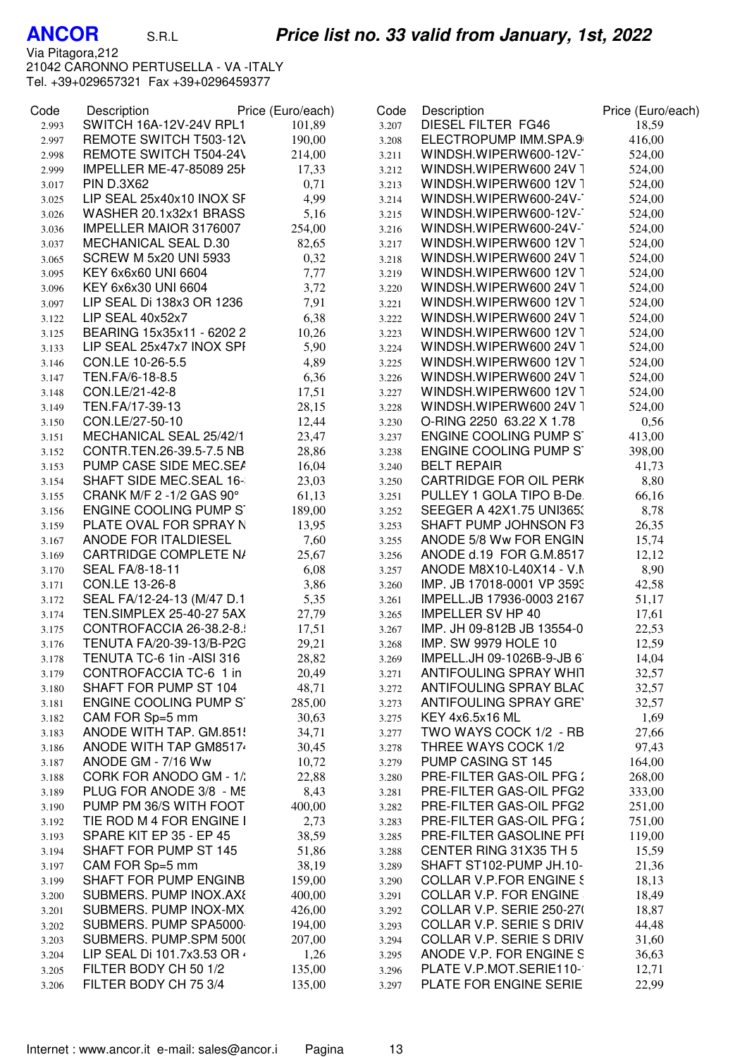**ANCOR** S.R.L

***Price list no. 33 valid from January, 1st, 2022***

Via Pitagora,212
21042 CARONNO PERTUSELLA - VA -ITALY
Tel. +39+029657321 Fax +39+0296459377

| Code | Description | Price (Euro/each) |
|---|---|---|
| 2.993 | SWITCH 16A-12V-24V RPL1 | 101,89 |
| 2.997 | REMOTE SWITCH T503-12V | 190,00 |
| 2.998 | REMOTE SWITCH T504-24V | 214,00 |
| 2.999 | IMPELLER ME-47-85089 25H | 17,33 |
| 3.017 | PIN D.3X62 | 0,71 |
| 3.025 | LIP SEAL 25x40x10 INOX SF | 4,99 |
| 3.026 | WASHER 20.1x32x1 BRASS | 5,16 |
| 3.036 | IMPELLER MAIOR 3176007 | 254,00 |
| 3.037 | MECHANICAL SEAL D.30 | 82,65 |
| 3.065 | SCREW M 5x20 UNI 5933 | 0,32 |
| 3.095 | KEY 6x6x60 UNI 6604 | 7,77 |
| 3.096 | KEY 6x6x30 UNI 6604 | 3,72 |
| 3.097 | LIP SEAL Di 138x3 OR 1236 | 7,91 |
| 3.122 | LIP SEAL 40x52x7 | 6,38 |
| 3.125 | BEARING 15x35x11 - 6202 2 | 10,26 |
| 3.133 | LIP SEAL 25x47x7 INOX SPI | 5,90 |
| 3.146 | CON.LE 10-26-5.5 | 4,89 |
| 3.147 | TEN.FA/6-18-8.5 | 6,36 |
| 3.148 | CON.LE/21-42-8 | 17,51 |
| 3.149 | TEN.FA/17-39-13 | 28,15 |
| 3.150 | CON.LE/27-50-10 | 12,44 |
| 3.151 | MECHANICAL SEAL 25/42/1 | 23,47 |
| 3.152 | CONTR.TEN.26-39.5-7.5 NB | 28,86 |
| 3.153 | PUMP CASE SIDE MEC.SEA | 16,04 |
| 3.154 | SHAFT SIDE MEC.SEAL 16- | 23,03 |
| 3.155 | CRANK M/F 2 -1/2 GAS 90° | 61,13 |
| 3.156 | ENGINE COOLING PUMP S | 189,00 |
| 3.159 | PLATE OVAL FOR SPRAY N | 13,95 |
| 3.167 | ANODE FOR ITALDIESEL | 7,60 |
| 3.169 | CARTRIDGE COMPLETE NA | 25,67 |
| 3.170 | SEAL FA/8-18-11 | 6,08 |
| 3.171 | CON.LE 13-26-8 | 3,86 |
| 3.172 | SEAL FA/12-24-13 (M/47 D.1 | 5,35 |
| 3.174 | TEN.SIMPLEX 25-40-27 5AX | 27,79 |
| 3.175 | CONTROFACCIA 26-38.2-8.5 | 17,51 |
| 3.176 | TENUTA FA/20-39-13/B-P2G | 29,21 |
| 3.178 | TENUTA TC-6 1in -AISI 316 | 28,82 |
| 3.179 | CONTROFACCIA TC-6 1 in | 20,49 |
| 3.180 | SHAFT FOR PUMP ST 104 | 48,71 |
| 3.181 | ENGINE COOLING PUMP S | 285,00 |
| 3.182 | CAM FOR Sp=5 mm | 30,63 |
| 3.183 | ANODE WITH TAP. GM.851 | 34,71 |
| 3.186 | ANODE WITH TAP GM8517 | 30,45 |
| 3.187 | ANODE GM - 7/16 Ww | 10,72 |
| 3.188 | CORK FOR ANODO GM - 1/ | 22,88 |
| 3.189 | PLUG FOR ANODE 3/8 - M5 | 8,43 |
| 3.190 | PUMP PM 36/S WITH FOOT | 400,00 |
| 3.192 | TIE ROD M 4 FOR ENGINE I | 2,73 |
| 3.193 | SPARE KIT EP 35 - EP 45 | 38,59 |
| 3.194 | SHAFT FOR PUMP ST 145 | 51,86 |
| 3.197 | CAM FOR Sp=5 mm | 38,19 |
| 3.199 | SHAFT FOR PUMP ENGINB | 159,00 |
| 3.200 | SUBMERS. PUMP INOX.AX8 | 400,00 |
| 3.201 | SUBMERS. PUMP INOX-MX | 426,00 |
| 3.202 | SUBMERS. PUMP SPA5000 | 194,00 |
| 3.203 | SUBMERS. PUMP.SPM 500 | 207,00 |
| 3.204 | LIP SEAL Di 101.7x3.53 OR | 1,26 |
| 3.205 | FILTER BODY CH 50 1/2 | 135,00 |
| 3.206 | FILTER BODY CH 75 3/4 | 135,00 |
| 3.207 | DIESEL FILTER FG46 | 18,59 |
| 3.208 | ELECTROPUMP IMM.SPA.9 | 416,00 |
| 3.211 | WINDSH.WIPERW600-12V- | 524,00 |
| 3.212 | WINDSH.WIPERW600 24V T | 524,00 |
| 3.213 | WINDSH.WIPERW600 12V T | 524,00 |
| 3.214 | WINDSH.WIPERW600-24V- | 524,00 |
| 3.215 | WINDSH.WIPERW600-12V- | 524,00 |
| 3.216 | WINDSH.WIPERW600-24V- | 524,00 |
| 3.217 | WINDSH.WIPERW600 12V T | 524,00 |
| 3.218 | WINDSH.WIPERW600 24V T | 524,00 |
| 3.219 | WINDSH.WIPERW600 12V T | 524,00 |
| 3.220 | WINDSH.WIPERW600 24V T | 524,00 |
| 3.221 | WINDSH.WIPERW600 12V T | 524,00 |
| 3.222 | WINDSH.WIPERW600 24V T | 524,00 |
| 3.223 | WINDSH.WIPERW600 12V T | 524,00 |
| 3.224 | WINDSH.WIPERW600 24V T | 524,00 |
| 3.225 | WINDSH.WIPERW600 12V T | 524,00 |
| 3.226 | WINDSH.WIPERW600 24V T | 524,00 |
| 3.227 | WINDSH.WIPERW600 12V T | 524,00 |
| 3.228 | WINDSH.WIPERW600 24V T | 524,00 |
| 3.230 | O-RING 2250 63.22 X 1.78 | 0,56 |
| 3.237 | ENGINE COOLING PUMP S | 413,00 |
| 3.238 | ENGINE COOLING PUMP S | 398,00 |
| 3.240 | BELT REPAIR | 41,73 |
| 3.250 | CARTRIDGE FOR OIL PERK | 8,80 |
| 3.251 | PULLEY 1 GOLA TIPO B-De | 66,16 |
| 3.252 | SEEGER A 42X1.75 UNI365 | 8,78 |
| 3.253 | SHAFT PUMP JOHNSON F3 | 26,35 |
| 3.255 | ANODE 5/8 Ww FOR ENGIN | 15,74 |
| 3.256 | ANODE d.19 FOR G.M.8517 | 12,12 |
| 3.257 | ANODE M8X10-L40X14 - V.M | 8,90 |
| 3.260 | IMP. JB 17018-0001 VP 359 | 42,58 |
| 3.261 | IMPELL.JB 17936-0003 2167 | 51,17 |
| 3.265 | IMPELLER SV HP 40 | 17,61 |
| 3.267 | IMP. JH 09-812B JB 13554-0 | 22,53 |
| 3.268 | IMP. SW 9979 HOLE 10 | 12,59 |
| 3.269 | IMPELL.JH 09-1026B-9-JB 6 | 14,04 |
| 3.271 | ANTIFOULING SPRAY WHI | 32,57 |
| 3.272 | ANTIFOULING SPRAY BLAC | 32,57 |
| 3.273 | ANTIFOULING SPRAY GRE | 32,57 |
| 3.275 | KEY 4x6.5x16 ML | 1,69 |
| 3.277 | TWO WAYS COCK 1/2 - RB | 27,66 |
| 3.278 | THREE WAYS COCK 1/2 | 97,43 |
| 3.279 | PUMP CASING ST 145 | 164,00 |
| 3.280 | PRE-FILTER GAS-OIL PFG 2 | 268,00 |
| 3.281 | PRE-FILTER GAS-OIL PFG2 | 333,00 |
| 3.282 | PRE-FILTER GAS-OIL PFG2 | 251,00 |
| 3.283 | PRE-FILTER GAS-OIL PFG 2 | 751,00 |
| 3.285 | PRE-FILTER GASOLINE PFI | 119,00 |
| 3.288 | CENTER RING 31X35 TH 5 | 15,59 |
| 3.289 | SHAFT ST102-PUMP JH.10- | 21,36 |
| 3.290 | COLLAR V.P.FOR ENGINE S | 18,13 |
| 3.291 | COLLAR V.P. FOR ENGINE | 18,49 |
| 3.292 | COLLAR V.P. SERIE 250-27 | 18,87 |
| 3.293 | COLLAR V.P. SERIE S DRIV | 44,48 |
| 3.294 | COLLAR V.P. SERIE S DRIV | 31,60 |
| 3.295 | ANODE V.P. FOR ENGINE S | 36,63 |
| 3.296 | PLATE V.P.MOT.SERIE110- | 12,71 |
| 3.297 | PLATE FOR ENGINE SERIE | 22,99 |

Internet : www.ancor.it e-mail: sales@ancor.i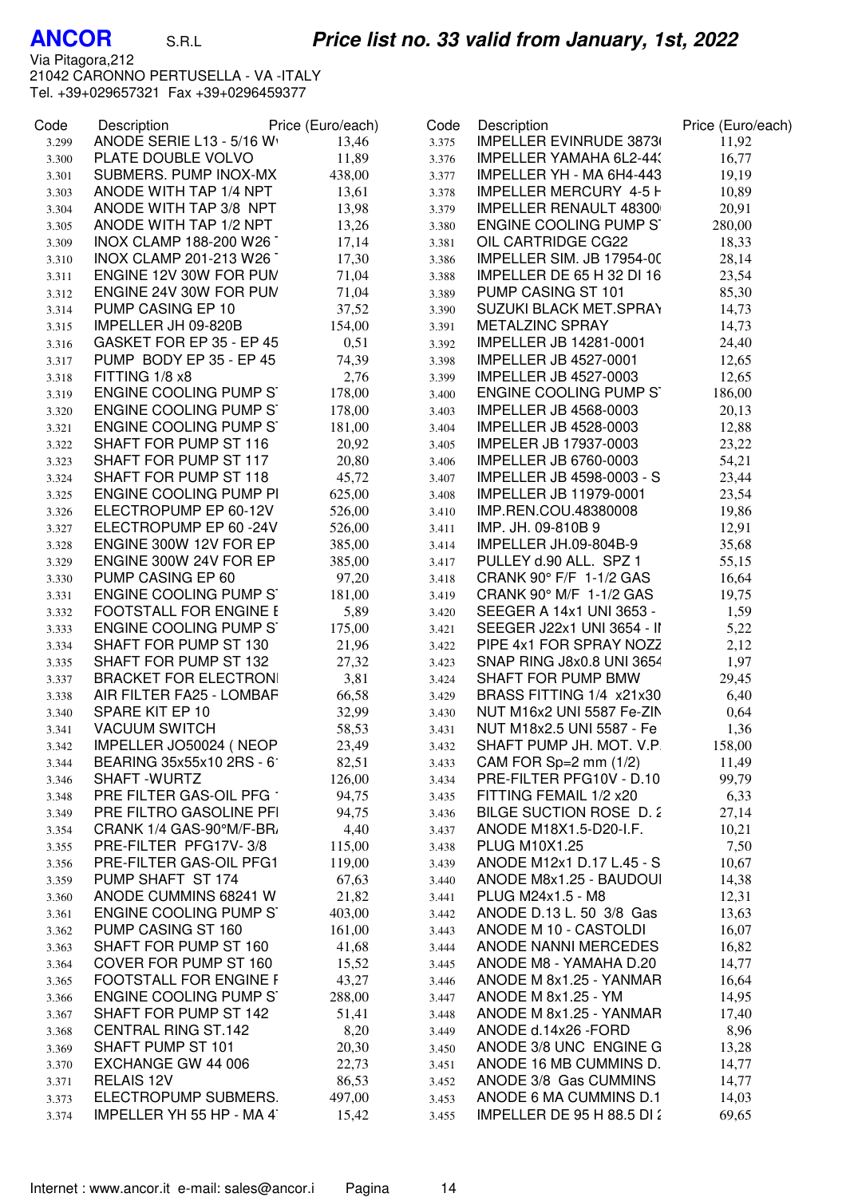**ANCOR** S.R.L

***Price list no. 33 valid from January, 1st, 2022***

Via Pitagora,212
21042 CARONNO PERTUSELLA - VA -ITALY
Tel. +39+029657321 Fax +39+0296459377

| Code | Description | Price (Euro/each) |
|---|---|---|
| 3.299 | ANODE SERIE L13 - 5/16 W | 13,46 |
| 3.300 | PLATE DOUBLE VOLVO | 11,89 |
| 3.301 | SUBMERS. PUMP INOX-MX | 438,00 |
| 3.303 | ANODE WITH TAP 1/4 NPT | 13,61 |
| 3.304 | ANODE WITH TAP 3/8 NPT | 13,98 |
| 3.305 | ANODE WITH TAP 1/2 NPT | 13,26 |
| 3.309 | INOX CLAMP 188-200 W26 | 17,14 |
| 3.310 | INOX CLAMP 201-213 W26 | 17,30 |
| 3.311 | ENGINE 12V 30W FOR PUM | 71,04 |
| 3.312 | ENGINE 24V 30W FOR PUM | 71,04 |
| 3.314 | PUMP CASING EP 10 | 37,52 |
| 3.315 | IMPELLER JH 09-820B | 154,00 |
| 3.316 | GASKET FOR EP 35 - EP 45 | 0,51 |
| 3.317 | PUMP BODY EP 35 - EP 45 | 74,39 |
| 3.318 | FITTING 1/8 x8 | 2,76 |
| 3.319 | ENGINE COOLING PUMP S | 178,00 |
| 3.320 | ENGINE COOLING PUMP S | 178,00 |
| 3.321 | ENGINE COOLING PUMP S | 181,00 |
| 3.322 | SHAFT FOR PUMP ST 116 | 20,92 |
| 3.323 | SHAFT FOR PUMP ST 117 | 20,80 |
| 3.324 | SHAFT FOR PUMP ST 118 | 45,72 |
| 3.325 | ENGINE COOLING PUMP PI | 625,00 |
| 3.326 | ELECTROPUMP EP 60-12V | 526,00 |
| 3.327 | ELECTROPUMP EP 60 -24V | 526,00 |
| 3.328 | ENGINE 300W 12V FOR EP | 385,00 |
| 3.329 | ENGINE 300W 24V FOR EP | 385,00 |
| 3.330 | PUMP CASING EP 60 | 97,20 |
| 3.331 | ENGINE COOLING PUMP S | 181,00 |
| 3.332 | FOOTSTALL FOR ENGINE E | 5,89 |
| 3.333 | ENGINE COOLING PUMP S | 175,00 |
| 3.334 | SHAFT FOR PUMP ST 130 | 21,96 |
| 3.335 | SHAFT FOR PUMP ST 132 | 27,32 |
| 3.337 | BRACKET FOR ELECTRONI | 3,81 |
| 3.338 | AIR FILTER FA25 - LOMBAF | 66,58 |
| 3.340 | SPARE KIT EP 10 | 32,99 |
| 3.341 | VACUUM SWITCH | 58,53 |
| 3.342 | IMPELLER JO50024 ( NEOP | 23,49 |
| 3.344 | BEARING 35x55x10 2RS - 6 | 82,51 |
| 3.346 | SHAFT -WURTZ | 126,00 |
| 3.348 | PRE FILTER GAS-OIL PFG | 94,75 |
| 3.349 | PRE FILTRO GASOLINE PFI | 94,75 |
| 3.354 | CRANK 1/4 GAS-90°M/F-BR/ | 4,40 |
| 3.355 | PRE-FILTER PFG17V- 3/8 | 115,00 |
| 3.356 | PRE-FILTER GAS-OIL PFG1 | 119,00 |
| 3.359 | PUMP SHAFT ST 174 | 67,63 |
| 3.360 | ANODE CUMMINS 68241 W | 21,82 |
| 3.361 | ENGINE COOLING PUMP S | 403,00 |
| 3.362 | PUMP CASING ST 160 | 161,00 |
| 3.363 | SHAFT FOR PUMP ST 160 | 41,68 |
| 3.364 | COVER FOR PUMP ST 160 | 15,52 |
| 3.365 | FOOTSTALL FOR ENGINE F | 43,27 |
| 3.366 | ENGINE COOLING PUMP S | 288,00 |
| 3.367 | SHAFT FOR PUMP ST 142 | 51,41 |
| 3.368 | CENTRAL RING ST.142 | 8,20 |
| 3.369 | SHAFT PUMP ST 101 | 20,30 |
| 3.370 | EXCHANGE GW 44 006 | 22,73 |
| 3.371 | RELAIS 12V | 86,53 |
| 3.373 | ELECTROPUMP SUBMERS. | 497,00 |
| 3.374 | IMPELLER YH 55 HP - MA 4 | 15,42 |
| 3.375 | IMPELLER EVINRUDE 3873 | 11,92 |
| 3.376 | IMPELLER YAMAHA 6L2-44 | 16,77 |
| 3.377 | IMPELLER YH - MA 6H4-443 | 19,19 |
| 3.378 | IMPELLER MERCURY 4-5 H | 10,89 |
| 3.379 | IMPELLER RENAULT 48300 | 20,91 |
| 3.380 | ENGINE COOLING PUMP S | 280,00 |
| 3.381 | OIL CARTRIDGE CG22 | 18,33 |
| 3.386 | IMPELLER SIM. JB 17954-00 | 28,14 |
| 3.388 | IMPELLER DE 65 H 32 DI 16 | 23,54 |
| 3.389 | PUMP CASING ST 101 | 85,30 |
| 3.390 | SUZUKI BLACK MET.SPRAY | 14,73 |
| 3.391 | METALZINC SPRAY | 14,73 |
| 3.392 | IMPELLER JB 14281-0001 | 24,40 |
| 3.398 | IMPELLER JB 4527-0001 | 12,65 |
| 3.399 | IMPELLER JB 4527-0003 | 12,65 |
| 3.400 | ENGINE COOLING PUMP S | 186,00 |
| 3.403 | IMPELLER JB 4568-0003 | 20,13 |
| 3.404 | IMPELLER JB 4528-0003 | 12,88 |
| 3.405 | IMPELER JB 17937-0003 | 23,22 |
| 3.406 | IMPELLER JB 6760-0003 | 54,21 |
| 3.407 | IMPELLER JB 4598-0003 - S | 23,44 |
| 3.408 | IMPELLER JB 11979-0001 | 23,54 |
| 3.410 | IMP.REN.COU.48380008 | 19,86 |
| 3.411 | IMP. JH. 09-810B 9 | 12,91 |
| 3.414 | IMPELLER JH.09-804B-9 | 35,68 |
| 3.417 | PULLEY d.90 ALL. SPZ 1 | 55,15 |
| 3.418 | CRANK 90° F/F 1-1/2 GAS | 16,64 |
| 3.419 | CRANK 90° M/F 1-1/2 GAS | 19,75 |
| 3.420 | SEEGER A 14x1 UNI 3653 - | 1,59 |
| 3.421 | SEEGER J22x1 UNI 3654 - I | 5,22 |
| 3.422 | PIPE 4x1 FOR SPRAY NOZZ | 2,12 |
| 3.423 | SNAP RING J8x0.8 UNI 3654 | 1,97 |
| 3.424 | SHAFT FOR PUMP BMW | 29,45 |
| 3.429 | BRASS FITTING 1/4 x21x30 | 6,40 |
| 3.430 | NUT M16x2 UNI 5587 Fe-ZIN | 0,64 |
| 3.431 | NUT M18x2.5 UNI 5587 - Fe | 1,36 |
| 3.432 | SHAFT PUMP JH. MOT. V.P. | 158,00 |
| 3.433 | CAM FOR Sp=2 mm (1/2) | 11,49 |
| 3.434 | PRE-FILTER PFG10V - D.10 | 99,79 |
| 3.435 | FITTING FEMAIL 1/2 x20 | 6,33 |
| 3.436 | BILGE SUCTION ROSE D. 2 | 27,14 |
| 3.437 | ANODE M18X1.5-D20-I.F. | 10,21 |
| 3.438 | PLUG M10X1.25 | 7,50 |
| 3.439 | ANODE M12x1 D.17 L.45 - S | 10,67 |
| 3.440 | ANODE M8x1.25 - BAUDOUI | 14,38 |
| 3.441 | PLUG M24x1.5 - M8 | 12,31 |
| 3.442 | ANODE D.13 L. 50 3/8 Gas | 13,63 |
| 3.443 | ANODE M 10 - CASTOLDI | 16,07 |
| 3.444 | ANODE NANNI MERCEDES | 16,82 |
| 3.445 | ANODE M8 - YAMAHA D.20 | 14,77 |
| 3.446 | ANODE M 8x1.25 - YANMAR | 16,64 |
| 3.447 | ANODE M 8x1.25 - YM | 14,95 |
| 3.448 | ANODE M 8x1.25 - YANMAR | 17,40 |
| 3.449 | ANODE d.14x26 -FORD | 8,96 |
| 3.450 | ANODE 3/8 UNC ENGINE G | 13,28 |
| 3.451 | ANODE 16 MB CUMMINS D. | 14,77 |
| 3.452 | ANODE 3/8 Gas CUMMINS | 14,77 |
| 3.453 | ANODE 6 MA CUMMINS D.1 | 14,03 |
| 3.455 | IMPELLER DE 95 H 88.5 DI 2 | 69,65 |

Internet : www.ancor.it e-mail: sales@ancor.i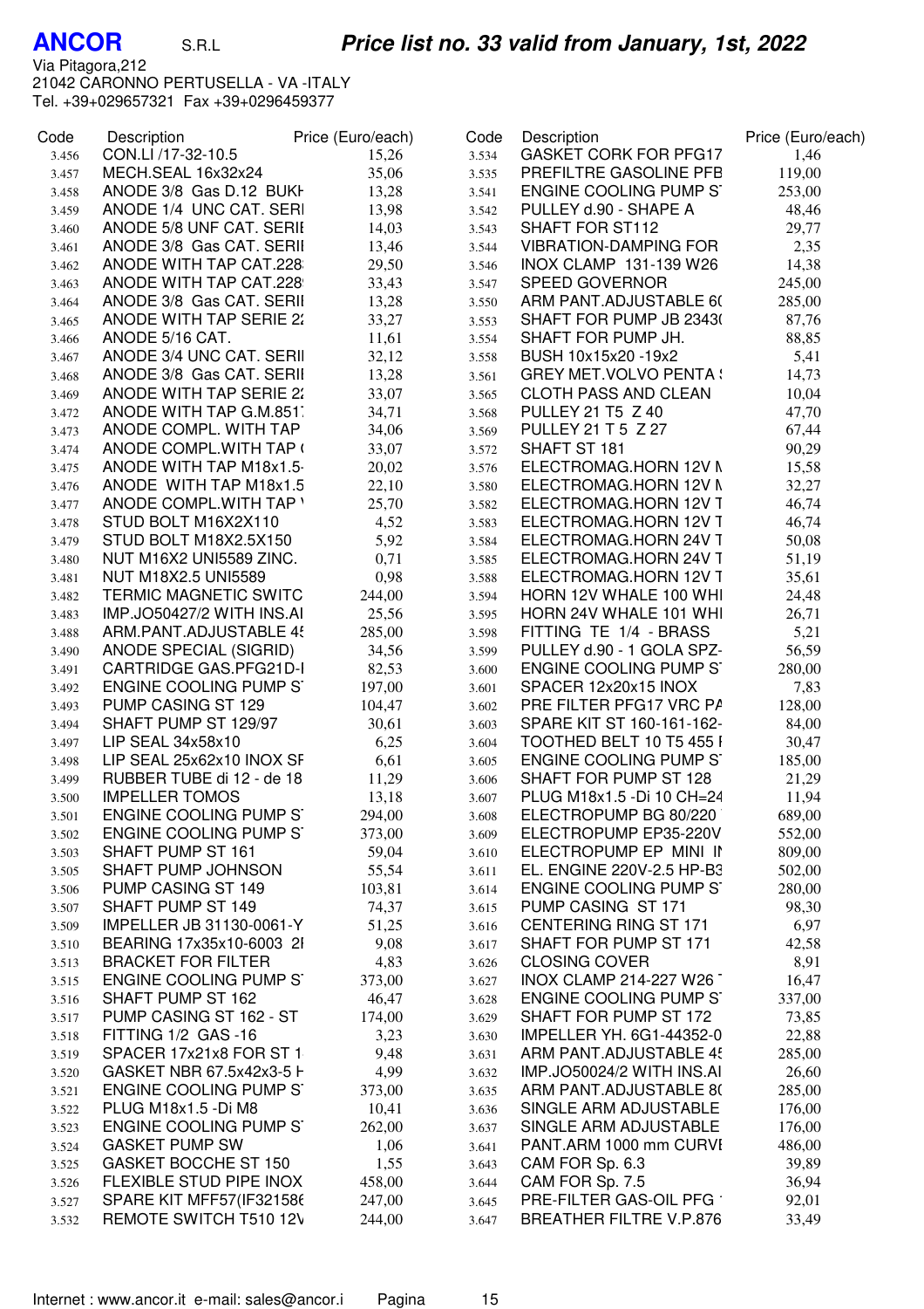**ANCOR** S.R.L

Via Pitagora,212
21042 CARONNO PERTUSELLA - VA -ITALY
Tel. +39+029657321 Fax +39+0296459377

## *Price list no. 33 valid from January, 1st, 2022*

| Code | Description | Price (Euro/each) | Code | Description | Price (Euro/each) |
|---|---|---|---|---|---|
| 3.456 | CON.LI /17-32-10.5 | 15,26 | 3.534 | GASKET CORK FOR PFG17 | 1,46 |
| 3.457 | MECH.SEAL 16x32x24 | 35,06 | 3.535 | PREFILTRE GASOLINE PFB | 119,00 |
| 3.458 | ANODE 3/8 Gas D.12 BUKH | 13,28 | 3.541 | ENGINE COOLING PUMP ST | 253,00 |
| 3.459 | ANODE 1/4 UNC CAT. SERI | 13,98 | 3.542 | PULLEY d.90 - SHAPE A | 48,46 |
| 3.460 | ANODE 5/8 UNF CAT. SERIE | 14,03 | 3.543 | SHAFT FOR ST112 | 29,77 |
| 3.461 | ANODE 3/8 Gas CAT. SERIE | 13,46 | 3.544 | VIBRATION-DAMPING FOR | 2,35 |
| 3.462 | ANODE WITH TAP CAT.228 | 29,50 | 3.546 | INOX CLAMP 131-139 W26 | 14,38 |
| 3.463 | ANODE WITH TAP CAT.228 | 33,43 | 3.547 | SPEED GOVERNOR | 245,00 |
| 3.464 | ANODE 3/8 Gas CAT. SERIE | 13,28 | 3.550 | ARM PANT.ADJUSTABLE 6( | 285,00 |
| 3.465 | ANODE WITH TAP SERIE 22 | 33,27 | 3.553 | SHAFT FOR PUMP JB 2343( | 87,76 |
| 3.466 | ANODE 5/16 CAT. | 11,61 | 3.554 | SHAFT FOR PUMP JH. | 88,85 |
| 3.467 | ANODE 3/4 UNC CAT. SERIE | 32,12 | 3.558 | BUSH 10x15x20 -19x2 | 5,41 |
| 3.468 | ANODE 3/8 Gas CAT. SERIE | 13,28 | 3.561 | GREY MET.VOLVO PENTA S | 14,73 |
| 3.469 | ANODE WITH TAP SERIE 22 | 33,07 | 3.565 | CLOTH PASS AND CLEAN | 10,04 |
| 3.472 | ANODE WITH TAP G.M.851 | 34,71 | 3.568 | PULLEY 21 T5 Z 40 | 47,70 |
| 3.473 | ANODE COMPL. WITH TAP | 34,06 | 3.569 | PULLEY 21 T 5 Z 27 | 67,44 |
| 3.474 | ANODE COMPL.WITH TAP ( | 33,07 | 3.572 | SHAFT ST 181 | 90,29 |
| 3.475 | ANODE WITH TAP M18x1.5- | 20,02 | 3.576 | ELECTROMAG.HORN 12V N | 15,58 |
| 3.476 | ANODE WITH TAP M18x1.5 | 22,10 | 3.580 | ELECTROMAG.HORN 12V N | 32,27 |
| 3.477 | ANODE COMPL.WITH TAP \ | 25,70 | 3.582 | ELECTROMAG.HORN 12V T | 46,74 |
| 3.478 | STUD BOLT M16X2X110 | 4,52 | 3.583 | ELECTROMAG.HORN 12V T | 46,74 |
| 3.479 | STUD BOLT M18X2.5X150 | 5,92 | 3.584 | ELECTROMAG.HORN 24V T | 50,08 |
| 3.480 | NUT M16X2 UNI5589 ZINC. | 0,71 | 3.585 | ELECTROMAG.HORN 24V T | 51,19 |
| 3.481 | NUT M18X2.5 UNI5589 | 0,98 | 3.588 | ELECTROMAG.HORN 12V T | 35,61 |
| 3.482 | TERMIC MAGNETIC SWITC | 244,00 | 3.594 | HORN 12V WHALE 100 WHI | 24,48 |
| 3.483 | IMP.JO50427/2 WITH INS.AI | 25,56 | 3.595 | HORN 24V WHALE 101 WHI | 26,71 |
| 3.488 | ARM.PANT.ADJUSTABLE 45 | 285,00 | 3.598 | FITTING TE 1/4 - BRASS | 5,21 |
| 3.490 | ANODE SPECIAL (SIGRID) | 34,56 | 3.599 | PULLEY d.90 - 1 GOLA SPZ- | 56,59 |
| 3.491 | CARTRIDGE GAS.PFG21D-I | 82,53 | 3.600 | ENGINE COOLING PUMP ST | 280,00 |
| 3.492 | ENGINE COOLING PUMP ST | 197,00 | 3.601 | SPACER 12x20x15 INOX | 7,83 |
| 3.493 | PUMP CASING ST 129 | 104,47 | 3.602 | PRE FILTER PFG17 VRC PA | 128,00 |
| 3.494 | SHAFT PUMP ST 129/97 | 30,61 | 3.603 | SPARE KIT ST 160-161-162- | 84,00 |
| 3.497 | LIP SEAL 34x58x10 | 6,25 | 3.604 | TOOTHED BELT 10 T5 455 I | 30,47 |
| 3.498 | LIP SEAL 25x62x10 INOX SF | 6,61 | 3.605 | ENGINE COOLING PUMP ST | 185,00 |
| 3.499 | RUBBER TUBE di 12 - de 18 | 11,29 | 3.606 | SHAFT FOR PUMP ST 128 | 21,29 |
| 3.500 | IMPELLER TOMOS | 13,18 | 3.607 | PLUG M18x1.5 -Di 10 CH=24 | 11,94 |
| 3.501 | ENGINE COOLING PUMP ST | 294,00 | 3.608 | ELECTROPUMP BG 80/220 | 689,00 |
| 3.502 | ENGINE COOLING PUMP ST | 373,00 | 3.609 | ELECTROPUMP EP35-220V | 552,00 |
| 3.503 | SHAFT PUMP ST 161 | 59,04 | 3.610 | ELECTROPUMP EP MINI IN | 809,00 |
| 3.505 | SHAFT PUMP JOHNSON | 55,54 | 3.611 | EL. ENGINE 220V-2.5 HP-B3 | 502,00 |
| 3.506 | PUMP CASING ST 149 | 103,81 | 3.614 | ENGINE COOLING PUMP ST | 280,00 |
| 3.507 | SHAFT PUMP ST 149 | 74,37 | 3.615 | PUMP CASING ST 171 | 98,30 |
| 3.509 | IMPELLER JB 31130-0061-Y | 51,25 | 3.616 | CENTERING RING ST 171 | 6,97 |
| 3.510 | BEARING 17x35x10-6003 2I | 9,08 | 3.617 | SHAFT FOR PUMP ST 171 | 42,58 |
| 3.513 | BRACKET FOR FILTER | 4,83 | 3.626 | CLOSING COVER | 8,91 |
| 3.515 | ENGINE COOLING PUMP ST | 373,00 | 3.627 | INOX CLAMP 214-227 W26 T | 16,47 |
| 3.516 | SHAFT PUMP ST 162 | 46,47 | 3.628 | ENGINE COOLING PUMP ST | 337,00 |
| 3.517 | PUMP CASING ST 162 - ST | 174,00 | 3.629 | SHAFT FOR PUMP ST 172 | 73,85 |
| 3.518 | FITTING 1/2 GAS -16 | 3,23 | 3.630 | IMPELLER YH. 6G1-44352-0 | 22,88 |
| 3.519 | SPACER 17x21x8 FOR ST 1 | 9,48 | 3.631 | ARM PANT.ADJUSTABLE 45 | 285,00 |
| 3.520 | GASKET NBR 67.5x42x3-5 H | 4,99 | 3.632 | IMP.JO50024/2 WITH INS.AI | 26,60 |
| 3.521 | ENGINE COOLING PUMP ST | 373,00 | 3.635 | ARM PANT.ADJUSTABLE 8( | 285,00 |
| 3.522 | PLUG M18x1.5 -Di M8 | 10,41 | 3.636 | SINGLE ARM ADJUSTABLE | 176,00 |
| 3.523 | ENGINE COOLING PUMP ST | 262,00 | 3.637 | SINGLE ARM ADJUSTABLE | 176,00 |
| 3.524 | GASKET PUMP SW | 1,06 | 3.641 | PANT.ARM 1000 mm CURVE | 486,00 |
| 3.525 | GASKET BOCCHE ST 150 | 1,55 | 3.643 | CAM FOR Sp. 6.3 | 39,89 |
| 3.526 | FLEXIBLE STUD PIPE INOX | 458,00 | 3.644 | CAM FOR Sp. 7.5 | 36,94 |
| 3.527 | SPARE KIT MFF57(IF321586 | 247,00 | 3.645 | PRE-FILTER GAS-OIL PFG ' | 92,01 |
| 3.532 | REMOTE SWITCH T510 12V | 244,00 | 3.647 | BREATHER FILTRE V.P.876 | 33,49 |

Internet : www.ancor.it e-mail: sales@ancor.i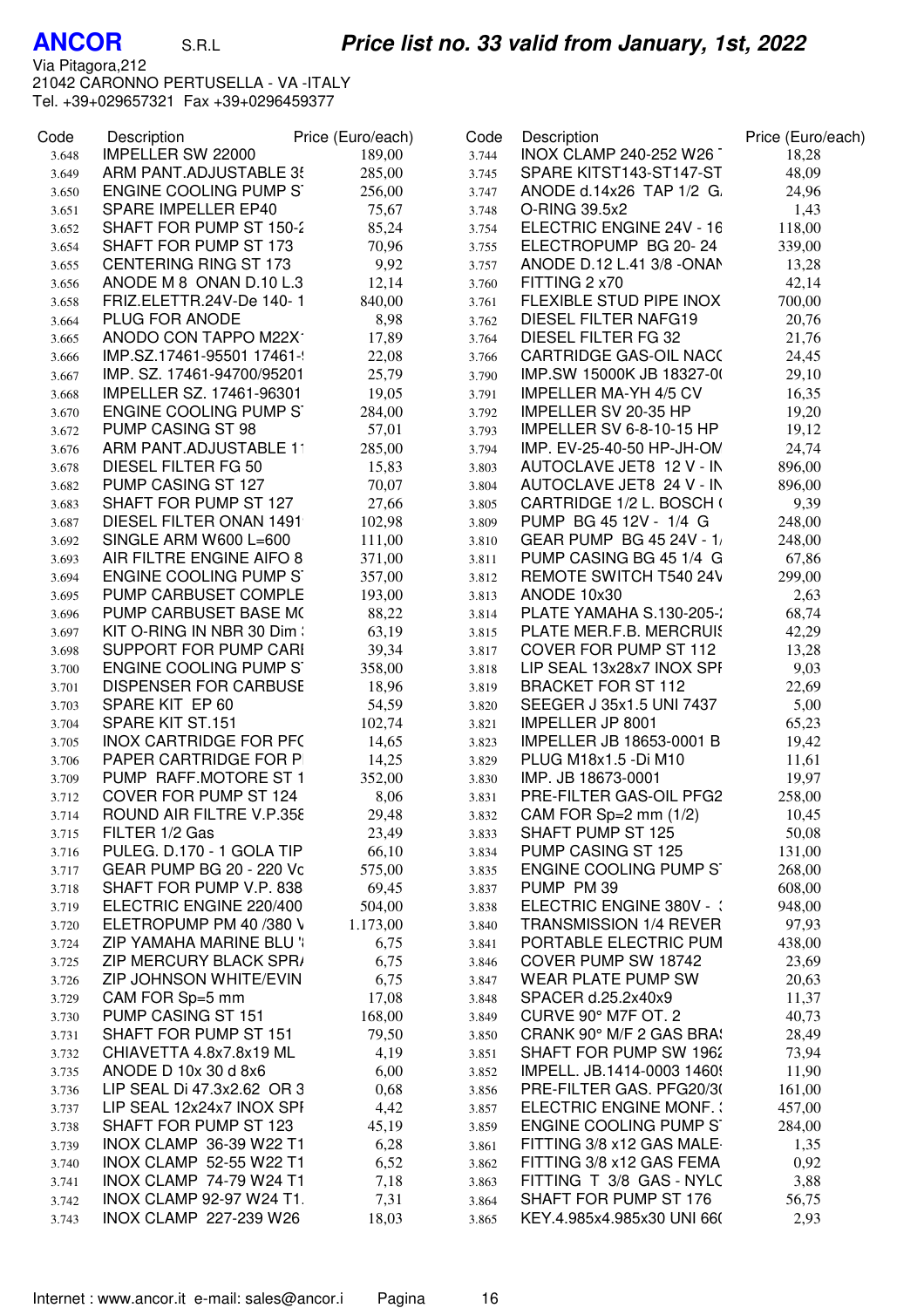**ANCOR** S.R.L

***Price list no. 33 valid from January, 1st, 2022***

Via Pitagora,212
21042 CARONNO PERTUSELLA - VA -ITALY
Tel. +39+029657321 Fax +39+0296459377

| Code | Description | Price (Euro/each) |
|---|---|---|
| 3.648 | IMPELLER SW 22000 | 189,00 |
| 3.649 | ARM PANT.ADJUSTABLE 35 | 285,00 |
| 3.650 | ENGINE COOLING PUMP S | 256,00 |
| 3.651 | SPARE IMPELLER EP40 | 75,67 |
| 3.652 | SHAFT FOR PUMP ST 150-2 | 85,24 |
| 3.654 | SHAFT FOR PUMP ST 173 | 70,96 |
| 3.655 | CENTERING RING ST 173 | 9,92 |
| 3.656 | ANODE M 8 ONAN D.10 L.3 | 12,14 |
| 3.658 | FRIZ.ELETTR.24V-De 140- 1 | 840,00 |
| 3.664 | PLUG FOR ANODE | 8,98 |
| 3.665 | ANODO CON TAPPO M22X1 | 17,89 |
| 3.666 | IMP.SZ.17461-95501 17461-! | 22,08 |
| 3.667 | IMP. SZ. 17461-94700/95201 | 25,79 |
| 3.668 | IMPELLER SZ. 17461-96301 | 19,05 |
| 3.670 | ENGINE COOLING PUMP S | 284,00 |
| 3.672 | PUMP CASING ST 98 | 57,01 |
| 3.676 | ARM PANT.ADJUSTABLE 11 | 285,00 |
| 3.678 | DIESEL FILTER FG 50 | 15,83 |
| 3.682 | PUMP CASING ST 127 | 70,07 |
| 3.683 | SHAFT FOR PUMP ST 127 | 27,66 |
| 3.687 | DIESEL FILTER ONAN 1491 | 102,98 |
| 3.692 | SINGLE ARM W600 L=600 | 111,00 |
| 3.693 | AIR FILTRE ENGINE AIFO 8 | 371,00 |
| 3.694 | ENGINE COOLING PUMP S | 357,00 |
| 3.695 | PUMP CARBUSET COMPLE | 193,00 |
| 3.696 | PUMP CARBUSET BASE MC | 88,22 |
| 3.697 | KIT O-RING IN NBR 30 Dim : | 63,19 |
| 3.698 | SUPPORT FOR PUMP CARI | 39,34 |
| 3.700 | ENGINE COOLING PUMP S | 358,00 |
| 3.701 | DISPENSER FOR CARBUSE | 18,96 |
| 3.703 | SPARE KIT EP 60 | 54,59 |
| 3.704 | SPARE KIT ST.151 | 102,74 |
| 3.705 | INOX CARTRIDGE FOR PFC | 14,65 |
| 3.706 | PAPER CARTRIDGE FOR P | 14,25 |
| 3.709 | PUMP RAFF.MOTORE ST 1 | 352,00 |
| 3.712 | COVER FOR PUMP ST 124 | 8,06 |
| 3.714 | ROUND AIR FILTRE V.P.358 | 29,48 |
| 3.715 | FILTER 1/2 Gas | 23,49 |
| 3.716 | PULEG. D.170 - 1 GOLA TIP | 66,10 |
| 3.717 | GEAR PUMP BG 20 - 220 Vc | 575,00 |
| 3.718 | SHAFT FOR PUMP V.P. 838 | 69,45 |
| 3.719 | ELECTRIC ENGINE 220/400 | 504,00 |
| 3.720 | ELETROPUMP PM 40 /380 V | 1.173,00 |
| 3.724 | ZIP YAMAHA MARINE BLU ' | 6,75 |
| 3.725 | ZIP MERCURY BLACK SPR/ | 6,75 |
| 3.726 | ZIP JOHNSON WHITE/EVIN | 6,75 |
| 3.729 | CAM FOR Sp=5 mm | 17,08 |
| 3.730 | PUMP CASING ST 151 | 168,00 |
| 3.731 | SHAFT FOR PUMP ST 151 | 79,50 |
| 3.732 | CHIAVETTA 4.8x7.8x19 ML | 4,19 |
| 3.735 | ANODE D 10x 30 d 8x6 | 6,00 |
| 3.736 | LIP SEAL Di 47.3x2.62 OR 3 | 0,68 |
| 3.737 | LIP SEAL 12x24x7 INOX SPI | 4,42 |
| 3.738 | SHAFT FOR PUMP ST 123 | 45,19 |
| 3.739 | INOX CLAMP 36-39 W22 T1 | 6,28 |
| 3.740 | INOX CLAMP 52-55 W22 T1 | 6,52 |
| 3.741 | INOX CLAMP 74-79 W24 T1 | 7,18 |
| 3.742 | INOX CLAMP 92-97 W24 T1. | 7,31 |
| 3.743 | INOX CLAMP 227-239 W26 | 18,03 |
| 3.744 | INOX CLAMP 240-252 W26 T | 18,28 |
| 3.745 | SPARE KITST143-ST147-ST | 48,09 |
| 3.747 | ANODE d.14x26 TAP 1/2 G. | 24,96 |
| 3.748 | O-RING 39.5x2 | 1,43 |
| 3.754 | ELECTRIC ENGINE 24V - 16 | 118,00 |
| 3.755 | ELECTROPUMP BG 20- 24 | 339,00 |
| 3.757 | ANODE D.12 L.41 3/8 -ONAN | 13,28 |
| 3.760 | FITTING 2 x70 | 42,14 |
| 3.761 | FLEXIBLE STUD PIPE INOX | 700,00 |
| 3.762 | DIESEL FILTER NAFG19 | 20,76 |
| 3.764 | DIESEL FILTER FG 32 | 21,76 |
| 3.766 | CARTRIDGE GAS-OIL NACC | 24,45 |
| 3.790 | IMP.SW 15000K JB 18327-0( | 29,10 |
| 3.791 | IMPELLER MA-YH 4/5 CV | 16,35 |
| 3.792 | IMPELLER SV 20-35 HP | 19,20 |
| 3.793 | IMPELLER SV 6-8-10-15 HP | 19,12 |
| 3.794 | IMP. EV-25-40-50 HP-JH-OM | 24,74 |
| 3.803 | AUTOCLAVE JET8 12 V - IN | 896,00 |
| 3.804 | AUTOCLAVE JET8 24 V - IN | 896,00 |
| 3.805 | CARTRIDGE 1/2 L. BOSCH ( | 9,39 |
| 3.809 | PUMP BG 45 12V - 1/4 G | 248,00 |
| 3.810 | GEAR PUMP BG 45 24V - 1/ | 248,00 |
| 3.811 | PUMP CASING BG 45 1/4 G | 67,86 |
| 3.812 | REMOTE SWITCH T540 24V | 299,00 |
| 3.813 | ANODE 10x30 | 2,63 |
| 3.814 | PLATE YAMAHA S.130-205-: | 68,74 |
| 3.815 | PLATE MER.F.B. MERCRUIS | 42,29 |
| 3.817 | COVER FOR PUMP ST 112 | 13,28 |
| 3.818 | LIP SEAL 13x28x7 INOX SPI | 9,03 |
| 3.819 | BRACKET FOR ST 112 | 22,69 |
| 3.820 | SEEGER J 35x1.5 UNI 7437 | 5,00 |
| 3.821 | IMPELLER JP 8001 | 65,23 |
| 3.823 | IMPELLER JB 18653-0001 B | 19,42 |
| 3.829 | PLUG M18x1.5 -Di M10 | 11,61 |
| 3.830 | IMP. JB 18673-0001 | 19,97 |
| 3.831 | PRE-FILTER GAS-OIL PFG2 | 258,00 |
| 3.832 | CAM FOR Sp=2 mm (1/2) | 10,45 |
| 3.833 | SHAFT PUMP ST 125 | 50,08 |
| 3.834 | PUMP CASING ST 125 | 131,00 |
| 3.835 | ENGINE COOLING PUMP S | 268,00 |
| 3.837 | PUMP PM 39 | 608,00 |
| 3.838 | ELECTRIC ENGINE 380V - : | 948,00 |
| 3.840 | TRANSMISSION 1/4 REVER | 97,93 |
| 3.841 | PORTABLE ELECTRIC PUM | 438,00 |
| 3.846 | COVER PUMP SW 18742 | 23,69 |
| 3.847 | WEAR PLATE PUMP SW | 20,63 |
| 3.848 | SPACER d.25.2x40x9 | 11,37 |
| 3.849 | CURVE 90° M7F OT. 2 | 40,73 |
| 3.850 | CRANK 90° M/F 2 GAS BRAS | 28,49 |
| 3.851 | SHAFT FOR PUMP SW 1962 | 73,94 |
| 3.852 | IMPELL. JB.1414-0003 14609 | 11,90 |
| 3.856 | PRE-FILTER GAS. PFG20/30 | 161,00 |
| 3.857 | ELECTRIC ENGINE MONF. : | 457,00 |
| 3.859 | ENGINE COOLING PUMP S | 284,00 |
| 3.861 | FITTING 3/8 x12 GAS MALE- | 1,35 |
| 3.862 | FITTING 3/8 x12 GAS FEMA | 0,92 |
| 3.863 | FITTING T 3/8 GAS - NYLC | 3,88 |
| 3.864 | SHAFT FOR PUMP ST 176 | 56,75 |
| 3.865 | KEY.4.985x4.985x30 UNI 66( | 2,93 |

Internet : www.ancor.it e-mail: sales@ancor.i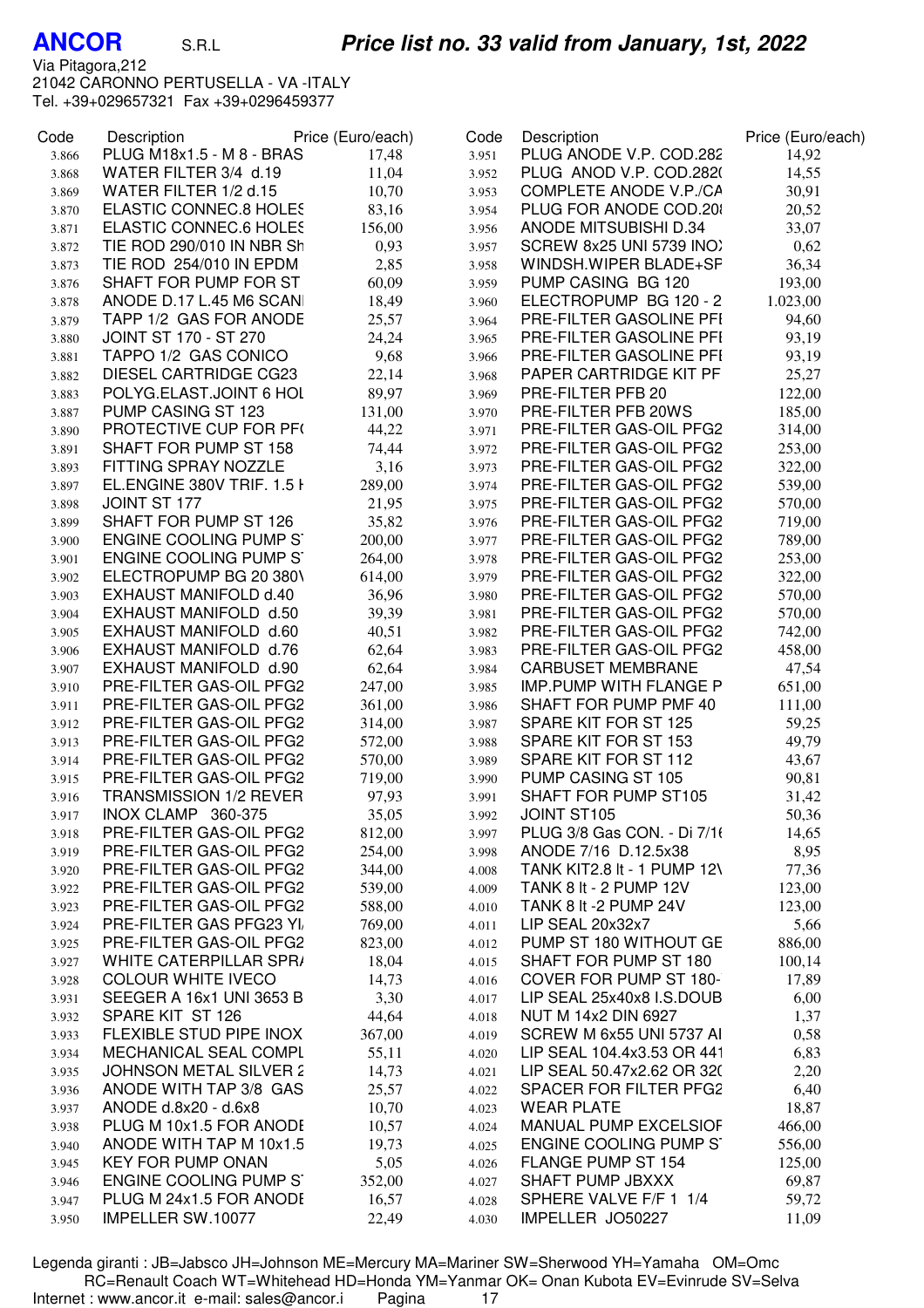**ANCOR** S.R.L

Via Pitagora,212
21042 CARONNO PERTUSELLA - VA -ITALY
Tel. +39+029657321 Fax +39+0296459377

## *Price list no. 33 valid from January, 1st, 2022*

| Code | Description | Price (Euro/each) |
|---|---|---|
| 3.866 | PLUG M18x1.5 - M 8 - BRAS | 17,48 |
| 3.868 | WATER FILTER 3/4 d.19 | 11,04 |
| 3.869 | WATER FILTER 1/2 d.15 | 10,70 |
| 3.870 | ELASTIC CONNEC.8 HOLES | 83,16 |
| 3.871 | ELASTIC CONNEC.6 HOLES | 156,00 |
| 3.872 | TIE ROD 290/010 IN NBR Sh | 0,93 |
| 3.873 | TIE ROD 254/010 IN EPDM | 2,85 |
| 3.876 | SHAFT FOR PUMP FOR ST | 60,09 |
| 3.878 | ANODE D.17 L.45 M6 SCANI | 18,49 |
| 3.879 | TAPP 1/2 GAS FOR ANODE | 25,57 |
| 3.880 | JOINT ST 170 - ST 270 | 24,24 |
| 3.881 | TAPPO 1/2 GAS CONICO | 9,68 |
| 3.882 | DIESEL CARTRIDGE CG23 | 22,14 |
| 3.883 | POLYG.ELAST.JOINT 6 HOL | 89,97 |
| 3.887 | PUMP CASING ST 123 | 131,00 |
| 3.890 | PROTECTIVE CUP FOR PF( | 44,22 |
| 3.891 | SHAFT FOR PUMP ST 158 | 74,44 |
| 3.893 | FITTING SPRAY NOZZLE | 3,16 |
| 3.897 | EL.ENGINE 380V TRIF. 1.5 H | 289,00 |
| 3.898 | JOINT ST 177 | 21,95 |
| 3.899 | SHAFT FOR PUMP ST 126 | 35,82 |
| 3.900 | ENGINE COOLING PUMP S | 200,00 |
| 3.901 | ENGINE COOLING PUMP S | 264,00 |
| 3.902 | ELECTROPUMP BG 20 380V | 614,00 |
| 3.903 | EXHAUST MANIFOLD d.40 | 36,96 |
| 3.904 | EXHAUST MANIFOLD d.50 | 39,39 |
| 3.905 | EXHAUST MANIFOLD d.60 | 40,51 |
| 3.906 | EXHAUST MANIFOLD d.76 | 62,64 |
| 3.907 | EXHAUST MANIFOLD d.90 | 62,64 |
| 3.910 | PRE-FILTER GAS-OIL PFG2 | 247,00 |
| 3.911 | PRE-FILTER GAS-OIL PFG2 | 361,00 |
| 3.912 | PRE-FILTER GAS-OIL PFG2 | 314,00 |
| 3.913 | PRE-FILTER GAS-OIL PFG2 | 572,00 |
| 3.914 | PRE-FILTER GAS-OIL PFG2 | 570,00 |
| 3.915 | PRE-FILTER GAS-OIL PFG2 | 719,00 |
| 3.916 | TRANSMISSION 1/2 REVER | 97,93 |
| 3.917 | INOX CLAMP 360-375 | 35,05 |
| 3.918 | PRE-FILTER GAS-OIL PFG2 | 812,00 |
| 3.919 | PRE-FILTER GAS-OIL PFG2 | 254,00 |
| 3.920 | PRE-FILTER GAS-OIL PFG2 | 344,00 |
| 3.922 | PRE-FILTER GAS-OIL PFG2 | 539,00 |
| 3.923 | PRE-FILTER GAS-OIL PFG2 | 588,00 |
| 3.924 | PRE-FILTER GAS PFG23 YA | 769,00 |
| 3.925 | PRE-FILTER GAS-OIL PFG2 | 823,00 |
| 3.927 | WHITE CATERPILLAR SPRA | 18,04 |
| 3.928 | COLOUR WHITE IVECO | 14,73 |
| 3.931 | SEEGER A 16x1 UNI 3653 B | 3,30 |
| 3.932 | SPARE KIT ST 126 | 44,64 |
| 3.933 | FLEXIBLE STUD PIPE INOX | 367,00 |
| 3.934 | MECHANICAL SEAL COMPL | 55,11 |
| 3.935 | JOHNSON METAL SILVER 2 | 14,73 |
| 3.936 | ANODE WITH TAP 3/8 GAS | 25,57 |
| 3.937 | ANODE d.8x20 - d.6x8 | 10,70 |
| 3.938 | PLUG M 10x1.5 FOR ANODE | 10,57 |
| 3.940 | ANODE WITH TAP M 10x1.5 | 19,73 |
| 3.945 | KEY FOR PUMP ONAN | 5,05 |
| 3.946 | ENGINE COOLING PUMP S | 352,00 |
| 3.947 | PLUG M 24x1.5 FOR ANODE | 16,57 |
| 3.950 | IMPELLER SW.10077 | 22,49 |
| 3.951 | PLUG ANODE V.P. COD.282 | 14,92 |
| 3.952 | PLUG ANOD V.P. COD.282( | 14,55 |
| 3.953 | COMPLETE ANODE V.P./CA | 30,91 |
| 3.954 | PLUG FOR ANODE COD.208 | 20,52 |
| 3.956 | ANODE MITSUBISHI D.34 | 33,07 |
| 3.957 | SCREW 8x25 UNI 5739 INOX | 0,62 |
| 3.958 | WINDSH.WIPER BLADE+SP | 36,34 |
| 3.959 | PUMP CASING BG 120 | 193,00 |
| 3.960 | ELECTROPUMP BG 120 - 2 | 1.023,00 |
| 3.964 | PRE-FILTER GASOLINE PFI | 94,60 |
| 3.965 | PRE-FILTER GASOLINE PFI | 93,19 |
| 3.966 | PRE-FILTER GASOLINE PFI | 93,19 |
| 3.968 | PAPER CARTRIDGE KIT PF | 25,27 |
| 3.969 | PRE-FILTER PFB 20 | 122,00 |
| 3.970 | PRE-FILTER PFB 20WS | 185,00 |
| 3.971 | PRE-FILTER GAS-OIL PFG2 | 314,00 |
| 3.972 | PRE-FILTER GAS-OIL PFG2 | 253,00 |
| 3.973 | PRE-FILTER GAS-OIL PFG2 | 322,00 |
| 3.974 | PRE-FILTER GAS-OIL PFG2 | 539,00 |
| 3.975 | PRE-FILTER GAS-OIL PFG2 | 570,00 |
| 3.976 | PRE-FILTER GAS-OIL PFG2 | 719,00 |
| 3.977 | PRE-FILTER GAS-OIL PFG2 | 789,00 |
| 3.978 | PRE-FILTER GAS-OIL PFG2 | 253,00 |
| 3.979 | PRE-FILTER GAS-OIL PFG2 | 322,00 |
| 3.980 | PRE-FILTER GAS-OIL PFG2 | 570,00 |
| 3.981 | PRE-FILTER GAS-OIL PFG2 | 570,00 |
| 3.982 | PRE-FILTER GAS-OIL PFG2 | 742,00 |
| 3.983 | PRE-FILTER GAS-OIL PFG2 | 458,00 |
| 3.984 | CARBUSET MEMBRANE | 47,54 |
| 3.985 | IMP.PUMP WITH FLANGE P | 651,00 |
| 3.986 | SHAFT FOR PUMP PMF 40 | 111,00 |
| 3.987 | SPARE KIT FOR ST 125 | 59,25 |
| 3.988 | SPARE KIT FOR ST 153 | 49,79 |
| 3.989 | SPARE KIT FOR ST 112 | 43,67 |
| 3.990 | PUMP CASING ST 105 | 90,81 |
| 3.991 | SHAFT FOR PUMP ST105 | 31,42 |
| 3.992 | JOINT ST105 | 50,36 |
| 3.997 | PLUG 3/8 Gas CON. - Di 7/16 | 14,65 |
| 3.998 | ANODE 7/16 D.12.5x38 | 8,95 |
| 4.008 | TANK KIT2.8 lt - 1 PUMP 12V | 77,36 |
| 4.009 | TANK 8 lt - 2 PUMP 12V | 123,00 |
| 4.010 | TANK 8 lt -2 PUMP 24V | 123,00 |
| 4.011 | LIP SEAL 20x32x7 | 5,66 |
| 4.012 | PUMP ST 180 WITHOUT GE | 886,00 |
| 4.015 | SHAFT FOR PUMP ST 180 | 100,14 |
| 4.016 | COVER FOR PUMP ST 180- | 17,89 |
| 4.017 | LIP SEAL 25x40x8 I.S.DOUB | 6,00 |
| 4.018 | NUT M 14x2 DIN 6927 | 1,37 |
| 4.019 | SCREW M 6x55 UNI 5737 AI | 0,58 |
| 4.020 | LIP SEAL 104.4x3.53 OR 441 | 6,83 |
| 4.021 | LIP SEAL 50.47x2.62 OR 32( | 2,20 |
| 4.022 | SPACER FOR FILTER PFG2 | 6,40 |
| 4.023 | WEAR PLATE | 18,87 |
| 4.024 | MANUAL PUMP EXCELSIOF | 466,00 |
| 4.025 | ENGINE COOLING PUMP S | 556,00 |
| 4.026 | FLANGE PUMP ST 154 | 125,00 |
| 4.027 | SHAFT PUMP JBXXX | 69,87 |
| 4.028 | SPHERE VALVE F/F 1 1/4 | 59,72 |
| 4.030 | IMPELLER JO50227 | 11,09 |

Legenda giranti : JB=Jabsco JH=Johnson ME=Mercury MA=Mariner SW=Sherwood YH=Yamaha OM=Omc
RC=Renault Coach WT=Whitehead HD=Honda YM=Yanmar OK= Onan Kubota EV=Evinrude SV=Selva

Internet : www.ancor.it e-mail: sales@ancor.i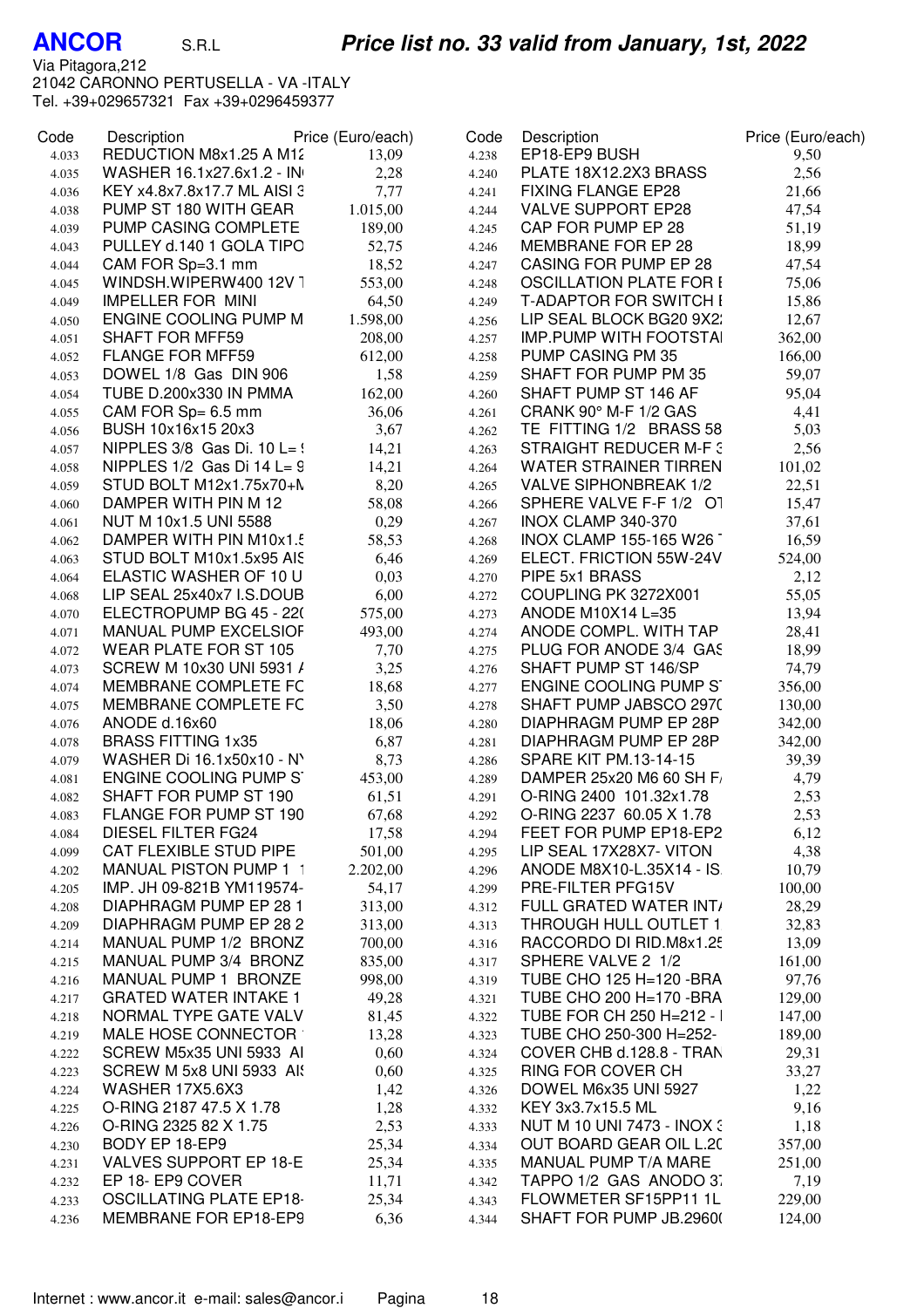**ANCOR** S.R.L

***Price list no. 33 valid from January, 1st, 2022***

Via Pitagora,212
21042 CARONNO PERTUSELLA - VA -ITALY
Tel. +39+029657321 Fax +39+0296459377

| Code | Description | Price (Euro/each) | Code | Description | Price (Euro/each) |
|---|---|---|---|---|---|
| 4.033 | REDUCTION M8x1.25 A M12 | 13,09 | 4.238 | EP18-EP9 BUSH | 9,50 |
| 4.035 | WASHER 16.1x27.6x1.2 - IN | 2,28 | 4.240 | PLATE 18X12.2X3 BRASS | 2,56 |
| 4.036 | KEY x4.8x7.8x17.7 ML AISI 3 | 7,77 | 4.241 | FIXING FLANGE EP28 | 21,66 |
| 4.038 | PUMP ST 180 WITH GEAR | 1.015,00 | 4.244 | VALVE SUPPORT EP28 | 47,54 |
| 4.039 | PUMP CASING COMPLETE | 189,00 | 4.245 | CAP FOR PUMP EP 28 | 51,19 |
| 4.043 | PULLEY d.140 1 GOLA TIPO | 52,75 | 4.246 | MEMBRANE FOR EP 28 | 18,99 |
| 4.044 | CAM FOR Sp=3.1 mm | 18,52 | 4.247 | CASING FOR PUMP EP 28 | 47,54 |
| 4.045 | WINDSH.WIPERW400 12V T | 553,00 | 4.248 | OSCILLATION PLATE FOR E | 75,06 |
| 4.049 | IMPELLER FOR MINI | 64,50 | 4.249 | T-ADAPTOR FOR SWITCH E | 15,86 |
| 4.050 | ENGINE COOLING PUMP M | 1.598,00 | 4.256 | LIP SEAL BLOCK BG20 9X2 | 12,67 |
| 4.051 | SHAFT FOR MFF59 | 208,00 | 4.257 | IMP.PUMP WITH FOOTSTAI | 362,00 |
| 4.052 | FLANGE FOR MFF59 | 612,00 | 4.258 | PUMP CASING PM 35 | 166,00 |
| 4.053 | DOWEL 1/8 Gas DIN 906 | 1,58 | 4.259 | SHAFT FOR PUMP PM 35 | 59,07 |
| 4.054 | TUBE D.200x330 IN PMMA | 162,00 | 4.260 | SHAFT PUMP ST 146 AF | 95,04 |
| 4.055 | CAM FOR Sp= 6.5 mm | 36,06 | 4.261 | CRANK 90° M-F 1/2 GAS | 4,41 |
| 4.056 | BUSH 10x16x15 20x3 | 3,67 | 4.262 | TE FITTING 1/2 BRASS 58 | 5,03 |
| 4.057 | NIPPLES 3/8 Gas Di. 10 L= | 14,21 | 4.263 | STRAIGHT REDUCER M-F 3 | 2,56 |
| 4.058 | NIPPLES 1/2 Gas Di 14 L= 9 | 14,21 | 4.264 | WATER STRAINER TIRREN | 101,02 |
| 4.059 | STUD BOLT M12x1.75x70+M | 8,20 | 4.265 | VALVE SIPHONBREAK 1/2 | 22,51 |
| 4.060 | DAMPER WITH PIN M 12 | 58,08 | 4.266 | SPHERE VALVE F-F 1/2 OT | 15,47 |
| 4.061 | NUT M 10x1.5 UNI 5588 | 0,29 | 4.267 | INOX CLAMP 340-370 | 37,61 |
| 4.062 | DAMPER WITH PIN M10x1.5 | 58,53 | 4.268 | INOX CLAMP 155-165 W26 | 16,59 |
| 4.063 | STUD BOLT M10x1.5x95 AIS | 6,46 | 4.269 | ELECT. FRICTION 55W-24V | 524,00 |
| 4.064 | ELASTIC WASHER OF 10 U | 0,03 | 4.270 | PIPE 5x1 BRASS | 2,12 |
| 4.068 | LIP SEAL 25x40x7 I.S.DOUB | 6,00 | 4.272 | COUPLING PK 3272X001 | 55,05 |
| 4.070 | ELECTROPUMP BG 45 - 220 | 575,00 | 4.273 | ANODE M10X14 L=35 | 13,94 |
| 4.071 | MANUAL PUMP EXCELSIOR | 493,00 | 4.274 | ANODE COMPL. WITH TAP | 28,41 |
| 4.072 | WEAR PLATE FOR ST 105 | 7,70 | 4.275 | PLUG FOR ANODE 3/4 GAS | 18,99 |
| 4.073 | SCREW M 10x30 UNI 5931 A | 3,25 | 4.276 | SHAFT PUMP ST 146/SP | 74,79 |
| 4.074 | MEMBRANE COMPLETE FO | 18,68 | 4.277 | ENGINE COOLING PUMP ST | 356,00 |
| 4.075 | MEMBRANE COMPLETE FO | 3,50 | 4.278 | SHAFT PUMP JABSCO 2970 | 130,00 |
| 4.076 | ANODE d.16x60 | 18,06 | 4.280 | DIAPHRAGM PUMP EP 28P | 342,00 |
| 4.078 | BRASS FITTING 1x35 | 6,87 | 4.281 | DIAPHRAGM PUMP EP 28P | 342,00 |
| 4.079 | WASHER Di 16.1x50x10 - NY | 8,73 | 4.286 | SPARE KIT PM.13-14-15 | 39,39 |
| 4.081 | ENGINE COOLING PUMP ST | 453,00 | 4.289 | DAMPER 25x20 M6 60 SH FA | 4,79 |
| 4.082 | SHAFT FOR PUMP ST 190 | 61,51 | 4.291 | O-RING 2400 101.32x1.78 | 2,53 |
| 4.083 | FLANGE FOR PUMP ST 190 | 67,68 | 4.292 | O-RING 2237 60.05 X 1.78 | 2,53 |
| 4.084 | DIESEL FILTER FG24 | 17,58 | 4.294 | FEET FOR PUMP EP18-EP2 | 6,12 |
| 4.099 | CAT FLEXIBLE STUD PIPE | 501,00 | 4.295 | LIP SEAL 17X28X7- VITON | 4,38 |
| 4.202 | MANUAL PISTON PUMP 1 1 | 2.202,00 | 4.296 | ANODE M8X10-L.35X14 - IS | 10,79 |
| 4.205 | IMP. JH 09-821B YM119574- | 54,17 | 4.299 | PRE-FILTER PFG15V | 100,00 |
| 4.208 | DIAPHRAGM PUMP EP 28 1 | 313,00 | 4.312 | FULL GRATED WATER INTA | 28,29 |
| 4.209 | DIAPHRAGM PUMP EP 28 2 | 313,00 | 4.313 | THROUGH HULL OUTLET 1 | 32,83 |
| 4.214 | MANUAL PUMP 1/2 BRONZ | 700,00 | 4.316 | RACCORDO DI RID.M8x1.25 | 13,09 |
| 4.215 | MANUAL PUMP 3/4 BRONZ | 835,00 | 4.317 | SPHERE VALVE 2 1/2 | 161,00 |
| 4.216 | MANUAL PUMP 1 BRONZE | 998,00 | 4.319 | TUBE CHO 125 H=120 -BRA | 97,76 |
| 4.217 | GRATED WATER INTAKE 1 | 49,28 | 4.321 | TUBE CHO 200 H=170 -BRA | 129,00 |
| 4.218 | NORMAL TYPE GATE VALV | 81,45 | 4.322 | TUBE FOR CH 250 H=212 - I | 147,00 |
| 4.219 | MALE HOSE CONNECTOR | 13,28 | 4.323 | TUBE CHO 250-300 H=252- | 189,00 |
| 4.222 | SCREW M5x35 UNI 5933 AI | 0,60 | 4.324 | COVER CHB d.128.8 - TRAN | 29,31 |
| 4.223 | SCREW M 5x8 UNI 5933 AIS | 0,60 | 4.325 | RING FOR COVER CH | 33,27 |
| 4.224 | WASHER 17X5.6X3 | 1,42 | 4.326 | DOWEL M6x35 UNI 5927 | 1,22 |
| 4.225 | O-RING 2187 47.5 X 1.78 | 1,28 | 4.332 | KEY 3x3.7x15.5 ML | 9,16 |
| 4.226 | O-RING 2325 82 X 1.75 | 2,53 | 4.333 | NUT M 10 UNI 7473 - INOX 3 | 1,18 |
| 4.230 | BODY EP 18-EP9 | 25,34 | 4.334 | OUT BOARD GEAR OIL L.20 | 357,00 |
| 4.231 | VALVES SUPPORT EP 18-E | 25,34 | 4.335 | MANUAL PUMP T/A MARE | 251,00 |
| 4.232 | EP 18- EP9 COVER | 11,71 | 4.342 | TAPPO 1/2 GAS ANODO 37 | 7,19 |
| 4.233 | OSCILLATING PLATE EP18- | 25,34 | 4.343 | FLOWMETER SF15PP11 1L | 229,00 |
| 4.236 | MEMBRANE FOR EP18-EP9 | 6,36 | 4.344 | SHAFT FOR PUMP JB.29600 | 124,00 |

Internet : www.ancor.it e-mail: sales@ancor.i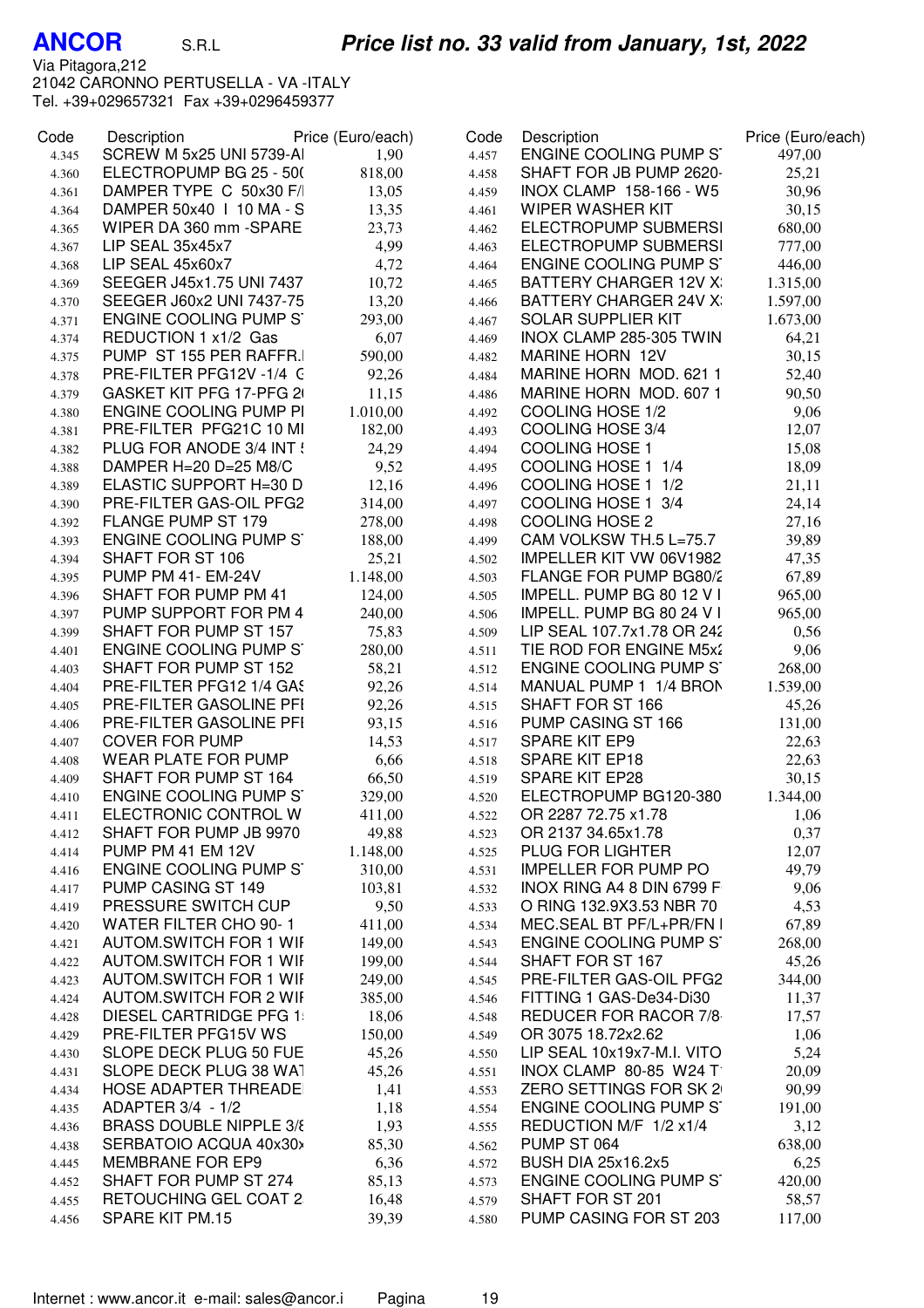**ANCOR** S.R.L

***Price list no. 33 valid from January, 1st, 2022***

Via Pitagora,212
21042 CARONNO PERTUSELLA - VA -ITALY
Tel. +39+029657321 Fax +39+0296459377

| Code | Description | Price (Euro/each) |
|---|---|---|
| 4.345 | SCREW M 5x25 UNI 5739-AI | 1,90 |
| 4.360 | ELECTROPUMP BG 25 - 50( | 818,00 |
| 4.361 | DAMPER TYPE C 50x30 F/I | 13,05 |
| 4.364 | DAMPER 50x40 I 10 MA - S | 13,35 |
| 4.365 | WIPER DA 360 mm -SPARE | 23,73 |
| 4.367 | LIP SEAL 35x45x7 | 4,99 |
| 4.368 | LIP SEAL 45x60x7 | 4,72 |
| 4.369 | SEEGER J45x1.75 UNI 7437 | 10,72 |
| 4.370 | SEEGER J60x2 UNI 7437-75 | 13,20 |
| 4.371 | ENGINE COOLING PUMP S | 293,00 |
| 4.374 | REDUCTION 1 x1/2 Gas | 6,07 |
| 4.375 | PUMP ST 155 PER RAFFR.I | 590,00 |
| 4.378 | PRE-FILTER PFG12V -1/4 G | 92,26 |
| 4.379 | GASKET KIT PFG 17-PFG 2( | 11,15 |
| 4.380 | ENGINE COOLING PUMP PI | 1.010,00 |
| 4.381 | PRE-FILTER PFG21C 10 MI | 182,00 |
| 4.382 | PLUG FOR ANODE 3/4 INT ! | 24,29 |
| 4.388 | DAMPER H=20 D=25 M8/C | 9,52 |
| 4.389 | ELASTIC SUPPORT H=30 D | 12,16 |
| 4.390 | PRE-FILTER GAS-OIL PFG2 | 314,00 |
| 4.392 | FLANGE PUMP ST 179 | 278,00 |
| 4.393 | ENGINE COOLING PUMP S | 188,00 |
| 4.394 | SHAFT FOR ST 106 | 25,21 |
| 4.395 | PUMP PM 41- EM-24V | 1.148,00 |
| 4.396 | SHAFT FOR PUMP PM 41 | 124,00 |
| 4.397 | PUMP SUPPORT FOR PM 4 | 240,00 |
| 4.399 | SHAFT FOR PUMP ST 157 | 75,83 |
| 4.401 | ENGINE COOLING PUMP S | 280,00 |
| 4.403 | SHAFT FOR PUMP ST 152 | 58,21 |
| 4.404 | PRE-FILTER PFG12 1/4 GAS | 92,26 |
| 4.405 | PRE-FILTER GASOLINE PFI | 92,26 |
| 4.406 | PRE-FILTER GASOLINE PFI | 93,15 |
| 4.407 | COVER FOR PUMP | 14,53 |
| 4.408 | WEAR PLATE FOR PUMP | 6,66 |
| 4.409 | SHAFT FOR PUMP ST 164 | 66,50 |
| 4.410 | ENGINE COOLING PUMP S | 329,00 |
| 4.411 | ELECTRONIC CONTROL W | 411,00 |
| 4.412 | SHAFT FOR PUMP JB 9970 | 49,88 |
| 4.414 | PUMP PM 41 EM 12V | 1.148,00 |
| 4.416 | ENGINE COOLING PUMP S | 310,00 |
| 4.417 | PUMP CASING ST 149 | 103,81 |
| 4.419 | PRESSURE SWITCH CUP | 9,50 |
| 4.420 | WATER FILTER CHO 90- 1 | 411,00 |
| 4.421 | AUTOM.SWITCH FOR 1 WII | 149,00 |
| 4.422 | AUTOM.SWITCH FOR 1 WII | 199,00 |
| 4.423 | AUTOM.SWITCH FOR 1 WII | 249,00 |
| 4.424 | AUTOM.SWITCH FOR 2 WII | 385,00 |
| 4.428 | DIESEL CARTRIDGE PFG 1 | 18,06 |
| 4.429 | PRE-FILTER PFG15V WS | 150,00 |
| 4.430 | SLOPE DECK PLUG 50 FUE | 45,26 |
| 4.431 | SLOPE DECK PLUG 38 WAT | 45,26 |
| 4.434 | HOSE ADAPTER THREADE | 1,41 |
| 4.435 | ADAPTER 3/4 - 1/2 | 1,18 |
| 4.436 | BRASS DOUBLE NIPPLE 3/8 | 1,93 |
| 4.438 | SERBATOIO ACQUA 40x30x | 85,30 |
| 4.445 | MEMBRANE FOR EP9 | 6,36 |
| 4.452 | SHAFT FOR PUMP ST 274 | 85,13 |
| 4.455 | RETOUCHING GEL COAT 2 | 16,48 |
| 4.456 | SPARE KIT PM.15 | 39,39 |
| 4.457 | ENGINE COOLING PUMP S | 497,00 |
| 4.458 | SHAFT FOR JB PUMP 2620- | 25,21 |
| 4.459 | INOX CLAMP 158-166 - W5 | 30,96 |
| 4.461 | WIPER WASHER KIT | 30,15 |
| 4.462 | ELECTROPUMP SUBMERSI | 680,00 |
| 4.463 | ELECTROPUMP SUBMERSI | 777,00 |
| 4.464 | ENGINE COOLING PUMP S | 446,00 |
| 4.465 | BATTERY CHARGER 12V X | 1.315,00 |
| 4.466 | BATTERY CHARGER 24V X | 1.597,00 |
| 4.467 | SOLAR SUPPLIER KIT | 1.673,00 |
| 4.469 | INOX CLAMP 285-305 TWIN | 64,21 |
| 4.482 | MARINE HORN 12V | 30,15 |
| 4.484 | MARINE HORN MOD. 621 1 | 52,40 |
| 4.486 | MARINE HORN MOD. 607 1 | 90,50 |
| 4.492 | COOLING HOSE 1/2 | 9,06 |
| 4.493 | COOLING HOSE 3/4 | 12,07 |
| 4.494 | COOLING HOSE 1 | 15,08 |
| 4.495 | COOLING HOSE 1 1/4 | 18,09 |
| 4.496 | COOLING HOSE 1 1/2 | 21,11 |
| 4.497 | COOLING HOSE 1 3/4 | 24,14 |
| 4.498 | COOLING HOSE 2 | 27,16 |
| 4.499 | CAM VOLKSW TH.5 L=75.7 | 39,89 |
| 4.502 | IMPELLER KIT VW 06V1982 | 47,35 |
| 4.503 | FLANGE FOR PUMP BG80/2 | 67,89 |
| 4.505 | IMPELL. PUMP BG 80 12 V I | 965,00 |
| 4.506 | IMPELL. PUMP BG 80 24 V I | 965,00 |
| 4.509 | LIP SEAL 107.7x1.78 OR 242 | 0,56 |
| 4.511 | TIE ROD FOR ENGINE M5x2 | 9,06 |
| 4.512 | ENGINE COOLING PUMP S | 268,00 |
| 4.514 | MANUAL PUMP 1 1/4 BRON | 1.539,00 |
| 4.515 | SHAFT FOR ST 166 | 45,26 |
| 4.516 | PUMP CASING ST 166 | 131,00 |
| 4.517 | SPARE KIT EP9 | 22,63 |
| 4.518 | SPARE KIT EP18 | 22,63 |
| 4.519 | SPARE KIT EP28 | 30,15 |
| 4.520 | ELECTROPUMP BG120-380 | 1.344,00 |
| 4.522 | OR 2287 72.75 x1.78 | 1,06 |
| 4.523 | OR 2137 34.65x1.78 | 0,37 |
| 4.525 | PLUG FOR LIGHTER | 12,07 |
| 4.531 | IMPELLER FOR PUMP PO | 49,79 |
| 4.532 | INOX RING A4 8 DIN 6799 F | 9,06 |
| 4.533 | O RING 132.9X3.53 NBR 70 | 4,53 |
| 4.534 | MEC.SEAL BT PF/L+PR/FN I | 67,89 |
| 4.543 | ENGINE COOLING PUMP S | 268,00 |
| 4.544 | SHAFT FOR ST 167 | 45,26 |
| 4.545 | PRE-FILTER GAS-OIL PFG2 | 344,00 |
| 4.546 | FITTING 1 GAS-De34-Di30 | 11,37 |
| 4.548 | REDUCER FOR RACOR 7/8 | 17,57 |
| 4.549 | OR 3075 18.72x2.62 | 1,06 |
| 4.550 | LIP SEAL 10x19x7-M.I. VITO | 5,24 |
| 4.551 | INOX CLAMP 80-85 W24 T | 20,09 |
| 4.553 | ZERO SETTINGS FOR SK 2 | 90,99 |
| 4.554 | ENGINE COOLING PUMP S | 191,00 |
| 4.555 | REDUCTION M/F 1/2 x1/4 | 3,12 |
| 4.562 | PUMP ST 064 | 638,00 |
| 4.572 | BUSH DIA 25x16.2x5 | 6,25 |
| 4.573 | ENGINE COOLING PUMP S | 420,00 |
| 4.579 | SHAFT FOR ST 201 | 58,57 |
| 4.580 | PUMP CASING FOR ST 203 | 117,00 |

Internet : www.ancor.it e-mail: sales@ancor.i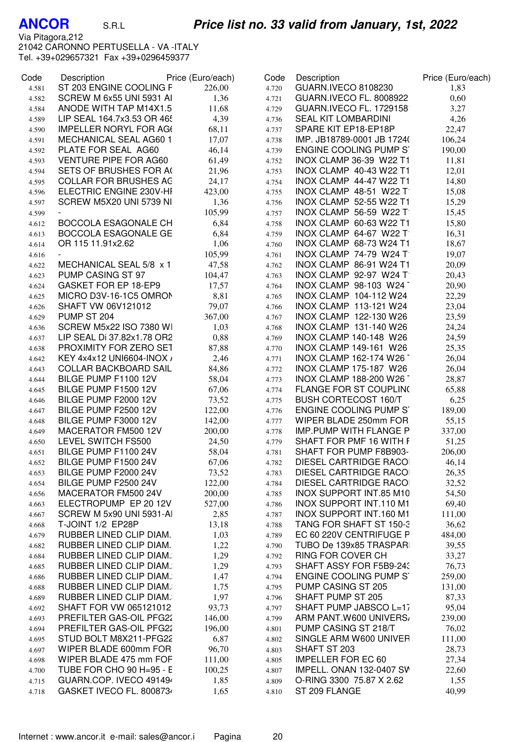**ANCOR** S.R.L

Via Pitagora,212
21042 CARONNO PERTUSELLA - VA -ITALY
Tel. +39+029657321 Fax +39+0296459377

## *Price list no. 33 valid from January, 1st, 2022*

| Code | Description | Price (Euro/each) |
|---|---|---|
| 4.581 | ST 203 ENGINE COOLING F | 226,00 |
| 4.582 | SCREW M 6x55 UNI 5931 AI | 1,36 |
| 4.584 | ANODE WITH TAP M14X1.5 | 11,68 |
| 4.589 | LIP SEAL 164.7x3.53 OR 465 | 4,39 |
| 4.590 | IMPELLER NORYL FOR AG6 | 68,11 |
| 4.591 | MECHANICAL SEAL AG60 1 | 17,07 |
| 4.592 | PLATE FOR SEAL AG60 | 46,14 |
| 4.593 | VENTURE PIPE FOR AG60 | 61,49 |
| 4.594 | SETS OF BRUSHES FOR A( | 21,96 |
| 4.595 | COLLAR FOR BRUSHES AG | 24,17 |
| 4.596 | ELECTRIC ENGINE 230V-HI | 423,00 |
| 4.597 | SCREW M5X20 UNI 5739 NI | 1,36 |
| 4.599 | - | 105,99 |
| 4.612 | BOCCOLA ESAGONALE CH | 6,84 |
| 4.613 | BOCCOLA ESAGONALE GE | 6,84 |
| 4.614 | OR 115 11.91x2.62 | 1,06 |
| 4.616 | - | 105,99 |
| 4.622 | MECHANICAL SEAL 5/8 x 1 | 47,58 |
| 4.623 | PUMP CASING ST 97 | 104,47 |
| 4.624 | GASKET FOR EP 18-EP9 | 17,57 |
| 4.625 | MICRO D3V-16-1C5 OMRON | 8,81 |
| 4.626 | SHAFT VW 06V121012 | 79,07 |
| 4.629 | PUMP ST 204 | 367,00 |
| 4.636 | SCREW M5x22 ISO 7380 WI | 1,03 |
| 4.637 | LIP SEAL Di 37.82x1.78 OR2 | 0,88 |
| 4.638 | PROXIMITY FOR ZERO SET | 87,88 |
| 4.642 | KEY 4x4x12 UNI6604-INOX / | 2,46 |
| 4.643 | COLLAR BACKBOARD SAIL | 84,86 |
| 4.644 | BILGE PUMP F1100 12V | 58,04 |
| 4.645 | BILGE PUMP F1500 12V | 67,06 |
| 4.646 | BILGE PUMP F2000 12V | 73,52 |
| 4.647 | BILGE PUMP F2500 12V | 122,00 |
| 4.648 | BILGE PUMP F3000 12V | 142,00 |
| 4.649 | MACERATOR FM500 12V | 200,00 |
| 4.650 | LEVEL SWITCH FS500 | 24,50 |
| 4.651 | BILGE PUMP F1100 24V | 58,04 |
| 4.652 | BILGE PUMP F1500 24V | 67,06 |
| 4.653 | BILGE PUMP F2000 24V | 73,52 |
| 4.654 | BILGE PUMP F2500 24V | 122,00 |
| 4.656 | MACERATOR FM500 24V | 200,00 |
| 4.663 | ELECTROPUMP EP 20 12V | 527,00 |
| 4.667 | SCREW M 5x90 UNI 5931-AI | 2,85 |
| 4.668 | T-JOINT 1/2 EP28P | 13,18 |
| 4.679 | RUBBER LINED CLIP DIAM. | 1,03 |
| 4.682 | RUBBER LINED CLIP DIAM. | 1,22 |
| 4.684 | RUBBER LINED CLIP DIAM. | 1,29 |
| 4.685 | RUBBER LINED CLIP DIAM. | 1,29 |
| 4.686 | RUBBER LINED CLIP DIAM. | 1,47 |
| 4.688 | RUBBER LINED CLIP DIAM. | 1,75 |
| 4.689 | RUBBER LINED CLIP DIAM. | 1,97 |
| 4.692 | SHAFT FOR VW 065121012 | 93,73 |
| 4.693 | PREFILTER GAS-OIL PFG22 | 146,00 |
| 4.694 | PREFILTER GAS-OIL PFG22 | 196,00 |
| 4.695 | STUD BOLT M8X211-PFG22 | 6,87 |
| 4.697 | WIPER BLADE 600mm FOR | 96,70 |
| 4.698 | WIPER BLADE 475 mm FOF | 111,00 |
| 4.700 | TUBE FOR CHO 90 H=95 - E | 100,25 |
| 4.715 | GUARN.COP. IVECO 491494 | 1,85 |
| 4.718 | GASKET IVECO FL. 8008734 | 1,65 |
| 4.720 | GUARN.IVECO 8108230 | 1,83 |
| 4.721 | GUARN.IVECO FL. 8008922 | 0,60 |
| 4.729 | GUARN.IVECO FL. 1729158 | 3,27 |
| 4.736 | SEAL KIT LOMBARDINI | 4,26 |
| 4.737 | SPARE KIT EP18-EP18P | 22,47 |
| 4.738 | IMP. JB18789-0001 JB 1724( | 106,24 |
| 4.739 | ENGINE COOLING PUMP S | 190,00 |
| 4.752 | INOX CLAMP 36-39 W22 T1 | 11,81 |
| 4.753 | INOX CLAMP 40-43 W22 T1 | 12,01 |
| 4.754 | INOX CLAMP 44-47 W22 T1 | 14,80 |
| 4.755 | INOX CLAMP 48-51 W22 T | 15,08 |
| 4.756 | INOX CLAMP 52-55 W22 T1 | 15,29 |
| 4.757 | INOX CLAMP 56-59 W22 T | 15,45 |
| 4.758 | INOX CLAMP 60-63 W22 T1 | 15,80 |
| 4.759 | INOX CLAMP 64-67 W22 T | 16,31 |
| 4.760 | INOX CLAMP 68-73 W24 T1 | 18,67 |
| 4.761 | INOX CLAMP 74-79 W24 T | 19,07 |
| 4.762 | INOX CLAMP 86-91 W24 T1 | 20,09 |
| 4.763 | INOX CLAMP 92-97 W24 T | 20,43 |
| 4.764 | INOX CLAMP 98-103 W24 | 20,90 |
| 4.765 | INOX CLAMP 104-112 W24 | 22,29 |
| 4.766 | INOX CLAMP 113-121 W24 | 23,04 |
| 4.767 | INOX CLAMP 122-130 W26 | 23,59 |
| 4.768 | INOX CLAMP 131-140 W26 | 24,24 |
| 4.769 | INOX CLAMP 140-148 W26 | 24,59 |
| 4.770 | INOX CLAMP 149-161 W26 | 25,35 |
| 4.771 | INOX CLAMP 162-174 W26 | 26,04 |
| 4.772 | INOX CLAMP 175-187 W26 | 26,04 |
| 4.773 | INOX CLAMP 188-200 W26 | 28,87 |
| 4.774 | FLANGE FOR ST COUPLIN( | 65,88 |
| 4.775 | BUSH CORTECOST 160/T | 6,25 |
| 4.776 | ENGINE COOLING PUMP S | 189,00 |
| 4.777 | WIPER BLADE 250mm FOR | 55,15 |
| 4.778 | IMP.PUMP WITH FLANGE P | 337,00 |
| 4.779 | SHAFT FOR PMF 16 WITH F | 51,25 |
| 4.781 | SHAFT FOR PUMP F8B903- | 206,00 |
| 4.782 | DIESEL CARTRIDGE RACO | 46,14 |
| 4.783 | DIESEL CARTRIDGE RACO | 26,35 |
| 4.784 | DIESEL CARTRIDGE RACO | 32,52 |
| 4.785 | INOX SUPPORT INT.85 M10 | 54,50 |
| 4.786 | INOX SUPPORT INT.110 M1 | 69,40 |
| 4.787 | INOX SUPPORT INT.160 M1 | 111,00 |
| 4.788 | TANG FOR SHAFT ST 150-3 | 36,62 |
| 4.789 | EC 60 220V CENTRIFUGE P | 484,00 |
| 4.790 | TUBO De 139x85 TRASPARI | 39,55 |
| 4.792 | RING FOR COVER CH | 33,27 |
| 4.793 | SHAFT ASSY FOR F5B9-243 | 76,73 |
| 4.794 | ENGINE COOLING PUMP S | 259,00 |
| 4.795 | PUMP CASING ST 205 | 131,00 |
| 4.796 | SHAFT PUMP ST 205 | 87,33 |
| 4.797 | SHAFT PUMP JABSCO L=17 | 95,04 |
| 4.799 | ARM PANT.W600 UNIVERS/ | 239,00 |
| 4.801 | PUMP CASING ST 218/T | 76,02 |
| 4.802 | SINGLE ARM W600 UNIVER | 111,00 |
| 4.803 | SHAFT ST 203 | 28,73 |
| 4.805 | IMPELLER FOR EC 60 | 27,34 |
| 4.807 | IMPELL. ONAN 132-0407 SW | 22,60 |
| 4.809 | O-RING 3300 75.87 X 2.62 | 1,55 |
| 4.810 | ST 209 FLANGE | 40,99 |

Internet : www.ancor.it e-mail: sales@ancor.i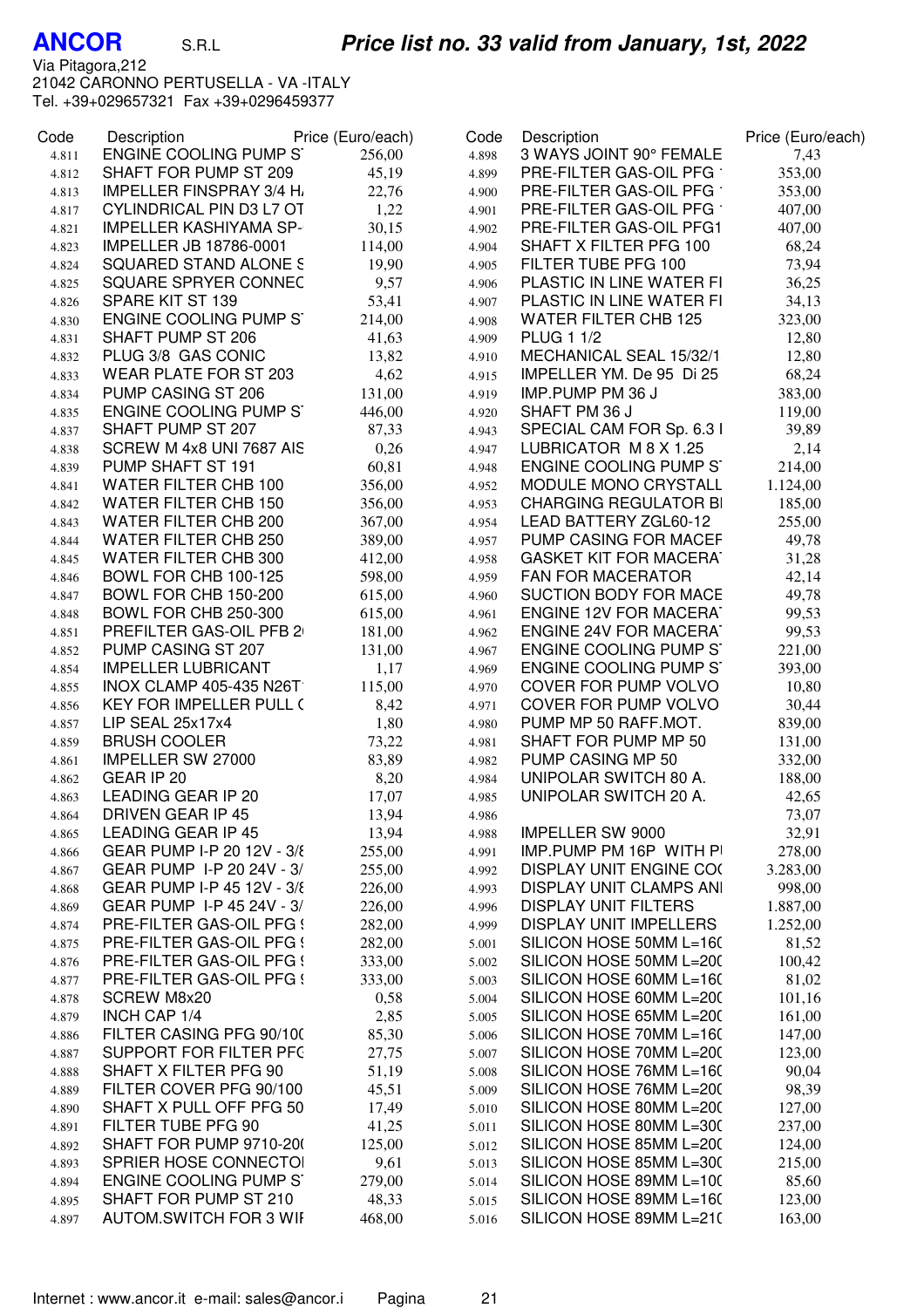**ANCOR** S.R.L

***Price list no. 33 valid from January, 1st, 2022***

Via Pitagora,212
21042 CARONNO PERTUSELLA - VA -ITALY
Tel. +39+029657321 Fax +39+0296459377

| Code | Description | Price (Euro/each) |
|---|---|---|
| 4.811 | ENGINE COOLING PUMP S | 256,00 |
| 4.812 | SHAFT FOR PUMP ST 209 | 45,19 |
| 4.813 | IMPELLER FINSPRAY 3/4 H | 22,76 |
| 4.817 | CYLINDRICAL PIN D3 L7 OT | 1,22 |
| 4.821 | IMPELLER KASHIYAMA SP- | 30,15 |
| 4.823 | IMPELLER JB 18786-0001 | 114,00 |
| 4.824 | SQUARED STAND ALONE S | 19,90 |
| 4.825 | SQUARE SPRYER CONNEC | 9,57 |
| 4.826 | SPARE KIT ST 139 | 53,41 |
| 4.830 | ENGINE COOLING PUMP S | 214,00 |
| 4.831 | SHAFT PUMP ST 206 | 41,63 |
| 4.832 | PLUG 3/8 GAS CONIC | 13,82 |
| 4.833 | WEAR PLATE FOR ST 203 | 4,62 |
| 4.834 | PUMP CASING ST 206 | 131,00 |
| 4.835 | ENGINE COOLING PUMP S | 446,00 |
| 4.837 | SHAFT PUMP ST 207 | 87,33 |
| 4.838 | SCREW M 4x8 UNI 7687 AIS | 0,26 |
| 4.839 | PUMP SHAFT ST 191 | 60,81 |
| 4.841 | WATER FILTER CHB 100 | 356,00 |
| 4.842 | WATER FILTER CHB 150 | 356,00 |
| 4.843 | WATER FILTER CHB 200 | 367,00 |
| 4.844 | WATER FILTER CHB 250 | 389,00 |
| 4.845 | WATER FILTER CHB 300 | 412,00 |
| 4.846 | BOWL FOR CHB 100-125 | 598,00 |
| 4.847 | BOWL FOR CHB 150-200 | 615,00 |
| 4.848 | BOWL FOR CHB 250-300 | 615,00 |
| 4.851 | PREFILTER GAS-OIL PFB 2 | 181,00 |
| 4.852 | PUMP CASING ST 207 | 131,00 |
| 4.854 | IMPELLER LUBRICANT | 1,17 |
| 4.855 | INOX CLAMP 405-435 N26T | 115,00 |
| 4.856 | KEY FOR IMPELLER PULL ( | 8,42 |
| 4.857 | LIP SEAL 25x17x4 | 1,80 |
| 4.859 | BRUSH COOLER | 73,22 |
| 4.861 | IMPELLER SW 27000 | 83,89 |
| 4.862 | GEAR IP 20 | 8,20 |
| 4.863 | LEADING GEAR IP 20 | 17,07 |
| 4.864 | DRIVEN GEAR IP 45 | 13,94 |
| 4.865 | LEADING GEAR IP 45 | 13,94 |
| 4.866 | GEAR PUMP I-P 20 12V - 3/8 | 255,00 |
| 4.867 | GEAR PUMP I-P 20 24V - 3/ | 255,00 |
| 4.868 | GEAR PUMP I-P 45 12V - 3/8 | 226,00 |
| 4.869 | GEAR PUMP I-P 45 24V - 3/ | 226,00 |
| 4.874 | PRE-FILTER GAS-OIL PFG S | 282,00 |
| 4.875 | PRE-FILTER GAS-OIL PFG S | 282,00 |
| 4.876 | PRE-FILTER GAS-OIL PFG S | 333,00 |
| 4.877 | PRE-FILTER GAS-OIL PFG S | 333,00 |
| 4.878 | SCREW M8x20 | 0,58 |
| 4.879 | INCH CAP 1/4 | 2,85 |
| 4.886 | FILTER CASING PFG 90/10( | 85,30 |
| 4.887 | SUPPORT FOR FILTER PFG | 27,75 |
| 4.888 | SHAFT X FILTER PFG 90 | 51,19 |
| 4.889 | FILTER COVER PFG 90/100 | 45,51 |
| 4.890 | SHAFT X PULL OFF PFG 50 | 17,49 |
| 4.891 | FILTER TUBE PFG 90 | 41,25 |
| 4.892 | SHAFT FOR PUMP 9710-20( | 125,00 |
| 4.893 | SPRIER HOSE CONNECTOI | 9,61 |
| 4.894 | ENGINE COOLING PUMP S | 279,00 |
| 4.895 | SHAFT FOR PUMP ST 210 | 48,33 |
| 4.897 | AUTOM.SWITCH FOR 3 WII | 468,00 |
| 4.898 | 3 WAYS JOINT 90° FEMALE | 7,43 |
| 4.899 | PRE-FILTER GAS-OIL PFG | 353,00 |
| 4.900 | PRE-FILTER GAS-OIL PFG | 353,00 |
| 4.901 | PRE-FILTER GAS-OIL PFG | 407,00 |
| 4.902 | PRE-FILTER GAS-OIL PFG1 | 407,00 |
| 4.904 | SHAFT X FILTER PFG 100 | 68,24 |
| 4.905 | FILTER TUBE PFG 100 | 73,94 |
| 4.906 | PLASTIC IN LINE WATER FI | 36,25 |
| 4.907 | PLASTIC IN LINE WATER FI | 34,13 |
| 4.908 | WATER FILTER CHB 125 | 323,00 |
| 4.909 | PLUG 1 1/2 | 12,80 |
| 4.910 | MECHANICAL SEAL 15/32/1 | 12,80 |
| 4.915 | IMPELLER YM. De 95 Di 25 | 68,24 |
| 4.919 | IMP.PUMP PM 36 J | 383,00 |
| 4.920 | SHAFT PM 36 J | 119,00 |
| 4.943 | SPECIAL CAM FOR Sp. 6.3 I | 39,89 |
| 4.947 | LUBRICATOR M 8 X 1.25 | 2,14 |
| 4.948 | ENGINE COOLING PUMP S | 214,00 |
| 4.952 | MODULE MONO CRYSTALL | 1.124,00 |
| 4.953 | CHARGING REGULATOR BI | 185,00 |
| 4.954 | LEAD BATTERY ZGL60-12 | 255,00 |
| 4.957 | PUMP CASING FOR MACEF | 49,78 |
| 4.958 | GASKET KIT FOR MACERA | 31,28 |
| 4.959 | FAN FOR MACERATOR | 42,14 |
| 4.960 | SUCTION BODY FOR MACE | 49,78 |
| 4.961 | ENGINE 12V FOR MACERA | 99,53 |
| 4.962 | ENGINE 24V FOR MACERA | 99,53 |
| 4.967 | ENGINE COOLING PUMP S | 221,00 |
| 4.969 | ENGINE COOLING PUMP S | 393,00 |
| 4.970 | COVER FOR PUMP VOLVO | 10,80 |
| 4.971 | COVER FOR PUMP VOLVO | 30,44 |
| 4.980 | PUMP MP 50 RAFF.MOT. | 839,00 |
| 4.981 | SHAFT FOR PUMP MP 50 | 131,00 |
| 4.982 | PUMP CASING MP 50 | 332,00 |
| 4.984 | UNIPOLAR SWITCH 80 A. | 188,00 |
| 4.985 | UNIPOLAR SWITCH 20 A. | 42,65 |
| 4.986 | | 73,07 |
| 4.988 | IMPELLER SW 9000 | 32,91 |
| 4.991 | IMP.PUMP PM 16P WITH PI | 278,00 |
| 4.992 | DISPLAY UNIT ENGINE CO( | 3.283,00 |
| 4.993 | DISPLAY UNIT CLAMPS ANI | 998,00 |
| 4.996 | DISPLAY UNIT FILTERS | 1.887,00 |
| 4.999 | DISPLAY UNIT IMPELLERS | 1.252,00 |
| 5.001 | SILICON HOSE 50MM L=16( | 81,52 |
| 5.002 | SILICON HOSE 50MM L=20( | 100,42 |
| 5.003 | SILICON HOSE 60MM L=16( | 81,02 |
| 5.004 | SILICON HOSE 60MM L=20( | 101,16 |
| 5.005 | SILICON HOSE 65MM L=20( | 161,00 |
| 5.006 | SILICON HOSE 70MM L=16( | 147,00 |
| 5.007 | SILICON HOSE 70MM L=20( | 123,00 |
| 5.008 | SILICON HOSE 76MM L=16( | 90,04 |
| 5.009 | SILICON HOSE 76MM L=20( | 98,39 |
| 5.010 | SILICON HOSE 80MM L=20( | 127,00 |
| 5.011 | SILICON HOSE 80MM L=30( | 237,00 |
| 5.012 | SILICON HOSE 85MM L=20( | 124,00 |
| 5.013 | SILICON HOSE 85MM L=30( | 215,00 |
| 5.014 | SILICON HOSE 89MM L=10( | 85,60 |
| 5.015 | SILICON HOSE 89MM L=16( | 123,00 |
| 5.016 | SILICON HOSE 89MM L=21( | 163,00 |

Internet : www.ancor.it e-mail: sales@ancor.i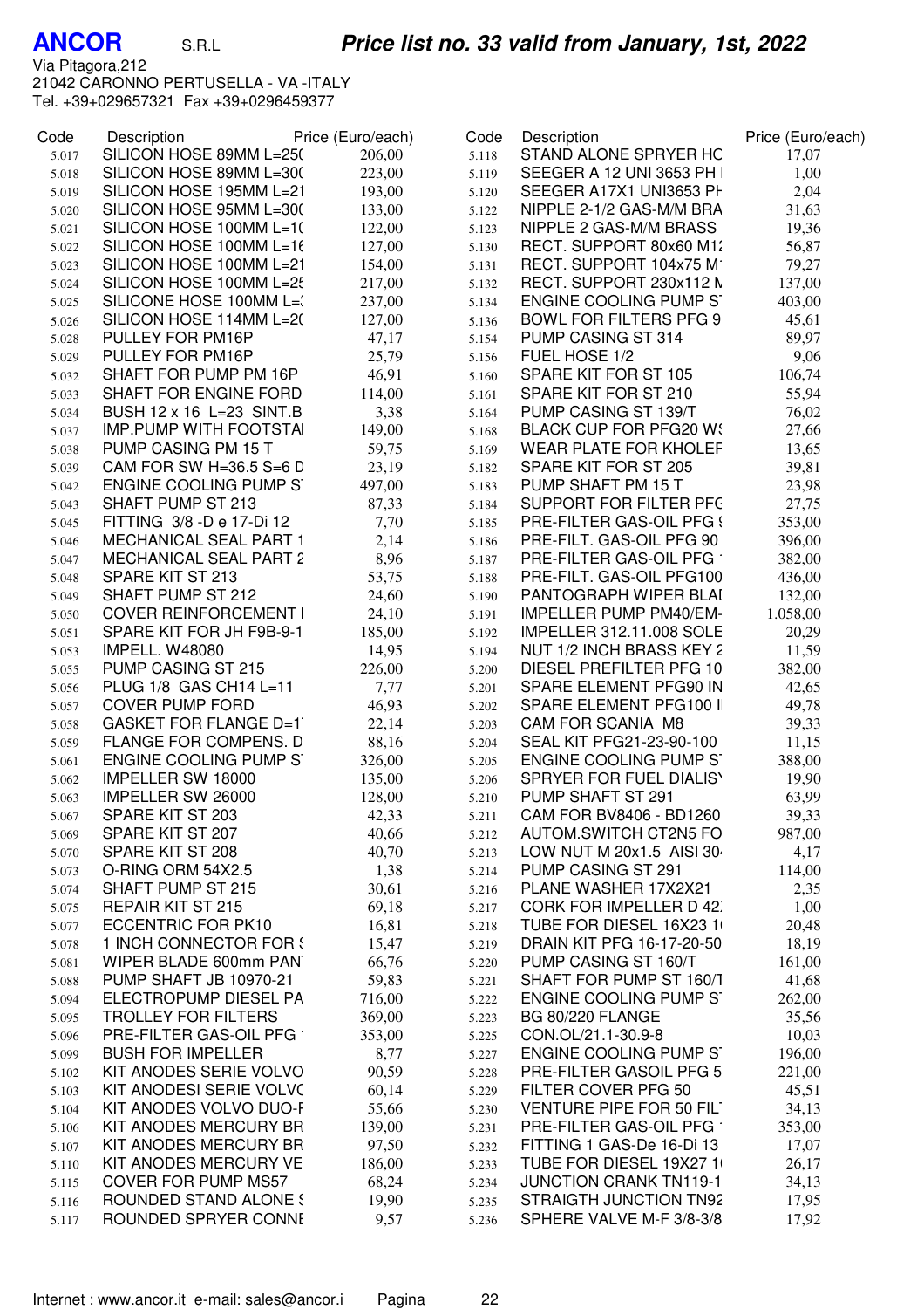**ANCOR** S.R.L

***Price list no. 33 valid from January, 1st, 2022***

Via Pitagora,212
21042 CARONNO PERTUSELLA - VA -ITALY
Tel. +39+029657321 Fax +39+0296459377

| Code | Description | Price (Euro/each) |
|---|---|---|
| 5.017 | SILICON HOSE 89MM L=25( | 206,00 |
| 5.018 | SILICON HOSE 89MM L=30( | 223,00 |
| 5.019 | SILICON HOSE 195MM L=21 | 193,00 |
| 5.020 | SILICON HOSE 95MM L=30( | 133,00 |
| 5.021 | SILICON HOSE 100MM L=1( | 122,00 |
| 5.022 | SILICON HOSE 100MM L=16 | 127,00 |
| 5.023 | SILICON HOSE 100MM L=21 | 154,00 |
| 5.024 | SILICON HOSE 100MM L=25 | 217,00 |
| 5.025 | SILICONE HOSE 100MM L=( | 237,00 |
| 5.026 | SILICON HOSE 114MM L=2( | 127,00 |
| 5.028 | PULLEY FOR PM16P | 47,17 |
| 5.029 | PULLEY FOR PM16P | 25,79 |
| 5.032 | SHAFT FOR PUMP PM 16P | 46,91 |
| 5.033 | SHAFT FOR ENGINE FORD | 114,00 |
| 5.034 | BUSH 12 x 16 L=23 SINT.B | 3,38 |
| 5.037 | IMP.PUMP WITH FOOTSTA | 149,00 |
| 5.038 | PUMP CASING PM 15 T | 59,75 |
| 5.039 | CAM FOR SW H=36.5 S=6 D | 23,19 |
| 5.042 | ENGINE COOLING PUMP S | 497,00 |
| 5.043 | SHAFT PUMP ST 213 | 87,33 |
| 5.045 | FITTING 3/8 -D e 17-Di 12 | 7,70 |
| 5.046 | MECHANICAL SEAL PART 1 | 2,14 |
| 5.047 | MECHANICAL SEAL PART 2 | 8,96 |
| 5.048 | SPARE KIT ST 213 | 53,75 |
| 5.049 | SHAFT PUMP ST 212 | 24,60 |
| 5.050 | COVER REINFORCEMENT I | 24,10 |
| 5.051 | SPARE KIT FOR JH F9B-9-1 | 185,00 |
| 5.053 | IMPELL. W48080 | 14,95 |
| 5.055 | PUMP CASING ST 215 | 226,00 |
| 5.056 | PLUG 1/8 GAS CH14 L=11 | 7,77 |
| 5.057 | COVER PUMP FORD | 46,93 |
| 5.058 | GASKET FOR FLANGE D=1 | 22,14 |
| 5.059 | FLANGE FOR COMPENS. D | 88,16 |
| 5.061 | ENGINE COOLING PUMP S | 326,00 |
| 5.062 | IMPELLER SW 18000 | 135,00 |
| 5.063 | IMPELLER SW 26000 | 128,00 |
| 5.067 | SPARE KIT ST 203 | 42,33 |
| 5.069 | SPARE KIT ST 207 | 40,66 |
| 5.070 | SPARE KIT ST 208 | 40,70 |
| 5.073 | O-RING ORM 54X2.5 | 1,38 |
| 5.074 | SHAFT PUMP ST 215 | 30,61 |
| 5.075 | REPAIR KIT ST 215 | 69,18 |
| 5.077 | ECCENTRIC FOR PK10 | 16,81 |
| 5.078 | 1 INCH CONNECTOR FOR S | 15,47 |
| 5.081 | WIPER BLADE 600mm PAN | 66,76 |
| 5.088 | PUMP SHAFT JB 10970-21 | 59,83 |
| 5.094 | ELECTROPUMP DIESEL PA | 716,00 |
| 5.095 | TROLLEY FOR FILTERS | 369,00 |
| 5.096 | PRE-FILTER GAS-OIL PFG | 353,00 |
| 5.099 | BUSH FOR IMPELLER | 8,77 |
| 5.102 | KIT ANODES SERIE VOLVO | 90,59 |
| 5.103 | KIT ANODESI SERIE VOLVO | 60,14 |
| 5.104 | KIT ANODES VOLVO DUO-F | 55,66 |
| 5.106 | KIT ANODES MERCURY BR | 139,00 |
| 5.107 | KIT ANODES MERCURY BR | 97,50 |
| 5.110 | KIT ANODES MERCURY VE | 186,00 |
| 5.115 | COVER FOR PUMP MS57 | 68,24 |
| 5.116 | ROUNDED STAND ALONE S | 19,90 |
| 5.117 | ROUNDED SPRYER CONNE | 9,57 |
| 5.118 | STAND ALONE SPRYER HC | 17,07 |
| 5.119 | SEEGER A 12 UNI 3653 PH | 1,00 |
| 5.120 | SEEGER A17X1 UNI3653 PH | 2,04 |
| 5.122 | NIPPLE 2-1/2 GAS-M/M BRA | 31,63 |
| 5.123 | NIPPLE 2 GAS-M/M BRASS | 19,36 |
| 5.130 | RECT. SUPPORT 80x60 M1 | 56,87 |
| 5.131 | RECT. SUPPORT 104x75 M | 79,27 |
| 5.132 | RECT. SUPPORT 230x112 N | 137,00 |
| 5.134 | ENGINE COOLING PUMP S | 403,00 |
| 5.136 | BOWL FOR FILTERS PFG 9 | 45,61 |
| 5.154 | PUMP CASING ST 314 | 89,97 |
| 5.156 | FUEL HOSE 1/2 | 9,06 |
| 5.160 | SPARE KIT FOR ST 105 | 106,74 |
| 5.161 | SPARE KIT FOR ST 210 | 55,94 |
| 5.164 | PUMP CASING ST 139/T | 76,02 |
| 5.168 | BLACK CUP FOR PFG20 WS | 27,66 |
| 5.169 | WEAR PLATE FOR KHOLEF | 13,65 |
| 5.182 | SPARE KIT FOR ST 205 | 39,81 |
| 5.183 | PUMP SHAFT PM 15 T | 23,98 |
| 5.184 | SUPPORT FOR FILTER PFG | 27,75 |
| 5.185 | PRE-FILTER GAS-OIL PFG S | 353,00 |
| 5.186 | PRE-FILT. GAS-OIL PFG 90 | 396,00 |
| 5.187 | PRE-FILTER GAS-OIL PFG | 382,00 |
| 5.188 | PRE-FILT. GAS-OIL PFG100 | 436,00 |
| 5.190 | PANTOGRAPH WIPER BLAI | 132,00 |
| 5.191 | IMPELLER PUMP PM40/EM- | 1.058,00 |
| 5.192 | IMPELLER 312.11.008 SOLE | 20,29 |
| 5.194 | NUT 1/2 INCH BRASS KEY 2 | 11,59 |
| 5.200 | DIESEL PREFILTER PFG 10 | 382,00 |
| 5.201 | SPARE ELEMENT PFG90 IN | 42,65 |
| 5.202 | SPARE ELEMENT PFG100 I | 49,78 |
| 5.203 | CAM FOR SCANIA M8 | 39,33 |
| 5.204 | SEAL KIT PFG21-23-90-100 | 11,15 |
| 5.205 | ENGINE COOLING PUMP S | 388,00 |
| 5.206 | SPRYER FOR FUEL DIALIS | 19,90 |
| 5.210 | PUMP SHAFT ST 291 | 63,99 |
| 5.211 | CAM FOR BV8406 - BD1260 | 39,33 |
| 5.212 | AUTOM.SWITCH CT2N5 FO | 987,00 |
| 5.213 | LOW NUT M 20x1.5 AISI 30 | 4,17 |
| 5.214 | PUMP CASING ST 291 | 114,00 |
| 5.216 | PLANE WASHER 17X2X21 | 2,35 |
| 5.217 | CORK FOR IMPELLER D 42 | 1,00 |
| 5.218 | TUBE FOR DIESEL 16X23 1 | 20,48 |
| 5.219 | DRAIN KIT PFG 16-17-20-50 | 18,19 |
| 5.220 | PUMP CASING ST 160/T | 161,00 |
| 5.221 | SHAFT FOR PUMP ST 160/T | 41,68 |
| 5.222 | ENGINE COOLING PUMP S | 262,00 |
| 5.223 | BG 80/220 FLANGE | 35,56 |
| 5.225 | CON.OL/21.1-30.9-8 | 10,03 |
| 5.227 | ENGINE COOLING PUMP S | 196,00 |
| 5.228 | PRE-FILTER GASOIL PFG 5 | 221,00 |
| 5.229 | FILTER COVER PFG 50 | 45,51 |
| 5.230 | VENTURE PIPE FOR 50 FIL | 34,13 |
| 5.231 | PRE-FILTER GAS-OIL PFG | 353,00 |
| 5.232 | FITTING 1 GAS-De 16-Di 13 | 17,07 |
| 5.233 | TUBE FOR DIESEL 19X27 1 | 26,17 |
| 5.234 | JUNCTION CRANK TN119-1 | 34,13 |
| 5.235 | STRAIGTH JUNCTION TN92 | 17,95 |
| 5.236 | SPHERE VALVE M-F 3/8-3/8 | 17,92 |

Internet : www.ancor.it e-mail: sales@ancor.i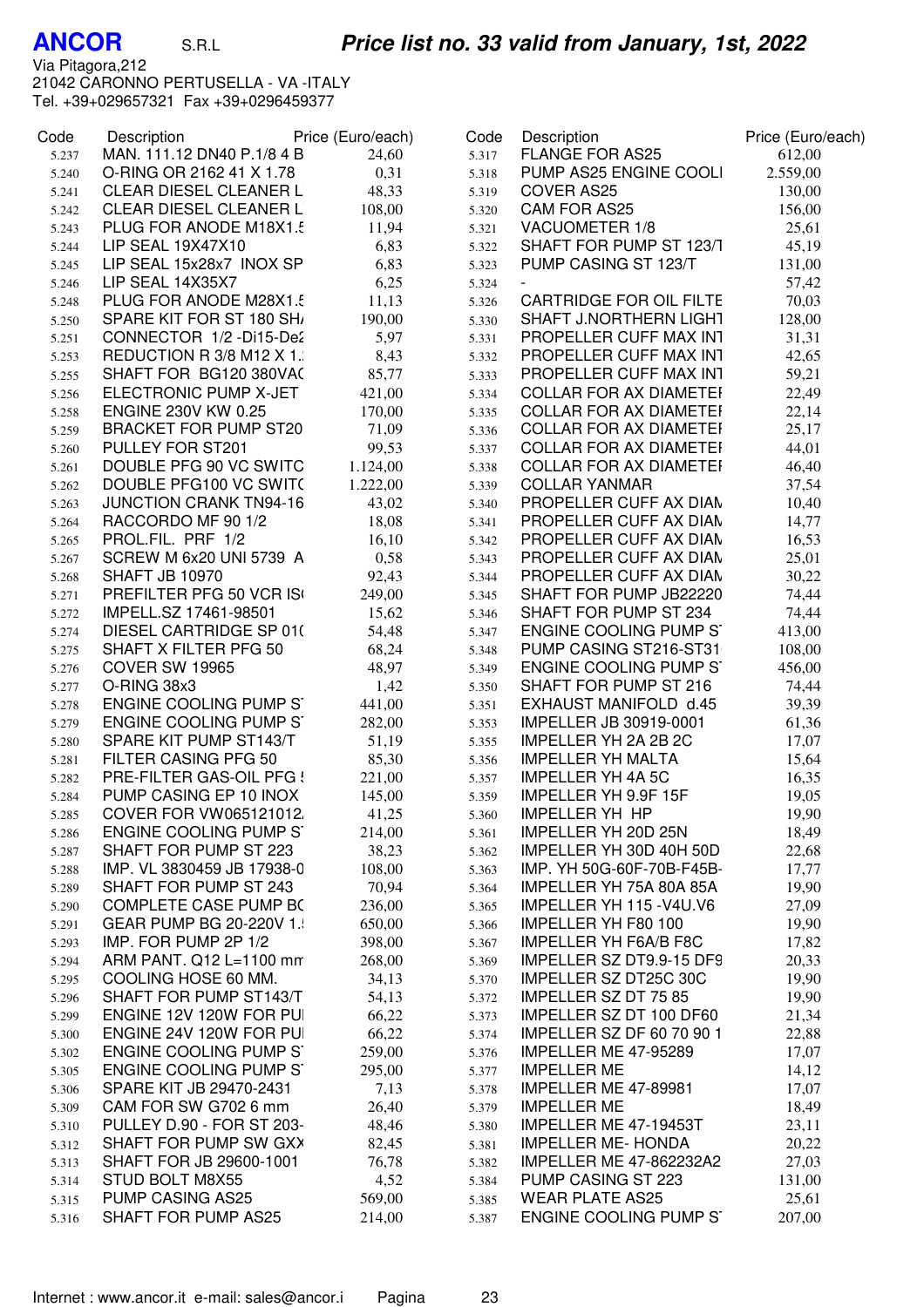# ANCOR S.R.L

## *Price list no. 33 valid from January, 1st, 2022*

Via Pitagora,212
21042 CARONNO PERTUSELLA - VA -ITALY
Tel. +39+029657321 Fax +39+0296459377

| Code | Description | Price (Euro/each) |
|---|---|---|
| 5.237 | MAN. 111.12 DN40 P.1/8 4 B | 24,60 |
| 5.240 | O-RING OR 2162 41 X 1.78 | 0,31 |
| 5.241 | CLEAR DIESEL CLEANER L | 48,33 |
| 5.242 | CLEAR DIESEL CLEANER L | 108,00 |
| 5.243 | PLUG FOR ANODE M18X1.5 | 11,94 |
| 5.244 | LIP SEAL 19X47X10 | 6,83 |
| 5.245 | LIP SEAL 15x28x7 INOX SP | 6,83 |
| 5.246 | LIP SEAL 14X35X7 | 6,25 |
| 5.248 | PLUG FOR ANODE M28X1.5 | 11,13 |
| 5.250 | SPARE KIT FOR ST 180 SH/ | 190,00 |
| 5.251 | CONNECTOR 1/2 -Di15-De2 | 5,97 |
| 5.253 | REDUCTION R 3/8 M12 X 1. | 8,43 |
| 5.255 | SHAFT FOR BG120 380VAC | 85,77 |
| 5.256 | ELECTRONIC PUMP X-JET | 421,00 |
| 5.258 | ENGINE 230V KW 0.25 | 170,00 |
| 5.259 | BRACKET FOR PUMP ST20 | 71,09 |
| 5.260 | PULLEY FOR ST201 | 99,53 |
| 5.261 | DOUBLE PFG 90 VC SWITC | 1.124,00 |
| 5.262 | DOUBLE PFG100 VC SWITC | 1.222,00 |
| 5.263 | JUNCTION CRANK TN94-16 | 43,02 |
| 5.264 | RACCORDO MF 90 1/2 | 18,08 |
| 5.265 | PROL.FIL. PRF 1/2 | 16,10 |
| 5.267 | SCREW M 6x20 UNI 5739 A | 0,58 |
| 5.268 | SHAFT JB 10970 | 92,43 |
| 5.271 | PREFILTER PFG 50 VCR IS( | 249,00 |
| 5.272 | IMPELL.SZ 17461-98501 | 15,62 |
| 5.274 | DIESEL CARTRIDGE SP 01( | 54,48 |
| 5.275 | SHAFT X FILTER PFG 50 | 68,24 |
| 5.276 | COVER SW 19965 | 48,97 |
| 5.277 | O-RING 38x3 | 1,42 |
| 5.278 | ENGINE COOLING PUMP S | 441,00 |
| 5.279 | ENGINE COOLING PUMP S | 282,00 |
| 5.280 | SPARE KIT PUMP ST143/T | 51,19 |
| 5.281 | FILTER CASING PFG 50 | 85,30 |
| 5.282 | PRE-FILTER GAS-OIL PFG 5 | 221,00 |
| 5.284 | PUMP CASING EP 10 INOX | 145,00 |
| 5.285 | COVER FOR VW065121012. | 41,25 |
| 5.286 | ENGINE COOLING PUMP S | 214,00 |
| 5.287 | SHAFT FOR PUMP ST 223 | 38,23 |
| 5.288 | IMP. VL 3830459 JB 17938-0 | 108,00 |
| 5.289 | SHAFT FOR PUMP ST 243 | 70,94 |
| 5.290 | COMPLETE CASE PUMP BC | 236,00 |
| 5.291 | GEAR PUMP BG 20-220V 1. | 650,00 |
| 5.293 | IMP. FOR PUMP 2P 1/2 | 398,00 |
| 5.294 | ARM PANT. Q12 L=1100 mm | 268,00 |
| 5.295 | COOLING HOSE 60 MM. | 34,13 |
| 5.296 | SHAFT FOR PUMP ST143/T | 54,13 |
| 5.299 | ENGINE 12V 120W FOR PU | 66,22 |
| 5.300 | ENGINE 24V 120W FOR PU | 66,22 |
| 5.302 | ENGINE COOLING PUMP S | 259,00 |
| 5.305 | ENGINE COOLING PUMP S | 295,00 |
| 5.306 | SPARE KIT JB 29470-2431 | 7,13 |
| 5.309 | CAM FOR SW G702 6 mm | 26,40 |
| 5.310 | PULLEY D.90 - FOR ST 203- | 48,46 |
| 5.312 | SHAFT FOR PUMP SW GXX | 82,45 |
| 5.313 | SHAFT FOR JB 29600-1001 | 76,78 |
| 5.314 | STUD BOLT M8X55 | 4,52 |
| 5.315 | PUMP CASING AS25 | 569,00 |
| 5.316 | SHAFT FOR PUMP AS25 | 214,00 |
| 5.317 | FLANGE FOR AS25 | 612,00 |
| 5.318 | PUMP AS25 ENGINE COOLI | 2.559,00 |
| 5.319 | COVER AS25 | 130,00 |
| 5.320 | CAM FOR AS25 | 156,00 |
| 5.321 | VACUOMETER 1/8 | 25,61 |
| 5.322 | SHAFT FOR PUMP ST 123/T | 45,19 |
| 5.323 | PUMP CASING ST 123/T | 131,00 |
| 5.324 | - | 57,42 |
| 5.326 | CARTRIDGE FOR OIL FILTE | 70,03 |
| 5.330 | SHAFT J.NORTHERN LIGHT | 128,00 |
| 5.331 | PROPELLER CUFF MAX INT | 31,31 |
| 5.332 | PROPELLER CUFF MAX INT | 42,65 |
| 5.333 | PROPELLER CUFF MAX INT | 59,21 |
| 5.334 | COLLAR FOR AX DIAMETEI | 22,49 |
| 5.335 | COLLAR FOR AX DIAMETEI | 22,14 |
| 5.336 | COLLAR FOR AX DIAMETEI | 25,17 |
| 5.337 | COLLAR FOR AX DIAMETEI | 44,01 |
| 5.338 | COLLAR FOR AX DIAMETEI | 46,40 |
| 5.339 | COLLAR YANMAR | 37,54 |
| 5.340 | PROPELLER CUFF AX DIAN | 10,40 |
| 5.341 | PROPELLER CUFF AX DIAN | 14,77 |
| 5.342 | PROPELLER CUFF AX DIAN | 16,53 |
| 5.343 | PROPELLER CUFF AX DIAN | 25,01 |
| 5.344 | PROPELLER CUFF AX DIAN | 30,22 |
| 5.345 | SHAFT FOR PUMP JB22220 | 74,44 |
| 5.346 | SHAFT FOR PUMP ST 234 | 74,44 |
| 5.347 | ENGINE COOLING PUMP S | 413,00 |
| 5.348 | PUMP CASING ST216-ST31 | 108,00 |
| 5.349 | ENGINE COOLING PUMP S | 456,00 |
| 5.350 | SHAFT FOR PUMP ST 216 | 74,44 |
| 5.351 | EXHAUST MANIFOLD d.45 | 39,39 |
| 5.353 | IMPELLER JB 30919-0001 | 61,36 |
| 5.355 | IMPELLER YH 2A 2B 2C | 17,07 |
| 5.356 | IMPELLER YH MALTA | 15,64 |
| 5.357 | IMPELLER YH 4A 5C | 16,35 |
| 5.359 | IMPELLER YH 9.9F 15F | 19,05 |
| 5.360 | IMPELLER YH HP | 19,90 |
| 5.361 | IMPELLER YH 20D 25N | 18,49 |
| 5.362 | IMPELLER YH 30D 40H 50D | 22,68 |
| 5.363 | IMP. YH 50G-60F-70B-F45B- | 17,77 |
| 5.364 | IMPELLER YH 75A 80A 85A | 19,90 |
| 5.365 | IMPELLER YH 115 -V4U.V6 | 27,09 |
| 5.366 | IMPELLER YH F80 100 | 19,90 |
| 5.367 | IMPELLER YH F6A/B F8C | 17,82 |
| 5.369 | IMPELLER SZ DT9.9-15 DF9 | 20,33 |
| 5.370 | IMPELLER SZ DT25C 30C | 19,90 |
| 5.372 | IMPELLER SZ DT 75 85 | 19,90 |
| 5.373 | IMPELLER SZ DT 100 DF60 | 21,34 |
| 5.374 | IMPELLER SZ DF 60 70 90 1 | 22,88 |
| 5.376 | IMPELLER ME 47-95289 | 17,07 |
| 5.377 | IMPELLER ME | 14,12 |
| 5.378 | IMPELLER ME 47-89981 | 17,07 |
| 5.379 | IMPELLER ME | 18,49 |
| 5.380 | IMPELLER ME 47-19453T | 23,11 |
| 5.381 | IMPELLER ME- HONDA | 20,22 |
| 5.382 | IMPELLER ME 47-862232A2 | 27,03 |
| 5.384 | PUMP CASING ST 223 | 131,00 |
| 5.385 | WEAR PLATE AS25 | 25,61 |
| 5.387 | ENGINE COOLING PUMP S | 207,00 |

Internet : www.ancor.it e-mail: sales@ancor.i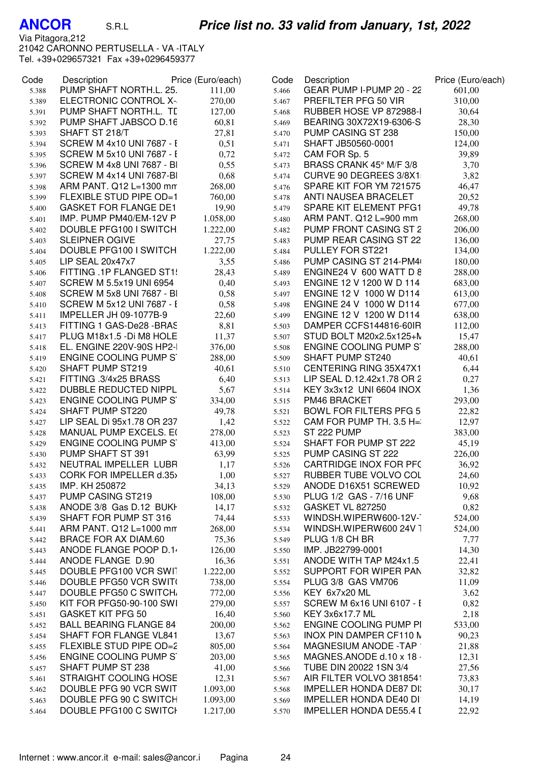**ANCOR** S.R.L

Via Pitagora,212
21042 CARONNO PERTUSELLA - VA -ITALY
Tel. +39+029657321 Fax +39+0296459377

## *Price list no. 33 valid from January, 1st, 2022*

| Code | Description | Price (Euro/each) |
|---|---|---|
| 5.388 | PUMP SHAFT NORTH.L. 25. | 111,00 |
| 5.389 | ELECTRONIC CONTROL X- | 270,00 |
| 5.391 | PUMP SHAFT NORTH.L. TD | 127,00 |
| 5.392 | PUMP SHAFT JABSCO D.16 | 60,81 |
| 5.393 | SHAFT ST 218/T | 27,81 |
| 5.394 | SCREW M 4x10 UNI 7687 - E | 0,51 |
| 5.395 | SCREW M 5x10 UNI 7687 - E | 0,72 |
| 5.396 | SCREW M 4x8 UNI 7687 - BI | 0,55 |
| 5.397 | SCREW M 4x14 UNI 7687-BI | 0,68 |
| 5.398 | ARM PANT. Q12 L=1300 mm | 268,00 |
| 5.399 | FLEXIBLE STUD PIPE OD=1 | 760,00 |
| 5.400 | GASKET FOR FLANGE DE1 | 19,90 |
| 5.401 | IMP. PUMP PM40/EM-12V P | 1.058,00 |
| 5.402 | DOUBLE PFG100 I SWITCH | 1.222,00 |
| 5.403 | SLEIPNER OGIVE | 27,75 |
| 5.404 | DOUBLE PFG100 I SWITCH | 1.222,00 |
| 5.405 | LIP SEAL 20x47x7 | 3,55 |
| 5.406 | FITTING .1P FLANGED ST1! | 28,43 |
| 5.407 | SCREW M 5.5x19 UNI 6954 | 0,40 |
| 5.408 | SCREW M 5x8 UNI 7687 - BI | 0,58 |
| 5.410 | SCREW M 5x12 UNI 7687 - E | 0,58 |
| 5.411 | IMPELLER JH 09-1077B-9 | 22,60 |
| 5.413 | FITTING 1 GAS-De28 -BRAS | 8,81 |
| 5.417 | PLUG M18x1.5 -Di M8 HOLE | 11,37 |
| 5.418 | EL. ENGINE 220V-90S HP2-I | 376,00 |
| 5.419 | ENGINE COOLING PUMP S | 288,00 |
| 5.420 | SHAFT PUMP ST219 | 40,61 |
| 5.421 | FITTING .3/4x25 BRASS | 6,40 |
| 5.422 | DUBBLE REDUCTED NIPPL | 5,67 |
| 5.423 | ENGINE COOLING PUMP S | 334,00 |
| 5.424 | SHAFT PUMP ST220 | 49,78 |
| 5.427 | LIP SEAL Di 95x1.78 OR 237 | 1,42 |
| 5.428 | MANUAL PUMP EXCELS. E( | 278,00 |
| 5.429 | ENGINE COOLING PUMP S | 413,00 |
| 5.430 | PUMP SHAFT ST 391 | 63,99 |
| 5.432 | NEUTRAL IMPELLER LUBR | 1,17 |
| 5.433 | CORK FOR IMPELLER d.35x | 1,00 |
| 5.435 | IMP. KH 250872 | 34,13 |
| 5.437 | PUMP CASING ST219 | 108,00 |
| 5.438 | ANODE 3/8 Gas D.12 BUKH | 14,17 |
| 5.439 | SHAFT FOR PUMP ST 316 | 74,44 |
| 5.441 | ARM PANT. Q12 L=1000 mm | 268,00 |
| 5.442 | BRACE FOR AX DIAM.60 | 75,36 |
| 5.443 | ANODE FLANGE POOP D.14 | 126,00 |
| 5.444 | ANODE FLANGE D.90 | 16,36 |
| 5.445 | DOUBLE PFG100 VCR SWIT | 1.222,00 |
| 5.446 | DOUBLE PFG50 VCR SWIT( | 738,00 |
| 5.447 | DOUBLE PFG50 C SWITCH, | 772,00 |
| 5.450 | KIT FOR PFG50-90-100 SWI | 279,00 |
| 5.451 | GASKET KIT PFG 50 | 16,40 |
| 5.452 | BALL BEARING FLANGE 84 | 200,00 |
| 5.454 | SHAFT FOR FLANGE VL841 | 13,67 |
| 5.455 | FLEXIBLE STUD PIPE OD=2 | 805,00 |
| 5.456 | ENGINE COOLING PUMP S | 203,00 |
| 5.457 | SHAFT PUMP ST 238 | 41,00 |
| 5.461 | STRAIGHT COOLING HOSE | 12,31 |
| 5.462 | DOUBLE PFG 90 VCR SWIT | 1.093,00 |
| 5.463 | DOUBLE PFG 90 C SWITCH | 1.093,00 |
| 5.464 | DOUBLE PFG100 C SWITCH | 1.217,00 |
| 5.466 | GEAR PUMP I-PUMP 20 - 22 | 601,00 |
| 5.467 | PREFILTER PFG 50 VIR | 310,00 |
| 5.468 | RUBBER HOSE VP 872988-I | 30,64 |
| 5.469 | BEARING 30X72X19-6306-S | 28,30 |
| 5.470 | PUMP CASING ST 238 | 150,00 |
| 5.471 | SHAFT JB50560-0001 | 124,00 |
| 5.472 | CAM FOR Sp. 5 | 39,89 |
| 5.473 | BRASS CRANK 45° M/F 3/8 | 3,70 |
| 5.474 | CURVE 90 DEGREES 3/8X1 | 3,82 |
| 5.476 | SPARE KIT FOR YM 721575 | 46,47 |
| 5.478 | ANTI NAUSEA BRACELET | 20,52 |
| 5.479 | SPARE KIT ELEMENT PFG1 | 49,78 |
| 5.480 | ARM PANT. Q12 L=900 mm | 268,00 |
| 5.482 | PUMP FRONT CASING ST 2 | 206,00 |
| 5.483 | PUMP REAR CASING ST 22 | 136,00 |
| 5.484 | PULLEY FOR ST221 | 134,00 |
| 5.486 | PUMP CASING ST 214-PM4( | 180,00 |
| 5.489 | ENGINE24 V 600 WATT D 8 | 288,00 |
| 5.493 | ENGINE 12 V 1200 W D 114 | 683,00 |
| 5.497 | ENGINE 12 V 1000 W D114 | 613,00 |
| 5.498 | ENGINE 24 V 1000 W D114 | 677,00 |
| 5.499 | ENGINE 12 V 1200 W D114 | 638,00 |
| 5.503 | DAMPER CCFS144816-60IR | 112,00 |
| 5.507 | STUD BOLT M20x2.5x125+N | 15,47 |
| 5.508 | ENGINE COOLING PUMP S | 288,00 |
| 5.509 | SHAFT PUMP ST240 | 40,61 |
| 5.510 | CENTERING RING 35X47X1 | 6,44 |
| 5.513 | LIP SEAL D.12.42x1.78 OR 2 | 0,27 |
| 5.514 | KEY 3x3x12 UNI 6604 INOX | 1,36 |
| 5.515 | PM46 BRACKET | 293,00 |
| 5.521 | BOWL FOR FILTERS PFG 5 | 22,82 |
| 5.522 | CAM FOR PUMP TH. 3.5 H= | 12,97 |
| 5.523 | ST 222 PUMP | 383,00 |
| 5.524 | SHAFT FOR PUMP ST 222 | 45,19 |
| 5.525 | PUMP CASING ST 222 | 226,00 |
| 5.526 | CARTRIDGE INOX FOR PF( | 36,92 |
| 5.527 | RUBBER TUBE VOLVO COL | 24,60 |
| 5.529 | ANODE D16X51 SCREWED | 10,92 |
| 5.530 | PLUG 1/2 GAS - 7/16 UNF | 9,68 |
| 5.532 | GASKET VL 827250 | 0,82 |
| 5.533 | WINDSH.WIPERW600-12V-T | 524,00 |
| 5.534 | WINDSH.WIPERW600 24V T | 524,00 |
| 5.549 | PLUG 1/8 CH BR | 7,77 |
| 5.550 | IMP. JB22799-0001 | 14,30 |
| 5.551 | ANODE WITH TAP M24x1.5 | 22,41 |
| 5.552 | SUPPORT FOR WIPER PAN | 32,82 |
| 5.554 | PLUG 3/8 GAS VM706 | 11,09 |
| 5.556 | KEY 6x7x20 ML | 3,62 |
| 5.557 | SCREW M 6x16 UNI 6107 - E | 0,82 |
| 5.560 | KEY 3x6x17.7 ML | 2,18 |
| 5.562 | ENGINE COOLING PUMP PI | 533,00 |
| 5.563 | INOX PIN DAMPER CF110 N | 90,23 |
| 5.564 | MAGNESIUM ANODE -TAP | 21,88 |
| 5.565 | MAGNES.ANODE d.10 x 18 - | 12,31 |
| 5.566 | TUBE DIN 20022 1SN 3/4 | 27,56 |
| 5.567 | AIR FILTER VOLVO 3818541 | 73,83 |
| 5.568 | IMPELLER HONDA DE87 DI: | 30,17 |
| 5.569 | IMPELLER HONDA DE40 DI | 14,19 |
| 5.570 | IMPELLER HONDA DE55.4 I | 22,92 |

Internet : www.ancor.it e-mail: sales@ancor.i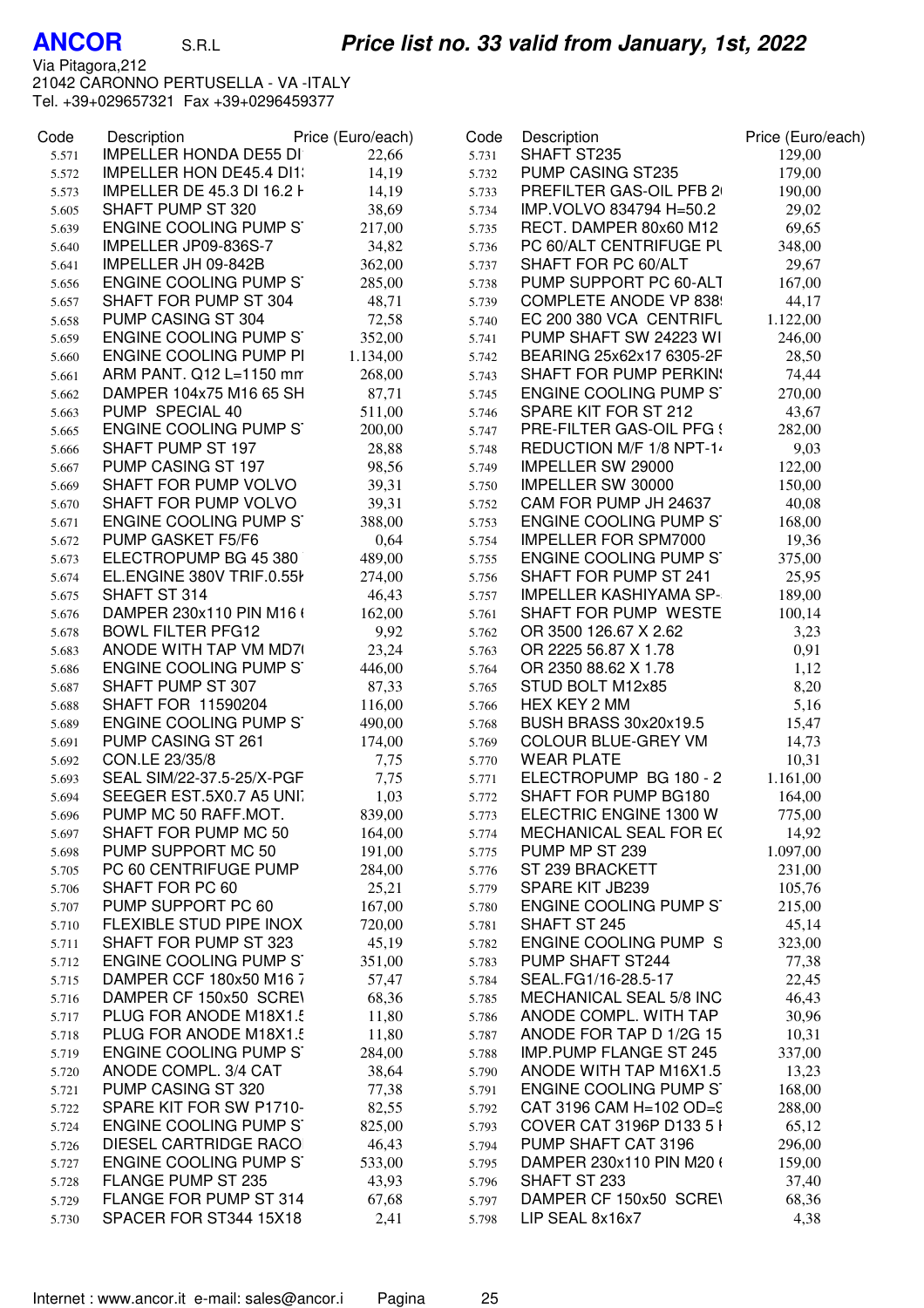**ANCOR** S.R.L

***Price list no. 33 valid from January, 1st, 2022***

Via Pitagora,212
21042 CARONNO PERTUSELLA - VA -ITALY
Tel. +39+029657321 Fax +39+0296459377

| Code | Description | Price (Euro/each) |
|---|---|---|
| 5.571 | IMPELLER HONDA DE55 DI | 22,66 |
| 5.572 | IMPELLER HON DE45.4 DI1: | 14,19 |
| 5.573 | IMPELLER DE 45.3 DI 16.2 H | 14,19 |
| 5.605 | SHAFT PUMP ST 320 | 38,69 |
| 5.639 | ENGINE COOLING PUMP S | 217,00 |
| 5.640 | IMPELLER JP09-836S-7 | 34,82 |
| 5.641 | IMPELLER JH 09-842B | 362,00 |
| 5.656 | ENGINE COOLING PUMP S | 285,00 |
| 5.657 | SHAFT FOR PUMP ST 304 | 48,71 |
| 5.658 | PUMP CASING ST 304 | 72,58 |
| 5.659 | ENGINE COOLING PUMP S | 352,00 |
| 5.660 | ENGINE COOLING PUMP PI | 1.134,00 |
| 5.661 | ARM PANT. Q12 L=1150 mm | 268,00 |
| 5.662 | DAMPER 104x75 M16 65 SH | 87,71 |
| 5.663 | PUMP SPECIAL 40 | 511,00 |
| 5.665 | ENGINE COOLING PUMP S | 200,00 |
| 5.666 | SHAFT PUMP ST 197 | 28,88 |
| 5.667 | PUMP CASING ST 197 | 98,56 |
| 5.669 | SHAFT FOR PUMP VOLVO | 39,31 |
| 5.670 | SHAFT FOR PUMP VOLVO | 39,31 |
| 5.671 | ENGINE COOLING PUMP S | 388,00 |
| 5.672 | PUMP GASKET F5/F6 | 0,64 |
| 5.673 | ELECTROPUMP BG 45 380 | 489,00 |
| 5.674 | EL.ENGINE 380V TRIF.0.55k | 274,00 |
| 5.675 | SHAFT ST 314 | 46,43 |
| 5.676 | DAMPER 230x110 PIN M16 ( | 162,00 |
| 5.678 | BOWL FILTER PFG12 | 9,92 |
| 5.683 | ANODE WITH TAP VM MD7( | 23,24 |
| 5.686 | ENGINE COOLING PUMP S | 446,00 |
| 5.687 | SHAFT PUMP ST 307 | 87,33 |
| 5.688 | SHAFT FOR 11590204 | 116,00 |
| 5.689 | ENGINE COOLING PUMP S | 490,00 |
| 5.691 | PUMP CASING ST 261 | 174,00 |
| 5.692 | CON.LE 23/35/8 | 7,75 |
| 5.693 | SEAL SIM/22-37.5-25/X-PGF | 7,75 |
| 5.694 | SEEGER EST.5X0.7 A5 UNI: | 1,03 |
| 5.696 | PUMP MC 50 RAFF.MOT. | 839,00 |
| 5.697 | SHAFT FOR PUMP MC 50 | 164,00 |
| 5.698 | PUMP SUPPORT MC 50 | 191,00 |
| 5.705 | PC 60 CENTRIFUGE PUMP | 284,00 |
| 5.706 | SHAFT FOR PC 60 | 25,21 |
| 5.707 | PUMP SUPPORT PC 60 | 167,00 |
| 5.710 | FLEXIBLE STUD PIPE INOX | 720,00 |
| 5.711 | SHAFT FOR PUMP ST 323 | 45,19 |
| 5.712 | ENGINE COOLING PUMP S | 351,00 |
| 5.715 | DAMPER CCF 180x50 M16 7 | 57,47 |
| 5.716 | DAMPER CF 150x50 SCRE\ | 68,36 |
| 5.717 | PLUG FOR ANODE M18X1.5 | 11,80 |
| 5.718 | PLUG FOR ANODE M18X1.5 | 11,80 |
| 5.719 | ENGINE COOLING PUMP S | 284,00 |
| 5.720 | ANODE COMPL. 3/4 CAT | 38,64 |
| 5.721 | PUMP CASING ST 320 | 77,38 |
| 5.722 | SPARE KIT FOR SW P1710- | 82,55 |
| 5.724 | ENGINE COOLING PUMP S | 825,00 |
| 5.726 | DIESEL CARTRIDGE RACO | 46,43 |
| 5.727 | ENGINE COOLING PUMP S | 533,00 |
| 5.728 | FLANGE PUMP ST 235 | 43,93 |
| 5.729 | FLANGE FOR PUMP ST 314 | 67,68 |
| 5.730 | SPACER FOR ST344 15X18 | 2,41 |
| 5.731 | SHAFT ST235 | 129,00 |
| 5.732 | PUMP CASING ST235 | 179,00 |
| 5.733 | PREFILTER GAS-OIL PFB 2( | 190,00 |
| 5.734 | IMP.VOLVO 834794 H=50.2 | 29,02 |
| 5.735 | RECT. DAMPER 80x60 M12 | 69,65 |
| 5.736 | PC 60/ALT CENTRIFUGE PU | 348,00 |
| 5.737 | SHAFT FOR PC 60/ALT | 29,67 |
| 5.738 | PUMP SUPPORT PC 60-ALT | 167,00 |
| 5.739 | COMPLETE ANODE VP 838! | 44,17 |
| 5.740 | EC 200 380 VCA CENTRIFU | 1.122,00 |
| 5.741 | PUMP SHAFT SW 24223 WI | 246,00 |
| 5.742 | BEARING 25x62x17 6305-2F | 28,50 |
| 5.743 | SHAFT FOR PUMP PERKIN: | 74,44 |
| 5.745 | ENGINE COOLING PUMP S | 270,00 |
| 5.746 | SPARE KIT FOR ST 212 | 43,67 |
| 5.747 | PRE-FILTER GAS-OIL PFG ! | 282,00 |
| 5.748 | REDUCTION M/F 1/8 NPT-1/ | 9,03 |
| 5.749 | IMPELLER SW 29000 | 122,00 |
| 5.750 | IMPELLER SW 30000 | 150,00 |
| 5.752 | CAM FOR PUMP JH 24637 | 40,08 |
| 5.753 | ENGINE COOLING PUMP S | 168,00 |
| 5.754 | IMPELLER FOR SPM7000 | 19,36 |
| 5.755 | ENGINE COOLING PUMP S | 375,00 |
| 5.756 | SHAFT FOR PUMP ST 241 | 25,95 |
| 5.757 | IMPELLER KASHIYAMA SP- | 189,00 |
| 5.761 | SHAFT FOR PUMP WESTE | 100,14 |
| 5.762 | OR 3500 126.67 X 2.62 | 3,23 |
| 5.763 | OR 2225 56.87 X 1.78 | 0,91 |
| 5.764 | OR 2350 88.62 X 1.78 | 1,12 |
| 5.765 | STUD BOLT M12x85 | 8,20 |
| 5.766 | HEX KEY 2 MM | 5,16 |
| 5.768 | BUSH BRASS 30x20x19.5 | 15,47 |
| 5.769 | COLOUR BLUE-GREY VM | 14,73 |
| 5.770 | WEAR PLATE | 10,31 |
| 5.771 | ELECTROPUMP BG 180 - 2 | 1.161,00 |
| 5.772 | SHAFT FOR PUMP BG180 | 164,00 |
| 5.773 | ELECTRIC ENGINE 1300 W | 775,00 |
| 5.774 | MECHANICAL SEAL FOR E( | 14,92 |
| 5.775 | PUMP MP ST 239 | 1.097,00 |
| 5.776 | ST 239 BRACKETT | 231,00 |
| 5.779 | SPARE KIT JB239 | 105,76 |
| 5.780 | ENGINE COOLING PUMP S | 215,00 |
| 5.781 | SHAFT ST 245 | 45,14 |
| 5.782 | ENGINE COOLING PUMP S | 323,00 |
| 5.783 | PUMP SHAFT ST244 | 77,38 |
| 5.784 | SEAL.FG1/16-28.5-17 | 22,45 |
| 5.785 | MECHANICAL SEAL 5/8 INC | 46,43 |
| 5.786 | ANODE COMPL. WITH TAP | 30,96 |
| 5.787 | ANODE FOR TAP D 1/2G 15 | 10,31 |
| 5.788 | IMP.PUMP FLANGE ST 245 | 337,00 |
| 5.790 | ANODE WITH TAP M16X1.5 | 13,23 |
| 5.791 | ENGINE COOLING PUMP S | 168,00 |
| 5.792 | CAT 3196 CAM H=102 OD=9 | 288,00 |
| 5.793 | COVER CAT 3196P D133 5 I | 65,12 |
| 5.794 | PUMP SHAFT CAT 3196 | 296,00 |
| 5.795 | DAMPER 230x110 PIN M20 ( | 159,00 |
| 5.796 | SHAFT ST 233 | 37,40 |
| 5.797 | DAMPER CF 150x50 SCRE\ | 68,36 |
| 5.798 | LIP SEAL 8x16x7 | 4,38 |

Internet : www.ancor.it e-mail: sales@ancor.i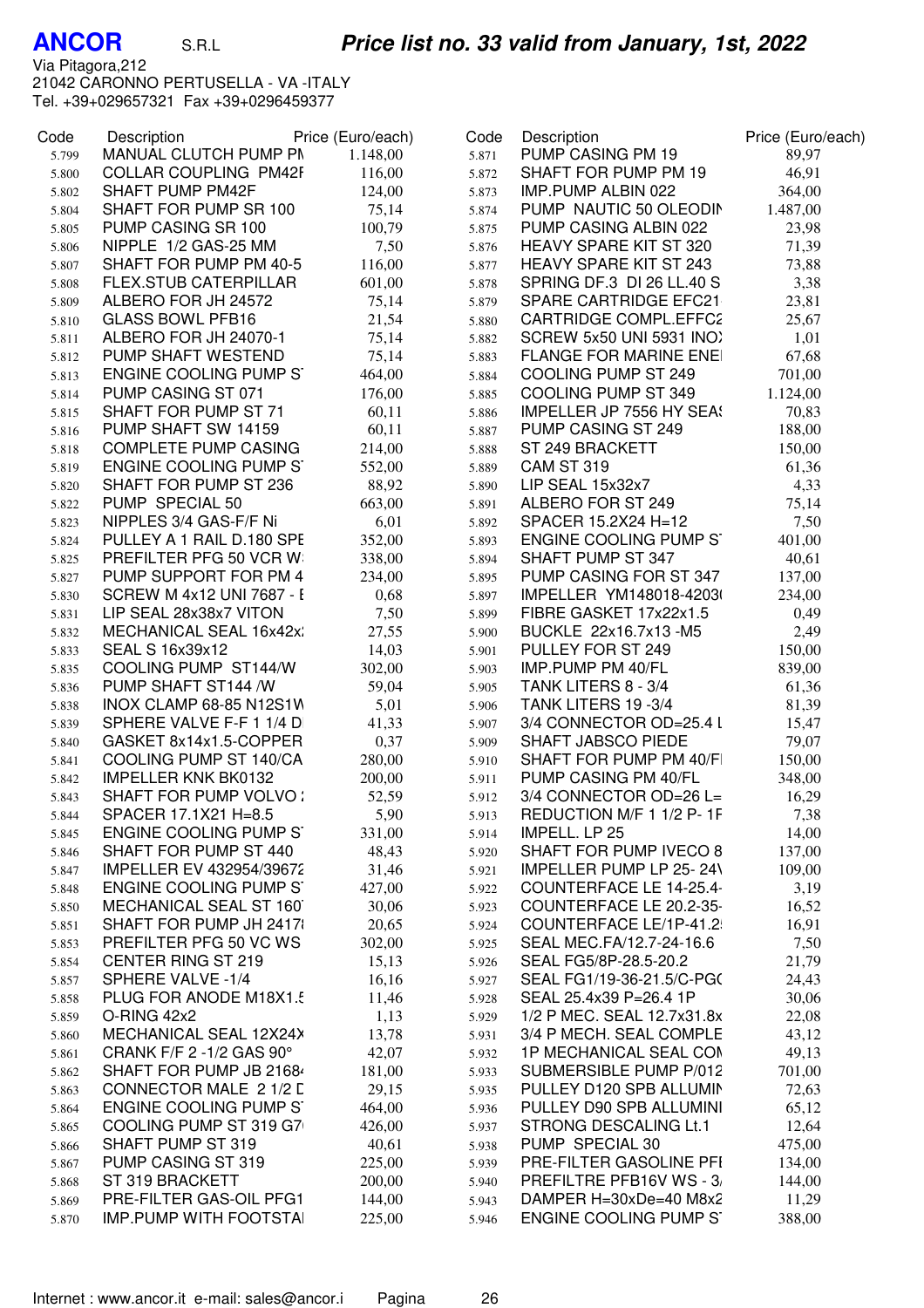**ANCOR** S.R.L

## Price list no. 33 valid from January, 1st, 2022

Via Pitagora,212
21042 CARONNO PERTUSELLA - VA -ITALY
Tel. +39+029657321 Fax +39+0296459377

| Code | Description | Price (Euro/each) |
|---|---|---|
| 5.799 | MANUAL CLUTCH PUMP PN | 1.148,00 |
| 5.800 | COLLAR COUPLING PM42F | 116,00 |
| 5.802 | SHAFT PUMP PM42F | 124,00 |
| 5.804 | SHAFT FOR PUMP SR 100 | 75,14 |
| 5.805 | PUMP CASING SR 100 | 100,79 |
| 5.806 | NIPPLE 1/2 GAS-25 MM | 7,50 |
| 5.807 | SHAFT FOR PUMP PM 40-5 | 116,00 |
| 5.808 | FLEX.STUB CATERPILLAR | 601,00 |
| 5.809 | ALBERO FOR JH 24572 | 75,14 |
| 5.810 | GLASS BOWL PFB16 | 21,54 |
| 5.811 | ALBERO FOR JH 24070-1 | 75,14 |
| 5.812 | PUMP SHAFT WESTEND | 75,14 |
| 5.813 | ENGINE COOLING PUMP ST | 464,00 |
| 5.814 | PUMP CASING ST 071 | 176,00 |
| 5.815 | SHAFT FOR PUMP ST 71 | 60,11 |
| 5.816 | PUMP SHAFT SW 14159 | 60,11 |
| 5.818 | COMPLETE PUMP CASING | 214,00 |
| 5.819 | ENGINE COOLING PUMP ST | 552,00 |
| 5.820 | SHAFT FOR PUMP ST 236 | 88,92 |
| 5.822 | PUMP SPECIAL 50 | 663,00 |
| 5.823 | NIPPLES 3/4 GAS-F/F Ni | 6,01 |
| 5.824 | PULLEY A 1 RAIL D.180 SPE | 352,00 |
| 5.825 | PREFILTER PFG 50 VCR W | 338,00 |
| 5.827 | PUMP SUPPORT FOR PM 4 | 234,00 |
| 5.830 | SCREW M 4x12 UNI 7687 - I | 0,68 |
| 5.831 | LIP SEAL 28x38x7 VITON | 7,50 |
| 5.832 | MECHANICAL SEAL 16x42x | 27,55 |
| 5.833 | SEAL S 16x39x12 | 14,03 |
| 5.835 | COOLING PUMP ST144/W | 302,00 |
| 5.836 | PUMP SHAFT ST144 /W | 59,04 |
| 5.838 | INOX CLAMP 68-85 N12S1W | 5,01 |
| 5.839 | SPHERE VALVE F-F 1 1/4 D | 41,33 |
| 5.840 | GASKET 8x14x1.5-COPPER | 0,37 |
| 5.841 | COOLING PUMP ST 140/CA | 280,00 |
| 5.842 | IMPELLER KNK BK0132 | 200,00 |
| 5.843 | SHAFT FOR PUMP VOLVO 2 | 52,59 |
| 5.844 | SPACER 17.1X21 H=8.5 | 5,90 |
| 5.845 | ENGINE COOLING PUMP ST | 331,00 |
| 5.846 | SHAFT FOR PUMP ST 440 | 48,43 |
| 5.847 | IMPELLER EV 432954/39672 | 31,46 |
| 5.848 | ENGINE COOLING PUMP ST | 427,00 |
| 5.850 | MECHANICAL SEAL ST 160 | 30,06 |
| 5.851 | SHAFT FOR PUMP JH 2417 | 20,65 |
| 5.853 | PREFILTER PFG 50 VC WS | 302,00 |
| 5.854 | CENTER RING ST 219 | 15,13 |
| 5.857 | SPHERE VALVE -1/4 | 16,16 |
| 5.858 | PLUG FOR ANODE M18X1.5 | 11,46 |
| 5.859 | O-RING 42x2 | 1,13 |
| 5.860 | MECHANICAL SEAL 12X24X | 13,78 |
| 5.861 | CRANK F/F 2 -1/2 GAS 90° | 42,07 |
| 5.862 | SHAFT FOR PUMP JB 2168 | 181,00 |
| 5.863 | CONNECTOR MALE 2 1/2 D | 29,15 |
| 5.864 | ENGINE COOLING PUMP ST | 464,00 |
| 5.865 | COOLING PUMP ST 319 G7 | 426,00 |
| 5.866 | SHAFT PUMP ST 319 | 40,61 |
| 5.867 | PUMP CASING ST 319 | 225,00 |
| 5.868 | ST 319 BRACKETT | 200,00 |
| 5.869 | PRE-FILTER GAS-OIL PFG1 | 144,00 |
| 5.870 | IMP.PUMP WITH FOOTSTA | 225,00 |
| 5.871 | PUMP CASING PM 19 | 89,97 |
| 5.872 | SHAFT FOR PUMP PM 19 | 46,91 |
| 5.873 | IMP.PUMP ALBIN 022 | 364,00 |
| 5.874 | PUMP NAUTIC 50 OLEODIN | 1.487,00 |
| 5.875 | PUMP CASING ALBIN 022 | 23,98 |
| 5.876 | HEAVY SPARE KIT ST 320 | 71,39 |
| 5.877 | HEAVY SPARE KIT ST 243 | 73,88 |
| 5.878 | SPRING DF.3 DI 26 LL.40 S | 3,38 |
| 5.879 | SPARE CARTRIDGE EFC21 | 23,81 |
| 5.880 | CARTRIDGE COMPL.EFFC2 | 25,67 |
| 5.882 | SCREW 5x50 UNI 5931 INOX | 1,01 |
| 5.883 | FLANGE FOR MARINE ENE | 67,68 |
| 5.884 | COOLING PUMP ST 249 | 701,00 |
| 5.885 | COOLING PUMP ST 349 | 1.124,00 |
| 5.886 | IMPELLER JP 7556 HY SEA | 70,83 |
| 5.887 | PUMP CASING ST 249 | 188,00 |
| 5.888 | ST 249 BRACKETT | 150,00 |
| 5.889 | CAM ST 319 | 61,36 |
| 5.890 | LIP SEAL 15x32x7 | 4,33 |
| 5.891 | ALBERO FOR ST 249 | 75,14 |
| 5.892 | SPACER 15.2X24 H=12 | 7,50 |
| 5.893 | ENGINE COOLING PUMP ST | 401,00 |
| 5.894 | SHAFT PUMP ST 347 | 40,61 |
| 5.895 | PUMP CASING FOR ST 347 | 137,00 |
| 5.897 | IMPELLER YM148018-4203 | 234,00 |
| 5.899 | FIBRE GASKET 17x22x1.5 | 0,49 |
| 5.900 | BUCKLE 22x16.7x13 -M5 | 2,49 |
| 5.901 | PULLEY FOR ST 249 | 150,00 |
| 5.903 | IMP.PUMP PM 40/FL | 839,00 |
| 5.905 | TANK LITERS 8 - 3/4 | 61,36 |
| 5.906 | TANK LITERS 19 -3/4 | 81,39 |
| 5.907 | 3/4 CONNECTOR OD=25.4 L | 15,47 |
| 5.909 | SHAFT JABSCO PIEDE | 79,07 |
| 5.910 | SHAFT FOR PUMP PM 40/FI | 150,00 |
| 5.911 | PUMP CASING PM 40/FL | 348,00 |
| 5.912 | 3/4 CONNECTOR OD=26 L= | 16,29 |
| 5.913 | REDUCTION M/F 1 1/2 P- 1F | 7,38 |
| 5.914 | IMPELL. LP 25 | 14,00 |
| 5.920 | SHAFT FOR PUMP IVECO 8 | 137,00 |
| 5.921 | IMPELLER PUMP LP 25- 24V | 109,00 |
| 5.922 | COUNTERFACE LE 14-25.4- | 3,19 |
| 5.923 | COUNTERFACE LE 20.2-35- | 16,52 |
| 5.924 | COUNTERFACE LE/1P-41.2 | 16,91 |
| 5.925 | SEAL MEC.FA/12.7-24-16.6 | 7,50 |
| 5.926 | SEAL FG5/8P-28.5-20.2 | 21,79 |
| 5.927 | SEAL FG1/19-36-21.5/C-PG( | 24,43 |
| 5.928 | SEAL 25.4x39 P=26.4 1P | 30,06 |
| 5.929 | 1/2 P MEC. SEAL 12.7x31.8x | 22,08 |
| 5.931 | 3/4 P MECH. SEAL COMPLE | 43,12 |
| 5.932 | 1P MECHANICAL SEAL COM | 49,13 |
| 5.933 | SUBMERSIBLE PUMP P/012 | 701,00 |
| 5.935 | PULLEY D120 SPB ALLUMIN | 72,63 |
| 5.936 | PULLEY D90 SPB ALLUMINI | 65,12 |
| 5.937 | STRONG DESCALING Lt.1 | 12,64 |
| 5.938 | PUMP SPECIAL 30 | 475,00 |
| 5.939 | PRE-FILTER GASOLINE PFI | 134,00 |
| 5.940 | PREFILTRE PFB16V WS - 3/ | 144,00 |
| 5.943 | DAMPER H=30xDe=40 M8x2 | 11,29 |
| 5.946 | ENGINE COOLING PUMP ST | 388,00 |

Internet : www.ancor.it e-mail: sales@ancor.i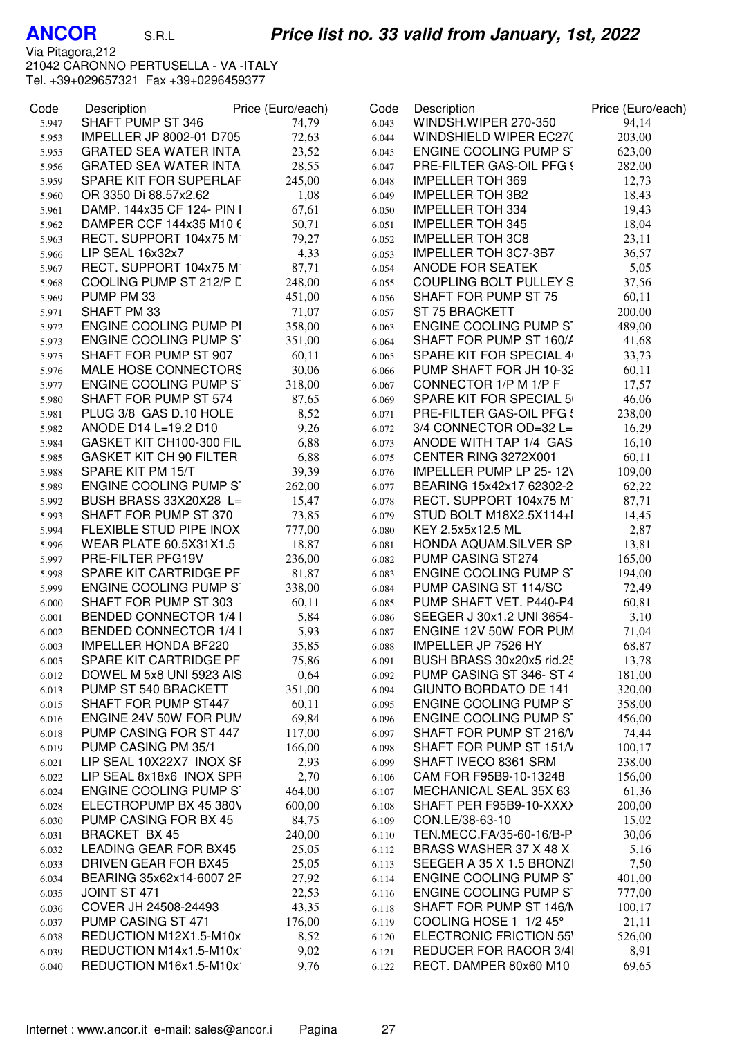**ANCOR** S.R.L

***Price list no. 33 valid from January, 1st, 2022***

Via Pitagora,212
21042 CARONNO PERTUSELLA - VA -ITALY
Tel. +39+029657321 Fax +39+0296459377

| Code | Description | Price (Euro/each) |
|---|---|---|
| 5.947 | SHAFT PUMP ST 346 | 74,79 |
| 5.953 | IMPELLER JP 8002-01 D705 | 72,63 |
| 5.955 | GRATED SEA WATER INTA | 23,52 |
| 5.956 | GRATED SEA WATER INTA | 28,55 |
| 5.959 | SPARE KIT FOR SUPERLAF | 245,00 |
| 5.960 | OR 3350 Di 88.57x2.62 | 1,08 |
| 5.961 | DAMP. 144x35 CF 124- PIN I | 67,61 |
| 5.962 | DAMPER CCF 144x35 M10 6 | 50,71 |
| 5.963 | RECT. SUPPORT 104x75 M | 79,27 |
| 5.966 | LIP SEAL 16x32x7 | 4,33 |
| 5.967 | RECT. SUPPORT 104x75 M | 87,71 |
| 5.968 | COOLING PUMP ST 212/P D | 248,00 |
| 5.969 | PUMP PM 33 | 451,00 |
| 5.971 | SHAFT PM 33 | 71,07 |
| 5.972 | ENGINE COOLING PUMP PI | 358,00 |
| 5.973 | ENGINE COOLING PUMP S | 351,00 |
| 5.975 | SHAFT FOR PUMP ST 907 | 60,11 |
| 5.976 | MALE HOSE CONNECTORS | 30,06 |
| 5.977 | ENGINE COOLING PUMP S | 318,00 |
| 5.980 | SHAFT FOR PUMP ST 574 | 87,65 |
| 5.981 | PLUG 3/8 GAS D.10 HOLE | 8,52 |
| 5.982 | ANODE D14 L=19.2 D10 | 9,26 |
| 5.984 | GASKET KIT CH100-300 FIL | 6,88 |
| 5.985 | GASKET KIT CH 90 FILTER | 6,88 |
| 5.988 | SPARE KIT PM 15/T | 39,39 |
| 5.989 | ENGINE COOLING PUMP S | 262,00 |
| 5.992 | BUSH BRASS 33X20X28 L= | 15,47 |
| 5.993 | SHAFT FOR PUMP ST 370 | 73,85 |
| 5.994 | FLEXIBLE STUD PIPE INOX | 777,00 |
| 5.996 | WEAR PLATE 60.5X31X1.5 | 18,87 |
| 5.997 | PRE-FILTER PFG19V | 236,00 |
| 5.998 | SPARE KIT CARTRIDGE PF | 81,87 |
| 5.999 | ENGINE COOLING PUMP S | 338,00 |
| 6.000 | SHAFT FOR PUMP ST 303 | 60,11 |
| 6.001 | BENDED CONNECTOR 1/4 I | 5,84 |
| 6.002 | BENDED CONNECTOR 1/4 I | 5,93 |
| 6.003 | IMPELLER HONDA BF220 | 35,85 |
| 6.005 | SPARE KIT CARTRIDGE PF | 75,86 |
| 6.012 | DOWEL M 5x8 UNI 5923 AIS | 0,64 |
| 6.013 | PUMP ST 540 BRACKETT | 351,00 |
| 6.015 | SHAFT FOR PUMP ST447 | 60,11 |
| 6.016 | ENGINE 24V 50W FOR PUM | 69,84 |
| 6.018 | PUMP CASING FOR ST 447 | 117,00 |
| 6.019 | PUMP CASING PM 35/1 | 166,00 |
| 6.021 | LIP SEAL 10X22X7 INOX SF | 2,93 |
| 6.022 | LIP SEAL 8x18x6 INOX SPF | 2,70 |
| 6.024 | ENGINE COOLING PUMP S | 464,00 |
| 6.028 | ELECTROPUMP BX 45 380V | 600,00 |
| 6.030 | PUMP CASING FOR BX 45 | 84,75 |
| 6.031 | BRACKET BX 45 | 240,00 |
| 6.032 | LEADING GEAR FOR BX45 | 25,05 |
| 6.033 | DRIVEN GEAR FOR BX45 | 25,05 |
| 6.034 | BEARING 35x62x14-6007 2F | 27,92 |
| 6.035 | JOINT ST 471 | 22,53 |
| 6.036 | COVER JH 24508-24493 | 43,35 |
| 6.037 | PUMP CASING ST 471 | 176,00 |
| 6.038 | REDUCTION M12X1.5-M10x | 8,52 |
| 6.039 | REDUCTION M14x1.5-M10x | 9,02 |
| 6.040 | REDUCTION M16x1.5-M10x | 9,76 |
| 6.043 | WINDSH.WIPER 270-350 | 94,14 |
| 6.044 | WINDSHIELD WIPER EC27( | 203,00 |
| 6.045 | ENGINE COOLING PUMP S | 623,00 |
| 6.047 | PRE-FILTER GAS-OIL PFG ! | 282,00 |
| 6.048 | IMPELLER TOH 369 | 12,73 |
| 6.049 | IMPELLER TOH 3B2 | 18,43 |
| 6.050 | IMPELLER TOH 334 | 19,43 |
| 6.051 | IMPELLER TOH 345 | 18,04 |
| 6.052 | IMPELLER TOH 3C8 | 23,11 |
| 6.053 | IMPELLER TOH 3C7-3B7 | 36,57 |
| 6.054 | ANODE FOR SEATEK | 5,05 |
| 6.055 | COUPLING BOLT PULLEY S | 37,56 |
| 6.056 | SHAFT FOR PUMP ST 75 | 60,11 |
| 6.057 | ST 75 BRACKETT | 200,00 |
| 6.063 | ENGINE COOLING PUMP S | 489,00 |
| 6.064 | SHAFT FOR PUMP ST 160/ | 41,68 |
| 6.065 | SPARE KIT FOR SPECIAL 4 | 33,73 |
| 6.066 | PUMP SHAFT FOR JH 10-32 | 60,11 |
| 6.067 | CONNECTOR 1/P M 1/P F | 17,57 |
| 6.069 | SPARE KIT FOR SPECIAL 5 | 46,06 |
| 6.071 | PRE-FILTER GAS-OIL PFG ! | 238,00 |
| 6.072 | 3/4 CONNECTOR OD=32 L= | 16,29 |
| 6.073 | ANODE WITH TAP 1/4 GAS | 16,10 |
| 6.075 | CENTER RING 3272X001 | 60,11 |
| 6.076 | IMPELLER PUMP LP 25- 12\ | 109,00 |
| 6.077 | BEARING 15x42x17 62302-2 | 62,22 |
| 6.078 | RECT. SUPPORT 104x75 M | 87,71 |
| 6.079 | STUD BOLT M18X2.5X114+I | 14,45 |
| 6.080 | KEY 2.5x5x12.5 ML | 2,87 |
| 6.081 | HONDA AQUAM.SILVER SP | 13,81 |
| 6.082 | PUMP CASING ST274 | 165,00 |
| 6.083 | ENGINE COOLING PUMP S | 194,00 |
| 6.084 | PUMP CASING ST 114/SC | 72,49 |
| 6.085 | PUMP SHAFT VET. P440-P4 | 60,81 |
| 6.086 | SEEGER J 30x1.2 UNI 3654- | 3,10 |
| 6.087 | ENGINE 12V 50W FOR PUM | 71,04 |
| 6.088 | IMPELLER JP 7526 HY | 68,87 |
| 6.091 | BUSH BRASS 30x20x5 rid.25 | 13,78 |
| 6.092 | PUMP CASING ST 346- ST 4 | 181,00 |
| 6.094 | GIUNTO BORDATO DE 141 | 320,00 |
| 6.095 | ENGINE COOLING PUMP S | 358,00 |
| 6.096 | ENGINE COOLING PUMP S | 456,00 |
| 6.097 | SHAFT FOR PUMP ST 216/\ | 74,44 |
| 6.098 | SHAFT FOR PUMP ST 151/\ | 100,17 |
| 6.099 | SHAFT IVECO 8361 SRM | 238,00 |
| 6.106 | CAM FOR F95B9-10-13248 | 156,00 |
| 6.107 | MECHANICAL SEAL 35X 63 | 61,36 |
| 6.108 | SHAFT PER F95B9-10-XXX) | 200,00 |
| 6.109 | CON.LE/38-63-10 | 15,02 |
| 6.110 | TEN.MECC.FA/35-60-16/B-P | 30,06 |
| 6.112 | BRASS WASHER 37 X 48 X | 5,16 |
| 6.113 | SEEGER A 35 X 1.5 BRONZI | 7,50 |
| 6.114 | ENGINE COOLING PUMP S | 401,00 |
| 6.116 | ENGINE COOLING PUMP S | 777,00 |
| 6.118 | SHAFT FOR PUMP ST 146/N | 100,17 |
| 6.119 | COOLING HOSE 1 1/2 45° | 21,11 |
| 6.120 | ELECTRONIC FRICTION 55\ | 526,00 |
| 6.121 | REDUCER FOR RACOR 3/4I | 8,91 |
| 6.122 | RECT. DAMPER 80x60 M10 | 69,65 |

Internet : www.ancor.it e-mail: sales@ancor.i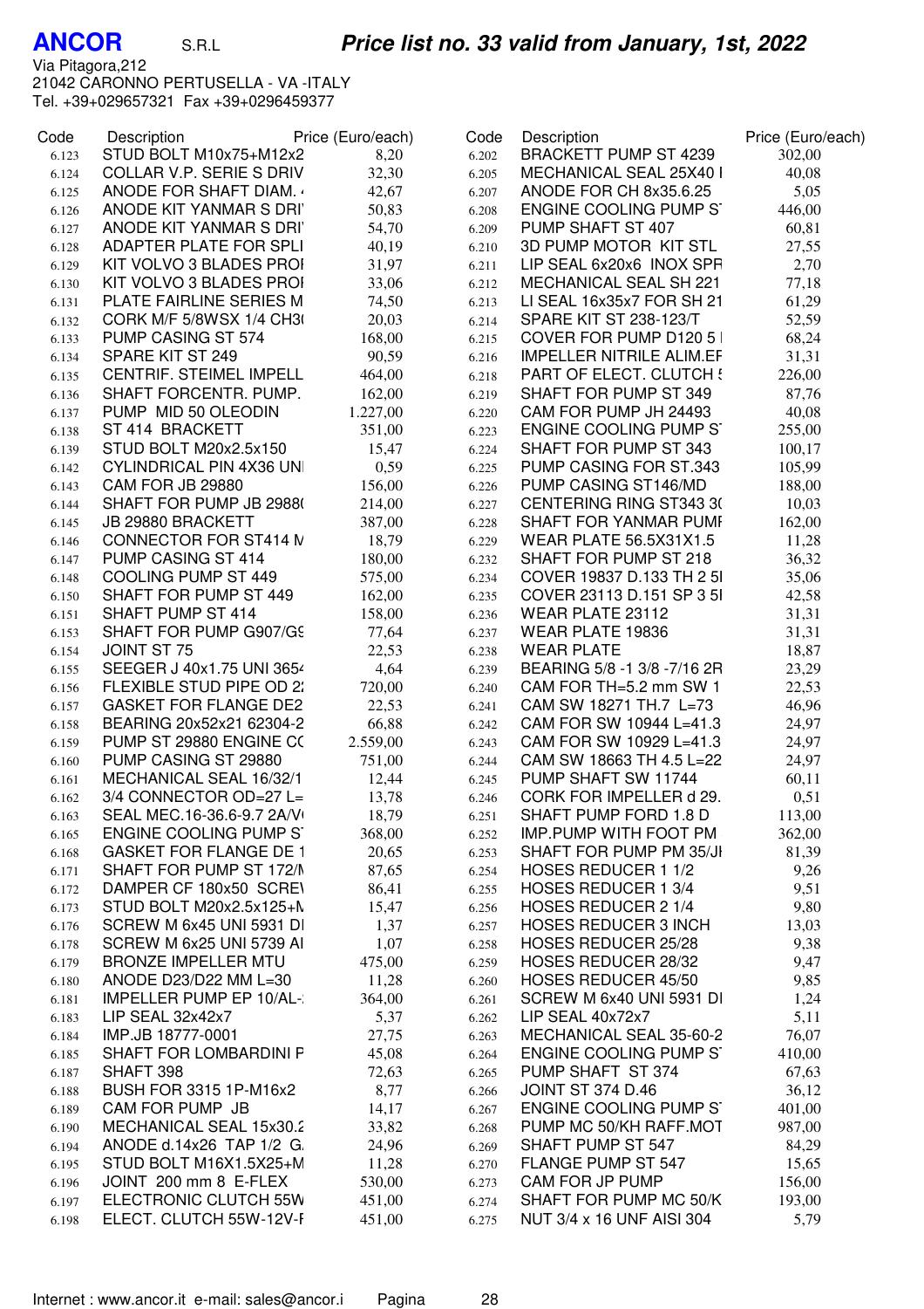**ANCOR** S.R.L

Via Pitagora,212
21042 CARONNO PERTUSELLA - VA -ITALY
Tel. +39+029657321 Fax +39+0296459377

# Price list no. 33 valid from January, 1st, 2022

| Code | Description | Price (Euro/each) |
|---|---|---|
| 6.123 | STUD BOLT M10x75+M12x2 | 8,20 |
| 6.124 | COLLAR V.P. SERIE S DRIV | 32,30 |
| 6.125 | ANODE FOR SHAFT DIAM. | 42,67 |
| 6.126 | ANODE KIT YANMAR S DRI | 50,83 |
| 6.127 | ANODE KIT YANMAR S DRI | 54,70 |
| 6.128 | ADAPTER PLATE FOR SPLI | 40,19 |
| 6.129 | KIT VOLVO 3 BLADES PRO | 31,97 |
| 6.130 | KIT VOLVO 3 BLADES PRO | 33,06 |
| 6.131 | PLATE FAIRLINE SERIES M | 74,50 |
| 6.132 | CORK M/F 5/8WSX 1/4 CH3 | 20,03 |
| 6.133 | PUMP CASING ST 574 | 168,00 |
| 6.134 | SPARE KIT ST 249 | 90,59 |
| 6.135 | CENTRIF. STEIMEL IMPELL | 464,00 |
| 6.136 | SHAFT FORCENTR. PUMP. | 162,00 |
| 6.137 | PUMP MID 50 OLEODIN | 1.227,00 |
| 6.138 | ST 414 BRACKETT | 351,00 |
| 6.139 | STUD BOLT M20x2.5x150 | 15,47 |
| 6.142 | CYLINDRICAL PIN 4X36 UN | 0,59 |
| 6.143 | CAM FOR JB 29880 | 156,00 |
| 6.144 | SHAFT FOR PUMP JB 2988 | 214,00 |
| 6.145 | JB 29880 BRACKETT | 387,00 |
| 6.146 | CONNECTOR FOR ST414 M | 18,79 |
| 6.147 | PUMP CASING ST 414 | 180,00 |
| 6.148 | COOLING PUMP ST 449 | 575,00 |
| 6.150 | SHAFT FOR PUMP ST 449 | 162,00 |
| 6.151 | SHAFT PUMP ST 414 | 158,00 |
| 6.153 | SHAFT FOR PUMP G907/G | 77,64 |
| 6.154 | JOINT ST 75 | 22,53 |
| 6.155 | SEEGER J 40x1.75 UNI 365 | 4,64 |
| 6.156 | FLEXIBLE STUD PIPE OD 2 | 720,00 |
| 6.157 | GASKET FOR FLANGE DE2 | 22,53 |
| 6.158 | BEARING 20x52x21 62304-2 | 66,88 |
| 6.159 | PUMP ST 29880 ENGINE C | 2.559,00 |
| 6.160 | PUMP CASING ST 29880 | 751,00 |
| 6.161 | MECHANICAL SEAL 16/32/1 | 12,44 |
| 6.162 | 3/4 CONNECTOR OD=27 L= | 13,78 |
| 6.163 | SEAL MEC.16-36.6-9.7 2A/V | 18,79 |
| 6.165 | ENGINE COOLING PUMP S | 368,00 |
| 6.168 | GASKET FOR FLANGE DE 1 | 20,65 |
| 6.171 | SHAFT FOR PUMP ST 172/ | 87,65 |
| 6.172 | DAMPER CF 180x50 SCRE | 86,41 |
| 6.173 | STUD BOLT M20x2.5x125+ | 15,47 |
| 6.176 | SCREW M 6x45 UNI 5931 D | 1,37 |
| 6.178 | SCREW M 6x25 UNI 5739 A | 1,07 |
| 6.179 | BRONZE IMPELLER MTU | 475,00 |
| 6.180 | ANODE D23/D22 MM L=30 | 11,28 |
| 6.181 | IMPELLER PUMP EP 10/AL- | 364,00 |
| 6.183 | LIP SEAL 32x42x7 | 5,37 |
| 6.184 | IMP.JB 18777-0001 | 27,75 |
| 6.185 | SHAFT FOR LOMBARDINI P | 45,08 |
| 6.187 | SHAFT 398 | 72,63 |
| 6.188 | BUSH FOR 3315 1P-M16x2 | 8,77 |
| 6.189 | CAM FOR PUMP JB | 14,17 |
| 6.190 | MECHANICAL SEAL 15x30.2 | 33,82 |
| 6.194 | ANODE d.14x26 TAP 1/2 G | 24,96 |
| 6.195 | STUD BOLT M16X1.5X25+M | 11,28 |
| 6.196 | JOINT 200 mm 8 E-FLEX | 530,00 |
| 6.197 | ELECTRONIC CLUTCH 55W | 451,00 |
| 6.198 | ELECT. CLUTCH 55W-12V-F | 451,00 |
| 6.202 | BRACKETT PUMP ST 4239 | 302,00 |
| 6.205 | MECHANICAL SEAL 25X40 | 40,08 |
| 6.207 | ANODE FOR CH 8x35.6.25 | 5,05 |
| 6.208 | ENGINE COOLING PUMP S | 446,00 |
| 6.209 | PUMP SHAFT ST 407 | 60,81 |
| 6.210 | 3D PUMP MOTOR KIT STL | 27,55 |
| 6.211 | LIP SEAL 6x20x6 INOX SPR | 2,70 |
| 6.212 | MECHANICAL SEAL SH 221 | 77,18 |
| 6.213 | LI SEAL 16x35x7 FOR SH 21 | 61,29 |
| 6.214 | SPARE KIT ST 238-123/T | 52,59 |
| 6.215 | COVER FOR PUMP D120 5 | 68,24 |
| 6.216 | IMPELLER NITRILE ALIM.EF | 31,31 |
| 6.218 | PART OF ELECT. CLUTCH 5 | 226,00 |
| 6.219 | SHAFT FOR PUMP ST 349 | 87,76 |
| 6.220 | CAM FOR PUMP JH 24493 | 40,08 |
| 6.223 | ENGINE COOLING PUMP S | 255,00 |
| 6.224 | SHAFT FOR PUMP ST 343 | 100,17 |
| 6.225 | PUMP CASING FOR ST.343 | 105,99 |
| 6.226 | PUMP CASING ST146/MD | 188,00 |
| 6.227 | CENTERING RING ST343 3 | 10,03 |
| 6.228 | SHAFT FOR YANMAR PUM | 162,00 |
| 6.229 | WEAR PLATE 56.5X31X1.5 | 11,28 |
| 6.232 | SHAFT FOR PUMP ST 218 | 36,32 |
| 6.234 | COVER 19837 D.133 TH 2 5 | 35,06 |
| 6.235 | COVER 23113 D.151 SP 3 5 | 42,58 |
| 6.236 | WEAR PLATE 23112 | 31,31 |
| 6.237 | WEAR PLATE 19836 | 31,31 |
| 6.238 | WEAR PLATE | 18,87 |
| 6.239 | BEARING 5/8 -1 3/8 -7/16 2R | 23,29 |
| 6.240 | CAM FOR TH=5.2 mm SW 1 | 22,53 |
| 6.241 | CAM SW 18271 TH.7 L=73 | 46,96 |
| 6.242 | CAM FOR SW 10944 L=41.3 | 24,97 |
| 6.243 | CAM FOR SW 10929 L=41.3 | 24,97 |
| 6.244 | CAM SW 18663 TH 4.5 L=22 | 24,97 |
| 6.245 | PUMP SHAFT SW 11744 | 60,11 |
| 6.246 | CORK FOR IMPELLER d 29. | 0,51 |
| 6.251 | SHAFT PUMP FORD 1.8 D | 113,00 |
| 6.252 | IMP.PUMP WITH FOOT PM | 362,00 |
| 6.253 | SHAFT FOR PUMP PM 35/J | 81,39 |
| 6.254 | HOSES REDUCER 1 1/2 | 9,26 |
| 6.255 | HOSES REDUCER 1 3/4 | 9,51 |
| 6.256 | HOSES REDUCER 2 1/4 | 9,80 |
| 6.257 | HOSES REDUCER 3 INCH | 13,03 |
| 6.258 | HOSES REDUCER 25/28 | 9,38 |
| 6.259 | HOSES REDUCER 28/32 | 9,47 |
| 6.260 | HOSES REDUCER 45/50 | 9,85 |
| 6.261 | SCREW M 6x40 UNI 5931 D | 1,24 |
| 6.262 | LIP SEAL 40x72x7 | 5,11 |
| 6.263 | MECHANICAL SEAL 35-60-2 | 76,07 |
| 6.264 | ENGINE COOLING PUMP S | 410,00 |
| 6.265 | PUMP SHAFT ST 374 | 67,63 |
| 6.266 | JOINT ST 374 D.46 | 36,12 |
| 6.267 | ENGINE COOLING PUMP S | 401,00 |
| 6.268 | PUMP MC 50/KH RAFF.MOT | 987,00 |
| 6.269 | SHAFT PUMP ST 547 | 84,29 |
| 6.270 | FLANGE PUMP ST 547 | 15,65 |
| 6.273 | CAM FOR JP PUMP | 156,00 |
| 6.274 | SHAFT FOR PUMP MC 50/K | 193,00 |
| 6.275 | NUT 3/4 x 16 UNF AISI 304 | 5,79 |

Internet : www.ancor.it e-mail: sales@ancor.i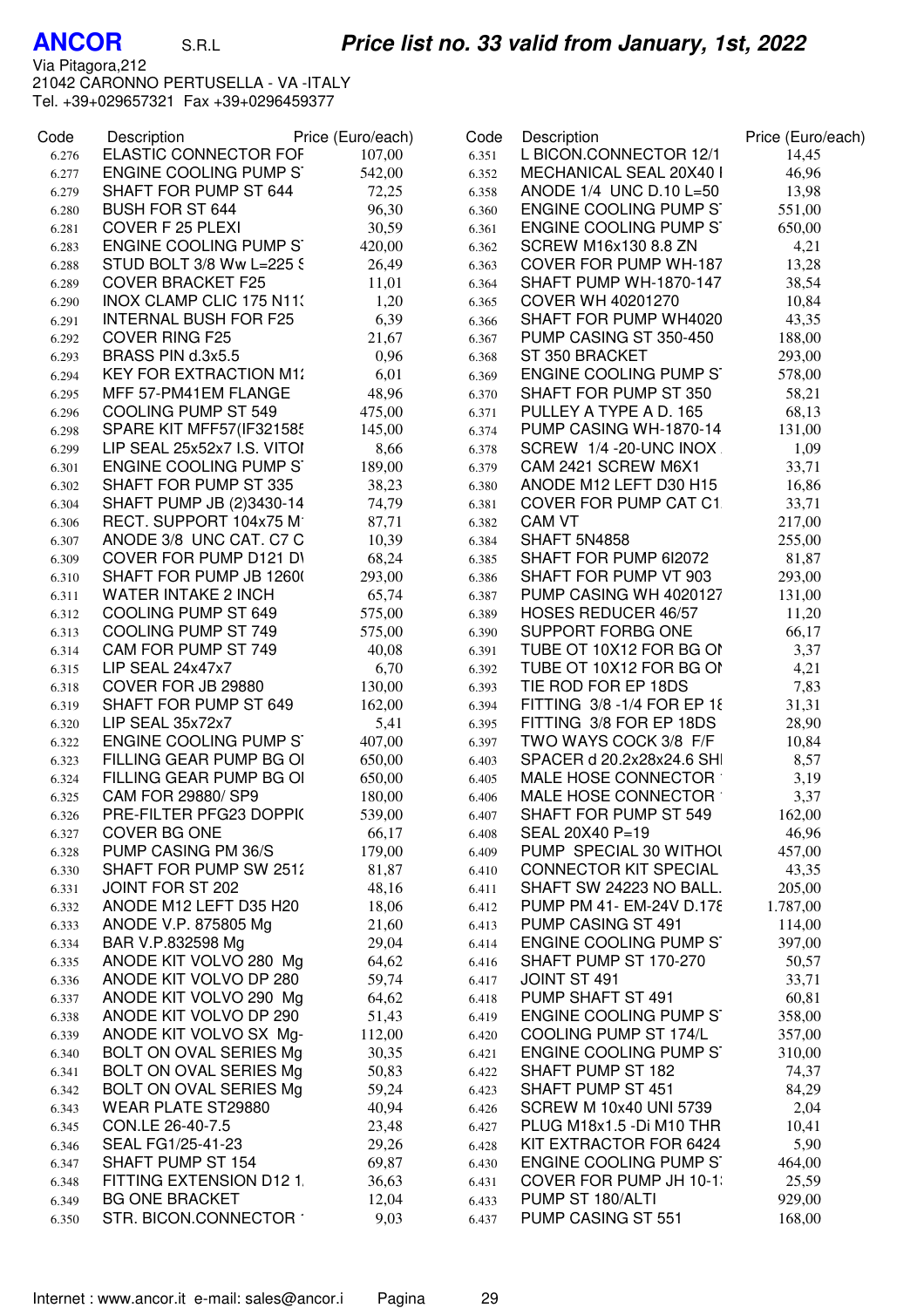**ANCOR** S.R.L

Via Pitagora,212
21042 CARONNO PERTUSELLA - VA -ITALY
Tel. +39+029657321 Fax +39+0296459377

## *Price list no. 33 valid from January, 1st, 2022*

| Code | Description | Price (Euro/each) |
|---|---|---|
| 6.276 | ELASTIC CONNECTOR FOF | 107,00 |
| 6.277 | ENGINE COOLING PUMP S | 542,00 |
| 6.279 | SHAFT FOR PUMP ST 644 | 72,25 |
| 6.280 | BUSH FOR ST 644 | 96,30 |
| 6.281 | COVER F 25 PLEXI | 30,59 |
| 6.283 | ENGINE COOLING PUMP S | 420,00 |
| 6.288 | STUD BOLT 3/8 Ww L=225 S | 26,49 |
| 6.289 | COVER BRACKET F25 | 11,01 |
| 6.290 | INOX CLAMP CLIC 175 N11 | 1,20 |
| 6.291 | INTERNAL BUSH FOR F25 | 6,39 |
| 6.292 | COVER RING F25 | 21,67 |
| 6.293 | BRASS PIN d.3x5.5 | 0,96 |
| 6.294 | KEY FOR EXTRACTION M1 | 6,01 |
| 6.295 | MFF 57-PM41EM FLANGE | 48,96 |
| 6.296 | COOLING PUMP ST 549 | 475,00 |
| 6.298 | SPARE KIT MFF57(IF32158 | 145,00 |
| 6.299 | LIP SEAL 25x52x7 I.S. VITO | 8,66 |
| 6.301 | ENGINE COOLING PUMP S | 189,00 |
| 6.302 | SHAFT FOR PUMP ST 335 | 38,23 |
| 6.304 | SHAFT PUMP JB (2)3430-14 | 74,79 |
| 6.306 | RECT. SUPPORT 104x75 M | 87,71 |
| 6.307 | ANODE 3/8 UNC CAT. C7 C | 10,39 |
| 6.309 | COVER FOR PUMP D121 D | 68,24 |
| 6.310 | SHAFT FOR PUMP JB 1260 | 293,00 |
| 6.311 | WATER INTAKE 2 INCH | 65,74 |
| 6.312 | COOLING PUMP ST 649 | 575,00 |
| 6.313 | COOLING PUMP ST 749 | 575,00 |
| 6.314 | CAM FOR PUMP ST 749 | 40,08 |
| 6.315 | LIP SEAL 24x47x7 | 6,70 |
| 6.318 | COVER FOR JB 29880 | 130,00 |
| 6.319 | SHAFT FOR PUMP ST 649 | 162,00 |
| 6.320 | LIP SEAL 35x72x7 | 5,41 |
| 6.322 | ENGINE COOLING PUMP S | 407,00 |
| 6.323 | FILLING GEAR PUMP BG O | 650,00 |
| 6.324 | FILLING GEAR PUMP BG O | 650,00 |
| 6.325 | CAM FOR 29880/ SP9 | 180,00 |
| 6.326 | PRE-FILTER PFG23 DOPPI | 539,00 |
| 6.327 | COVER BG ONE | 66,17 |
| 6.328 | PUMP CASING PM 36/S | 179,00 |
| 6.330 | SHAFT FOR PUMP SW 251 | 81,87 |
| 6.331 | JOINT FOR ST 202 | 48,16 |
| 6.332 | ANODE M12 LEFT D35 H20 | 18,06 |
| 6.333 | ANODE V.P. 875805 Mg | 21,60 |
| 6.334 | BAR V.P.832598 Mg | 29,04 |
| 6.335 | ANODE KIT VOLVO 280 Mg | 64,62 |
| 6.336 | ANODE KIT VOLVO DP 280 | 59,74 |
| 6.337 | ANODE KIT VOLVO 290 Mg | 64,62 |
| 6.338 | ANODE KIT VOLVO DP 290 | 51,43 |
| 6.339 | ANODE KIT VOLVO SX Mg- | 112,00 |
| 6.340 | BOLT ON OVAL SERIES Mg | 30,35 |
| 6.341 | BOLT ON OVAL SERIES Mg | 50,83 |
| 6.342 | BOLT ON OVAL SERIES Mg | 59,24 |
| 6.343 | WEAR PLATE ST29880 | 40,94 |
| 6.345 | CON.LE 26-40-7.5 | 23,48 |
| 6.346 | SEAL FG1/25-41-23 | 29,26 |
| 6.347 | SHAFT PUMP ST 154 | 69,87 |
| 6.348 | FITTING EXTENSION D12 1 | 36,63 |
| 6.349 | BG ONE BRACKET | 12,04 |
| 6.350 | STR. BICON.CONNECTOR | 9,03 |
| 6.351 | L BICON.CONNECTOR 12/1 | 14,45 |
| 6.352 | MECHANICAL SEAL 20X40 I | 46,96 |
| 6.358 | ANODE 1/4 UNC D.10 L=50 | 13,98 |
| 6.360 | ENGINE COOLING PUMP S | 551,00 |
| 6.361 | ENGINE COOLING PUMP S | 650,00 |
| 6.362 | SCREW M16x130 8.8 ZN | 4,21 |
| 6.363 | COVER FOR PUMP WH-187 | 13,28 |
| 6.364 | SHAFT PUMP WH-1870-147 | 38,54 |
| 6.365 | COVER WH 40201270 | 10,84 |
| 6.366 | SHAFT FOR PUMP WH4020 | 43,35 |
| 6.367 | PUMP CASING ST 350-450 | 188,00 |
| 6.368 | ST 350 BRACKET | 293,00 |
| 6.369 | ENGINE COOLING PUMP S | 578,00 |
| 6.370 | SHAFT FOR PUMP ST 350 | 58,21 |
| 6.371 | PULLEY A TYPE A D. 165 | 68,13 |
| 6.374 | PUMP CASING WH-1870-14 | 131,00 |
| 6.378 | SCREW 1/4 -20-UNC INOX | 1,09 |
| 6.379 | CAM 2421 SCREW M6X1 | 33,71 |
| 6.380 | ANODE M12 LEFT D30 H15 | 16,86 |
| 6.381 | COVER FOR PUMP CAT C1 | 33,71 |
| 6.382 | CAM VT | 217,00 |
| 6.384 | SHAFT 5N4858 | 255,00 |
| 6.385 | SHAFT FOR PUMP 6I2072 | 81,87 |
| 6.386 | SHAFT FOR PUMP VT 903 | 293,00 |
| 6.387 | PUMP CASING WH 4020127 | 131,00 |
| 6.389 | HOSES REDUCER 46/57 | 11,20 |
| 6.390 | SUPPORT FORBG ONE | 66,17 |
| 6.391 | TUBE OT 10X12 FOR BG O | 3,37 |
| 6.392 | TUBE OT 10X12 FOR BG O | 4,21 |
| 6.393 | TIE ROD FOR EP 18DS | 7,83 |
| 6.394 | FITTING 3/8 -1/4 FOR EP 18 | 31,31 |
| 6.395 | FITTING 3/8 FOR EP 18DS | 28,90 |
| 6.397 | TWO WAYS COCK 3/8 F/F | 10,84 |
| 6.403 | SPACER d 20.2x28x24.6 SH | 8,57 |
| 6.405 | MALE HOSE CONNECTOR | 3,19 |
| 6.406 | MALE HOSE CONNECTOR | 3,37 |
| 6.407 | SHAFT FOR PUMP ST 549 | 162,00 |
| 6.408 | SEAL 20X40 P=19 | 46,96 |
| 6.409 | PUMP SPECIAL 30 WITHOU | 457,00 |
| 6.410 | CONNECTOR KIT SPECIAL | 43,35 |
| 6.411 | SHAFT SW 24223 NO BALL. | 205,00 |
| 6.412 | PUMP PM 41- EM-24V D.17 | 1.787,00 |
| 6.413 | PUMP CASING ST 491 | 114,00 |
| 6.414 | ENGINE COOLING PUMP S | 397,00 |
| 6.416 | SHAFT PUMP ST 170-270 | 50,57 |
| 6.417 | JOINT ST 491 | 33,71 |
| 6.418 | PUMP SHAFT ST 491 | 60,81 |
| 6.419 | ENGINE COOLING PUMP S | 358,00 |
| 6.420 | COOLING PUMP ST 174/L | 357,00 |
| 6.421 | ENGINE COOLING PUMP S | 310,00 |
| 6.422 | SHAFT PUMP ST 182 | 74,37 |
| 6.423 | SHAFT PUMP ST 451 | 84,29 |
| 6.426 | SCREW M 10x40 UNI 5739 | 2,04 |
| 6.427 | PLUG M18x1.5 -Di M10 THR | 10,41 |
| 6.428 | KIT EXTRACTOR FOR 6424 | 5,90 |
| 6.430 | ENGINE COOLING PUMP S | 464,00 |
| 6.431 | COVER FOR PUMP JH 10-1 | 25,59 |
| 6.433 | PUMP ST 180/ALTI | 929,00 |
| 6.437 | PUMP CASING ST 551 | 168,00 |

Internet : www.ancor.it e-mail: sales@ancor.i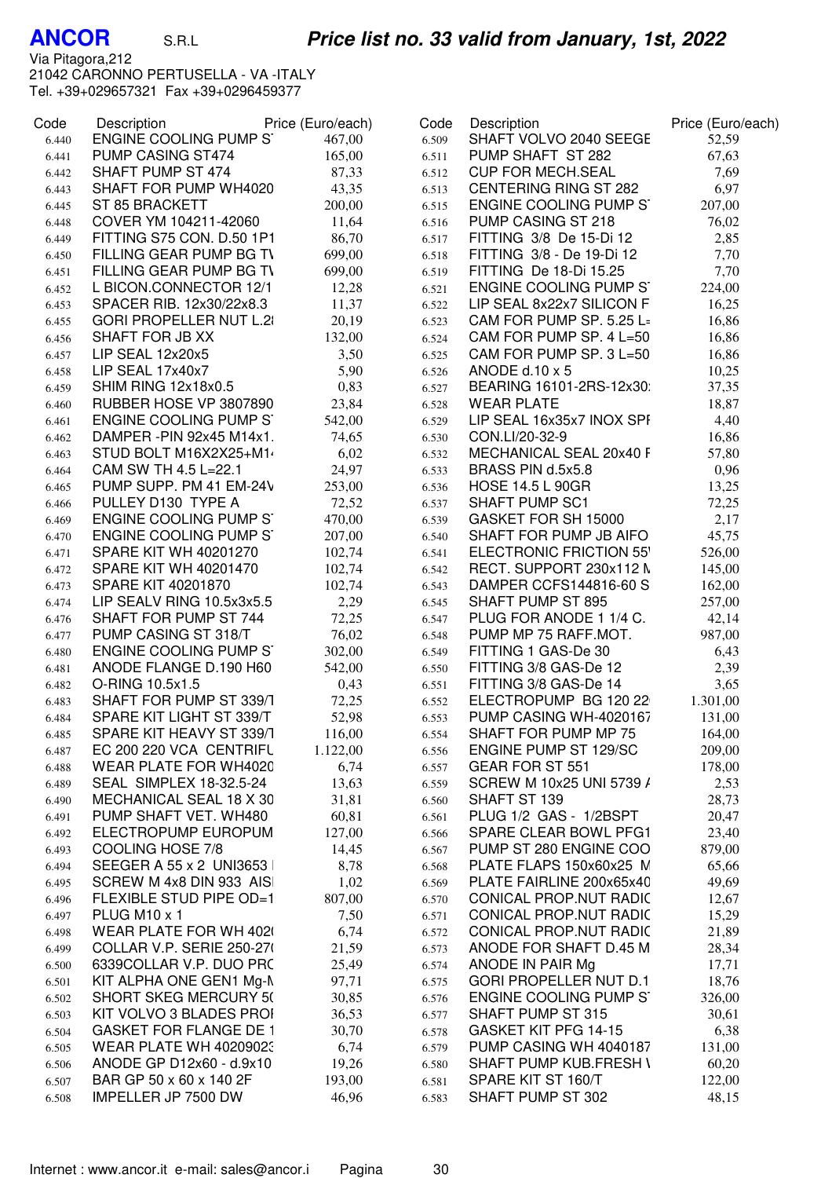**ANCOR** S.R.L

Via Pitagora,212
21042 CARONNO PERTUSELLA - VA -ITALY
Tel. +39+029657321 Fax +39+0296459377

## *Price list no. 33 valid from January, 1st, 2022*

| Code | Description | Price (Euro/each) |
|---|---|---|
| 6.440 | ENGINE COOLING PUMP S | 467,00 |
| 6.441 | PUMP CASING ST474 | 165,00 |
| 6.442 | SHAFT PUMP ST 474 | 87,33 |
| 6.443 | SHAFT FOR PUMP WH4020 | 43,35 |
| 6.445 | ST 85 BRACKETT | 200,00 |
| 6.448 | COVER YM 104211-42060 | 11,64 |
| 6.449 | FITTING S75 CON. D.50 1P1 | 86,70 |
| 6.450 | FILLING GEAR PUMP BG T\ | 699,00 |
| 6.451 | FILLING GEAR PUMP BG T\ | 699,00 |
| 6.452 | L BICON.CONNECTOR 12/1 | 12,28 |
| 6.453 | SPACER RIB. 12x30/22x8.3 | 11,37 |
| 6.455 | GORI PROPELLER NUT L.2 | 20,19 |
| 6.456 | SHAFT FOR JB XX | 132,00 |
| 6.457 | LIP SEAL 12x20x5 | 3,50 |
| 6.458 | LIP SEAL 17x40x7 | 5,90 |
| 6.459 | SHIM RING 12x18x0.5 | 0,83 |
| 6.460 | RUBBER HOSE VP 3807890 | 23,84 |
| 6.461 | ENGINE COOLING PUMP S | 542,00 |
| 6.462 | DAMPER -PIN 92x45 M14x1. | 74,65 |
| 6.463 | STUD BOLT M16X2X25+M1 | 6,02 |
| 6.464 | CAM SW TH 4.5 L=22.1 | 24,97 |
| 6.465 | PUMP SUPP. PM 41 EM-24V | 253,00 |
| 6.466 | PULLEY D130 TYPE A | 72,52 |
| 6.469 | ENGINE COOLING PUMP S | 470,00 |
| 6.470 | ENGINE COOLING PUMP S | 207,00 |
| 6.471 | SPARE KIT WH 40201270 | 102,74 |
| 6.472 | SPARE KIT WH 40201470 | 102,74 |
| 6.473 | SPARE KIT 40201870 | 102,74 |
| 6.474 | LIP SEALV RING 10.5x3x5.5 | 2,29 |
| 6.476 | SHAFT FOR PUMP ST 744 | 72,25 |
| 6.477 | PUMP CASING ST 318/T | 76,02 |
| 6.480 | ENGINE COOLING PUMP S | 302,00 |
| 6.481 | ANODE FLANGE D.190 H60 | 542,00 |
| 6.482 | O-RING 10.5x1.5 | 0,43 |
| 6.483 | SHAFT FOR PUMP ST 339/T | 72,25 |
| 6.484 | SPARE KIT LIGHT ST 339/T | 52,98 |
| 6.485 | SPARE KIT HEAVY ST 339/T | 116,00 |
| 6.487 | EC 200 220 VCA CENTRIFU | 1.122,00 |
| 6.488 | WEAR PLATE FOR WH4020 | 6,74 |
| 6.489 | SEAL SIMPLEX 18-32.5-24 | 13,63 |
| 6.490 | MECHANICAL SEAL 18 X 30 | 31,81 |
| 6.491 | PUMP SHAFT VET. WH480 | 60,81 |
| 6.492 | ELECTROPUMP EUROPUM | 127,00 |
| 6.493 | COOLING HOSE 7/8 | 14,45 |
| 6.494 | SEEGER A 55 x 2 UNI3653 | 8,78 |
| 6.495 | SCREW M 4x8 DIN 933 AIS | 1,02 |
| 6.496 | FLEXIBLE STUD PIPE OD=1 | 807,00 |
| 6.497 | PLUG M10 x 1 | 7,50 |
| 6.498 | WEAR PLATE FOR WH 402 | 6,74 |
| 6.499 | COLLAR V.P. SERIE 250-27 | 21,59 |
| 6.500 | 6339COLLAR V.P. DUO PRC | 25,49 |
| 6.501 | KIT ALPHA ONE GEN1 Mg-M | 97,71 |
| 6.502 | SHORT SKEG MERCURY 5 | 30,85 |
| 6.503 | KIT VOLVO 3 BLADES PRO | 36,53 |
| 6.504 | GASKET FOR FLANGE DE 1 | 30,70 |
| 6.505 | WEAR PLATE WH 4020902 | 6,74 |
| 6.506 | ANODE GP D12x60 - d.9x10 | 19,26 |
| 6.507 | BAR GP 50 x 60 x 140 2F | 193,00 |
| 6.508 | IMPELLER JP 7500 DW | 46,96 |
| 6.509 | SHAFT VOLVO 2040 SEEGE | 52,59 |
| 6.511 | PUMP SHAFT ST 282 | 67,63 |
| 6.512 | CUP FOR MECH.SEAL | 7,69 |
| 6.513 | CENTERING RING ST 282 | 6,97 |
| 6.515 | ENGINE COOLING PUMP S | 207,00 |
| 6.516 | PUMP CASING ST 218 | 76,02 |
| 6.517 | FITTING 3/8 De 15-Di 12 | 2,85 |
| 6.518 | FITTING 3/8 - De 19-Di 12 | 7,70 |
| 6.519 | FITTING De 18-Di 15.25 | 7,70 |
| 6.521 | ENGINE COOLING PUMP S | 224,00 |
| 6.522 | LIP SEAL 8x22x7 SILICON F | 16,25 |
| 6.523 | CAM FOR PUMP SP. 5.25 L= | 16,86 |
| 6.524 | CAM FOR PUMP SP. 4 L=50 | 16,86 |
| 6.525 | CAM FOR PUMP SP. 3 L=50 | 16,86 |
| 6.526 | ANODE d.10 x 5 | 10,25 |
| 6.527 | BEARING 16101-2RS-12x30 | 37,35 |
| 6.528 | WEAR PLATE | 18,87 |
| 6.529 | LIP SEAL 16x35x7 INOX SPI | 4,40 |
| 6.530 | CON.LI/20-32-9 | 16,86 |
| 6.532 | MECHANICAL SEAL 20x40 F | 57,80 |
| 6.533 | BRASS PIN d.5x5.8 | 0,96 |
| 6.536 | HOSE 14.5 L 90GR | 13,25 |
| 6.537 | SHAFT PUMP SC1 | 72,25 |
| 6.539 | GASKET FOR SH 15000 | 2,17 |
| 6.540 | SHAFT FOR PUMP JB AIFO | 45,75 |
| 6.541 | ELECTRONIC FRICTION 55 | 526,00 |
| 6.542 | RECT. SUPPORT 230x112 M | 145,00 |
| 6.543 | DAMPER CCFS144816-60 S | 162,00 |
| 6.545 | SHAFT PUMP ST 895 | 257,00 |
| 6.547 | PLUG FOR ANODE 1 1/4 C. | 42,14 |
| 6.548 | PUMP MP 75 RAFF.MOT. | 987,00 |
| 6.549 | FITTING 1 GAS-De 30 | 6,43 |
| 6.550 | FITTING 3/8 GAS-De 12 | 2,39 |
| 6.551 | FITTING 3/8 GAS-De 14 | 3,65 |
| 6.552 | ELECTROPUMP BG 120 22 | 1.301,00 |
| 6.553 | PUMP CASING WH-4020167 | 131,00 |
| 6.554 | SHAFT FOR PUMP MP 75 | 164,00 |
| 6.556 | ENGINE PUMP ST 129/SC | 209,00 |
| 6.557 | GEAR FOR ST 551 | 178,00 |
| 6.559 | SCREW M 10x25 UNI 5739 / | 2,53 |
| 6.560 | SHAFT ST 139 | 28,73 |
| 6.561 | PLUG 1/2 GAS - 1/2BSPT | 20,47 |
| 6.566 | SPARE CLEAR BOWL PFG1 | 23,40 |
| 6.567 | PUMP ST 280 ENGINE COO | 879,00 |
| 6.568 | PLATE FLAPS 150x60x25 M | 65,66 |
| 6.569 | PLATE FAIRLINE 200x65x40 | 49,69 |
| 6.570 | CONICAL PROP.NUT RADIC | 12,67 |
| 6.571 | CONICAL PROP.NUT RADIC | 15,29 |
| 6.572 | CONICAL PROP.NUT RADIC | 21,89 |
| 6.573 | ANODE FOR SHAFT D.45 M | 28,34 |
| 6.574 | ANODE IN PAIR Mg | 17,71 |
| 6.575 | GORI PROPELLER NUT D.1 | 18,76 |
| 6.576 | ENGINE COOLING PUMP S | 326,00 |
| 6.577 | SHAFT PUMP ST 315 | 30,61 |
| 6.578 | GASKET KIT PFG 14-15 | 6,38 |
| 6.579 | PUMP CASING WH 4040187 | 131,00 |
| 6.580 | SHAFT PUMP KUB.FRESH \ | 60,20 |
| 6.581 | SPARE KIT ST 160/T | 122,00 |
| 6.583 | SHAFT PUMP ST 302 | 48,15 |

Internet : www.ancor.it e-mail: sales@ancor.i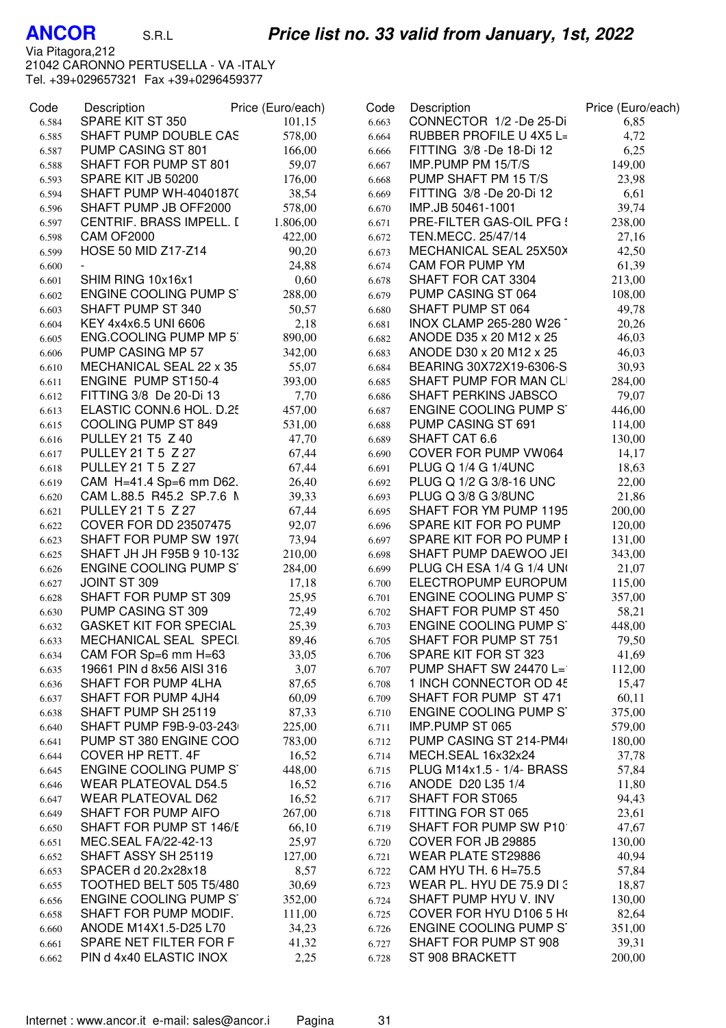# ANCOR S.R.L

## *Price list no. 33 valid from January, 1st, 2022*

Via Pitagora,212
21042 CARONNO PERTUSELLA - VA -ITALY
Tel. +39+029657321 Fax +39+0296459377

| Code | Description | Price (Euro/each) |
|---|---|---|
| 6.584 | SPARE KIT ST 350 | 101,15 |
| 6.585 | SHAFT PUMP DOUBLE CAS | 578,00 |
| 6.587 | PUMP CASING ST 801 | 166,00 |
| 6.588 | SHAFT FOR PUMP ST 801 | 59,07 |
| 6.593 | SPARE KIT JB 50200 | 176,00 |
| 6.594 | SHAFT PUMP WH-4040187( | 38,54 |
| 6.596 | SHAFT PUMP JB OFF2000 | 578,00 |
| 6.597 | CENTRIF. BRASS IMPELL. I | 1.806,00 |
| 6.598 | CAM OF2000 | 422,00 |
| 6.599 | HOSE 50 MID Z17-Z14 | 90,20 |
| 6.600 | - | 24,88 |
| 6.601 | SHIM RING 10x16x1 | 0,60 |
| 6.602 | ENGINE COOLING PUMP S | 288,00 |
| 6.603 | SHAFT PUMP ST 340 | 50,57 |
| 6.604 | KEY 4x4x6.5 UNI 6606 | 2,18 |
| 6.605 | ENG.COOLING PUMP MP 5 | 890,00 |
| 6.606 | PUMP CASING MP 57 | 342,00 |
| 6.610 | MECHANICAL SEAL 22 x 35 | 55,07 |
| 6.611 | ENGINE PUMP ST150-4 | 393,00 |
| 6.612 | FITTING 3/8 De 20-Di 13 | 7,70 |
| 6.613 | ELASTIC CONN.6 HOL. D.2 | 457,00 |
| 6.615 | COOLING PUMP ST 849 | 531,00 |
| 6.616 | PULLEY 21 T5 Z 40 | 47,70 |
| 6.617 | PULLEY 21 T 5 Z 27 | 67,44 |
| 6.618 | PULLEY 21 T 5 Z 27 | 67,44 |
| 6.619 | CAM H=41.4 Sp=6 mm D62. | 26,40 |
| 6.620 | CAM L.88.5 R45.2 SP.7.6 I | 39,33 |
| 6.621 | PULLEY 21 T 5 Z 27 | 67,44 |
| 6.622 | COVER FOR DD 23507475 | 92,07 |
| 6.623 | SHAFT FOR PUMP SW 197( | 73,94 |
| 6.625 | SHAFT JH JH F95B 9 10-132 | 210,00 |
| 6.626 | ENGINE COOLING PUMP S | 284,00 |
| 6.627 | JOINT ST 309 | 17,18 |
| 6.628 | SHAFT FOR PUMP ST 309 | 25,95 |
| 6.630 | PUMP CASING ST 309 | 72,49 |
| 6.632 | GASKET KIT FOR SPECIAL | 25,39 |
| 6.633 | MECHANICAL SEAL SPECI | 89,46 |
| 6.634 | CAM FOR Sp=6 mm H=63 | 33,05 |
| 6.635 | 19661 PIN d 8x56 AISI 316 | 3,07 |
| 6.636 | SHAFT FOR PUMP 4LHA | 87,65 |
| 6.637 | SHAFT FOR PUMP 4JH4 | 60,09 |
| 6.638 | SHAFT PUMP SH 25119 | 87,33 |
| 6.640 | SHAFT PUMP F9B-9-03-243 | 225,00 |
| 6.641 | PUMP ST 380 ENGINE COO | 783,00 |
| 6.644 | COVER HP RETT. 4F | 16,52 |
| 6.645 | ENGINE COOLING PUMP S | 448,00 |
| 6.646 | WEAR PLATEOVAL D54.5 | 16,52 |
| 6.647 | WEAR PLATEOVAL D62 | 16,52 |
| 6.649 | SHAFT FOR PUMP AIFO | 267,00 |
| 6.650 | SHAFT FOR PUMP ST 146/E | 66,10 |
| 6.651 | MEC.SEAL FA/22-42-13 | 25,97 |
| 6.652 | SHAFT ASSY SH 25119 | 127,00 |
| 6.653 | SPACER d 20.2x28x18 | 8,57 |
| 6.655 | TOOTHED BELT 505 T5/480 | 30,69 |
| 6.656 | ENGINE COOLING PUMP S | 352,00 |
| 6.658 | SHAFT FOR PUMP MODIF. | 111,00 |
| 6.660 | ANODE M14X1.5-D25 L70 | 34,23 |
| 6.661 | SPARE NET FILTER FOR F | 41,32 |
| 6.662 | PIN d 4x40 ELASTIC INOX | 2,25 |
| 6.663 | CONNECTOR 1/2 -De 25-Di | 6,85 |
| 6.664 | RUBBER PROFILE U 4X5 L= | 4,72 |
| 6.666 | FITTING 3/8 -De 18-Di 12 | 6,25 |
| 6.667 | IMP.PUMP PM 15/T/S | 149,00 |
| 6.668 | PUMP SHAFT PM 15 T/S | 23,98 |
| 6.669 | FITTING 3/8 -De 20-Di 12 | 6,61 |
| 6.670 | IMP.JB 50461-1001 | 39,74 |
| 6.671 | PRE-FILTER GAS-OIL PFG ! | 238,00 |
| 6.672 | TEN.MECC. 25/47/14 | 27,16 |
| 6.673 | MECHANICAL SEAL 25X50X | 42,50 |
| 6.674 | CAM FOR PUMP YM | 61,39 |
| 6.678 | SHAFT FOR CAT 3304 | 213,00 |
| 6.679 | PUMP CASING ST 064 | 108,00 |
| 6.680 | SHAFT PUMP ST 064 | 49,78 |
| 6.681 | INOX CLAMP 265-280 W26 | 20,26 |
| 6.682 | ANODE D35 x 20 M12 x 25 | 46,03 |
| 6.683 | ANODE D30 x 20 M12 x 25 | 46,03 |
| 6.684 | BEARING 30X72X19-6306-S | 30,93 |
| 6.685 | SHAFT PUMP FOR MAN CL | 284,00 |
| 6.686 | SHAFT PERKINS JABSCO | 79,07 |
| 6.687 | ENGINE COOLING PUMP S | 446,00 |
| 6.688 | PUMP CASING ST 691 | 114,00 |
| 6.689 | SHAFT CAT 6.6 | 130,00 |
| 6.690 | COVER FOR PUMP VW064 | 14,17 |
| 6.691 | PLUG Q 1/4 G 1/4UNC | 18,63 |
| 6.692 | PLUG Q 1/2 G 3/8-16 UNC | 22,00 |
| 6.693 | PLUG Q 3/8 G 3/8UNC | 21,86 |
| 6.695 | SHAFT FOR YM PUMP 1195 | 200,00 |
| 6.696 | SPARE KIT FOR PO PUMP | 120,00 |
| 6.697 | SPARE KIT FOR PO PUMP I | 131,00 |
| 6.698 | SHAFT PUMP DAEWOO JEI | 343,00 |
| 6.699 | PLUG CH ESA 1/4 G 1/4 UN( | 21,07 |
| 6.700 | ELECTROPUMP EUROPUM | 115,00 |
| 6.701 | ENGINE COOLING PUMP S | 357,00 |
| 6.702 | SHAFT FOR PUMP ST 450 | 58,21 |
| 6.703 | ENGINE COOLING PUMP S | 448,00 |
| 6.705 | SHAFT FOR PUMP ST 751 | 79,50 |
| 6.706 | SPARE KIT FOR ST 323 | 41,69 |
| 6.707 | PUMP SHAFT SW 24470 L= | 112,00 |
| 6.708 | 1 INCH CONNECTOR OD 45 | 15,47 |
| 6.709 | SHAFT FOR PUMP ST 471 | 60,11 |
| 6.710 | ENGINE COOLING PUMP S | 375,00 |
| 6.711 | IMP.PUMP ST 065 | 579,00 |
| 6.712 | PUMP CASING ST 214-PM4 | 180,00 |
| 6.714 | MECH.SEAL 16x32x24 | 37,78 |
| 6.715 | PLUG M14x1.5 - 1/4- BRASS | 57,84 |
| 6.716 | ANODE D20 L35 1/4 | 11,80 |
| 6.717 | SHAFT FOR ST065 | 94,43 |
| 6.718 | FITTING FOR ST 065 | 23,61 |
| 6.719 | SHAFT FOR PUMP SW P10 | 47,67 |
| 6.720 | COVER FOR JB 29885 | 130,00 |
| 6.721 | WEAR PLATE ST29886 | 40,94 |
| 6.722 | CAM HYU TH. 6 H=75.5 | 57,84 |
| 6.723 | WEAR PL. HYU DE 75.9 DI 3 | 18,87 |
| 6.724 | SHAFT PUMP HYU V. INV | 130,00 |
| 6.725 | COVER FOR HYU D106 5 H | 82,64 |
| 6.726 | ENGINE COOLING PUMP S | 351,00 |
| 6.727 | SHAFT FOR PUMP ST 908 | 39,31 |
| 6.728 | ST 908 BRACKETT | 200,00 |

Internet : www.ancor.it e-mail: sales@ancor.i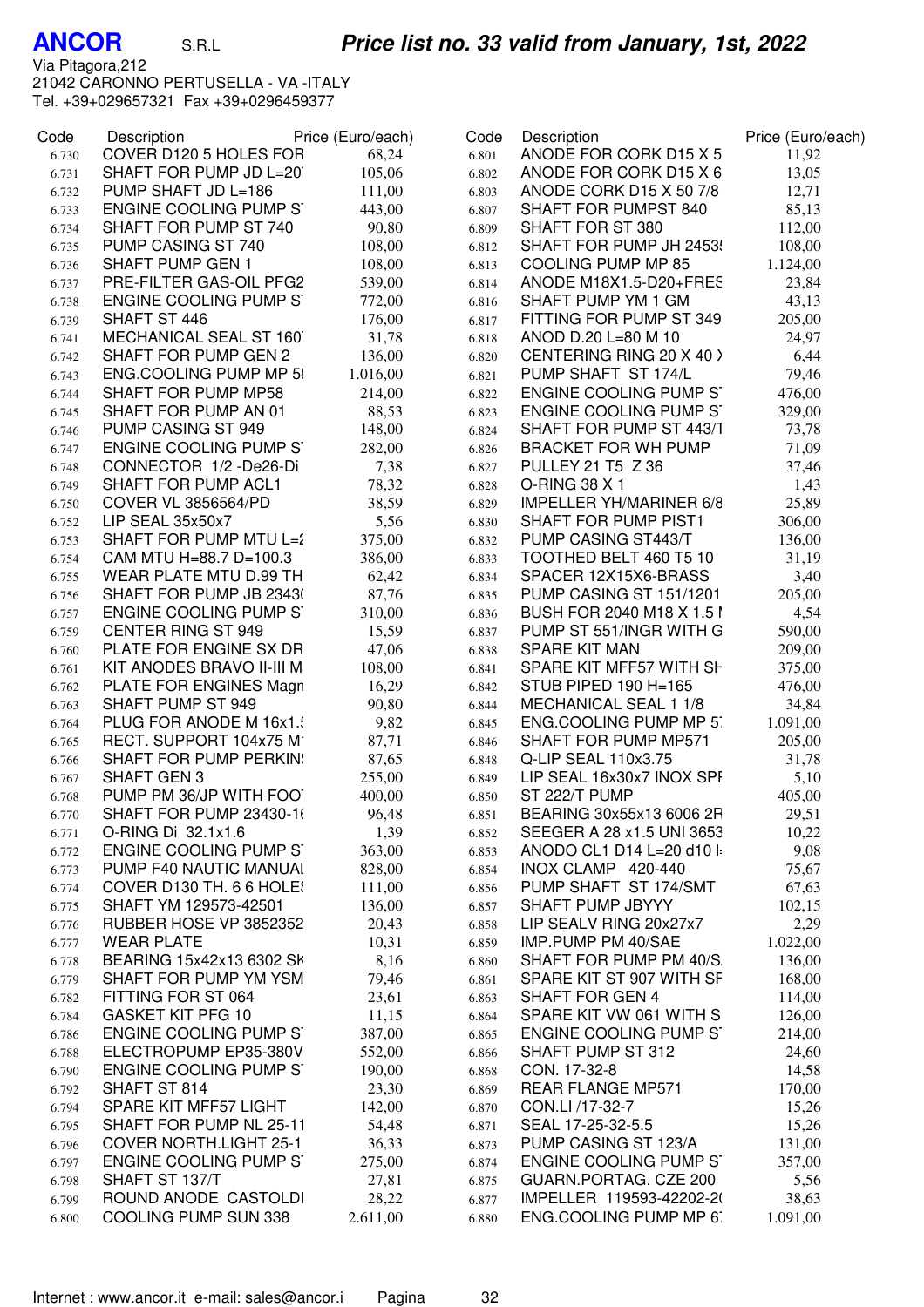**ANCOR** S.R.L

***Price list no. 33 valid from January, 1st, 2022***

Via Pitagora,212
21042 CARONNO PERTUSELLA - VA -ITALY
Tel. +39+029657321 Fax +39+0296459377

| Code | Description | Price (Euro/each) |
|---|---|---|
| 6.730 | COVER D120 5 HOLES FOR | 68,24 |
| 6.731 | SHAFT FOR PUMP JD L=20 | 105,06 |
| 6.732 | PUMP SHAFT JD L=186 | 111,00 |
| 6.733 | ENGINE COOLING PUMP S | 443,00 |
| 6.734 | SHAFT FOR PUMP ST 740 | 90,80 |
| 6.735 | PUMP CASING ST 740 | 108,00 |
| 6.736 | SHAFT PUMP GEN 1 | 108,00 |
| 6.737 | PRE-FILTER GAS-OIL PFG2 | 539,00 |
| 6.738 | ENGINE COOLING PUMP S | 772,00 |
| 6.739 | SHAFT ST 446 | 176,00 |
| 6.741 | MECHANICAL SEAL ST 160 | 31,78 |
| 6.742 | SHAFT FOR PUMP GEN 2 | 136,00 |
| 6.743 | ENG.COOLING PUMP MP 5 | 1.016,00 |
| 6.744 | SHAFT FOR PUMP MP58 | 214,00 |
| 6.745 | SHAFT FOR PUMP AN 01 | 88,53 |
| 6.746 | PUMP CASING ST 949 | 148,00 |
| 6.747 | ENGINE COOLING PUMP S | 282,00 |
| 6.748 | CONNECTOR 1/2 -De26-Di | 7,38 |
| 6.749 | SHAFT FOR PUMP ACL1 | 78,32 |
| 6.750 | COVER VL 3856564/PD | 38,59 |
| 6.752 | LIP SEAL 35x50x7 | 5,56 |
| 6.753 | SHAFT FOR PUMP MTU L= | 375,00 |
| 6.754 | CAM MTU H=88.7 D=100.3 | 386,00 |
| 6.755 | WEAR PLATE MTU D.99 TH | 62,42 |
| 6.756 | SHAFT FOR PUMP JB 2343 | 87,76 |
| 6.757 | ENGINE COOLING PUMP S | 310,00 |
| 6.759 | CENTER RING ST 949 | 15,59 |
| 6.760 | PLATE FOR ENGINE SX DR | 47,06 |
| 6.761 | KIT ANODES BRAVO II-III M | 108,00 |
| 6.762 | PLATE FOR ENGINES Magn | 16,29 |
| 6.763 | SHAFT PUMP ST 949 | 90,80 |
| 6.764 | PLUG FOR ANODE M 16x1. | 9,82 |
| 6.765 | RECT. SUPPORT 104x75 M | 87,71 |
| 6.766 | SHAFT FOR PUMP PERKIN | 87,65 |
| 6.767 | SHAFT GEN 3 | 255,00 |
| 6.768 | PUMP PM 36/JP WITH FOO | 400,00 |
| 6.770 | SHAFT FOR PUMP 23430-1 | 96,48 |
| 6.771 | O-RING Di 32.1x1.6 | 1,39 |
| 6.772 | ENGINE COOLING PUMP S | 363,00 |
| 6.773 | PUMP F40 NAUTIC MANUA | 828,00 |
| 6.774 | COVER D130 TH. 6 6 HOLE | 111,00 |
| 6.775 | SHAFT YM 129573-42501 | 136,00 |
| 6.776 | RUBBER HOSE VP 3852352 | 20,43 |
| 6.777 | WEAR PLATE | 10,31 |
| 6.778 | BEARING 15x42x13 6302 SK | 8,16 |
| 6.779 | SHAFT FOR PUMP YM YSM | 79,46 |
| 6.782 | FITTING FOR ST 064 | 23,61 |
| 6.784 | GASKET KIT PFG 10 | 11,15 |
| 6.786 | ENGINE COOLING PUMP S | 387,00 |
| 6.788 | ELECTROPUMP EP35-380V | 552,00 |
| 6.790 | ENGINE COOLING PUMP S | 190,00 |
| 6.792 | SHAFT ST 814 | 23,30 |
| 6.794 | SPARE KIT MFF57 LIGHT | 142,00 |
| 6.795 | SHAFT FOR PUMP NL 25-11 | 54,48 |
| 6.796 | COVER NORTH.LIGHT 25-1 | 36,33 |
| 6.797 | ENGINE COOLING PUMP S | 275,00 |
| 6.798 | SHAFT ST 137/T | 27,81 |
| 6.799 | ROUND ANODE CASTOLDI | 28,22 |
| 6.800 | COOLING PUMP SUN 338 | 2.611,00 |
| 6.801 | ANODE FOR CORK D15 X 5 | 11,92 |
| 6.802 | ANODE FOR CORK D15 X 6 | 13,05 |
| 6.803 | ANODE CORK D15 X 50 7/8 | 12,71 |
| 6.807 | SHAFT FOR PUMPST 840 | 85,13 |
| 6.809 | SHAFT FOR ST 380 | 112,00 |
| 6.812 | SHAFT FOR PUMP JH 2453 | 108,00 |
| 6.813 | COOLING PUMP MP 85 | 1.124,00 |
| 6.814 | ANODE M18X1.5-D20+FRES | 23,84 |
| 6.816 | SHAFT PUMP YM 1 GM | 43,13 |
| 6.817 | FITTING FOR PUMP ST 349 | 205,00 |
| 6.818 | ANOD D.20 L=80 M 10 | 24,97 |
| 6.820 | CENTERING RING 20 X 40 X | 6,44 |
| 6.821 | PUMP SHAFT ST 174/L | 79,46 |
| 6.822 | ENGINE COOLING PUMP S | 476,00 |
| 6.823 | ENGINE COOLING PUMP S | 329,00 |
| 6.824 | SHAFT FOR PUMP ST 443/T | 73,78 |
| 6.826 | BRACKET FOR WH PUMP | 71,09 |
| 6.827 | PULLEY 21 T5 Z 36 | 37,46 |
| 6.828 | O-RING 38 X 1 | 1,43 |
| 6.829 | IMPELLER YH/MARINER 6/8 | 25,89 |
| 6.830 | SHAFT FOR PUMP PIST1 | 306,00 |
| 6.832 | PUMP CASING ST443/T | 136,00 |
| 6.833 | TOOTHED BELT 460 T5 10 | 31,19 |
| 6.834 | SPACER 12X15X6-BRASS | 3,40 |
| 6.835 | PUMP CASING ST 151/1201 | 205,00 |
| 6.836 | BUSH FOR 2040 M18 X 1.5 I | 4,54 |
| 6.837 | PUMP ST 551/INGR WITH G | 590,00 |
| 6.838 | SPARE KIT MAN | 209,00 |
| 6.841 | SPARE KIT MFF57 WITH SH | 375,00 |
| 6.842 | STUB PIPED 190 H=165 | 476,00 |
| 6.844 | MECHANICAL SEAL 1 1/8 | 34,84 |
| 6.845 | ENG.COOLING PUMP MP 5 | 1.091,00 |
| 6.846 | SHAFT FOR PUMP MP571 | 205,00 |
| 6.848 | Q-LIP SEAL 110x3.75 | 31,78 |
| 6.849 | LIP SEAL 16x30x7 INOX SPI | 5,10 |
| 6.850 | ST 222/T PUMP | 405,00 |
| 6.851 | BEARING 30x55x13 6006 2R | 29,51 |
| 6.852 | SEEGER A 28 x1.5 UNI 3653 | 10,22 |
| 6.853 | ANODO CL1 D14 L=20 d10 I | 9,08 |
| 6.854 | INOX CLAMP 420-440 | 75,67 |
| 6.856 | PUMP SHAFT ST 174/SMT | 67,63 |
| 6.857 | SHAFT PUMP JBYYY | 102,15 |
| 6.858 | LIP SEALV RING 20x27x7 | 2,29 |
| 6.859 | IMP.PUMP PM 40/SAE | 1.022,00 |
| 6.860 | SHAFT FOR PUMP PM 40/S | 136,00 |
| 6.861 | SPARE KIT ST 907 WITH SF | 168,00 |
| 6.863 | SHAFT FOR GEN 4 | 114,00 |
| 6.864 | SPARE KIT VW 061 WITH S | 126,00 |
| 6.865 | ENGINE COOLING PUMP S | 214,00 |
| 6.866 | SHAFT PUMP ST 312 | 24,60 |
| 6.868 | CON. 17-32-8 | 14,58 |
| 6.869 | REAR FLANGE MP571 | 170,00 |
| 6.870 | CON.LI /17-32-7 | 15,26 |
| 6.871 | SEAL 17-25-32-5.5 | 15,26 |
| 6.873 | PUMP CASING ST 123/A | 131,00 |
| 6.874 | ENGINE COOLING PUMP S | 357,00 |
| 6.875 | GUARN.PORTAG. CZE 200 | 5,56 |
| 6.877 | IMPELLER 119593-42202-2 | 38,63 |
| 6.880 | ENG.COOLING PUMP MP 6 | 1.091,00 |

Internet : www.ancor.it e-mail: sales@ancor.i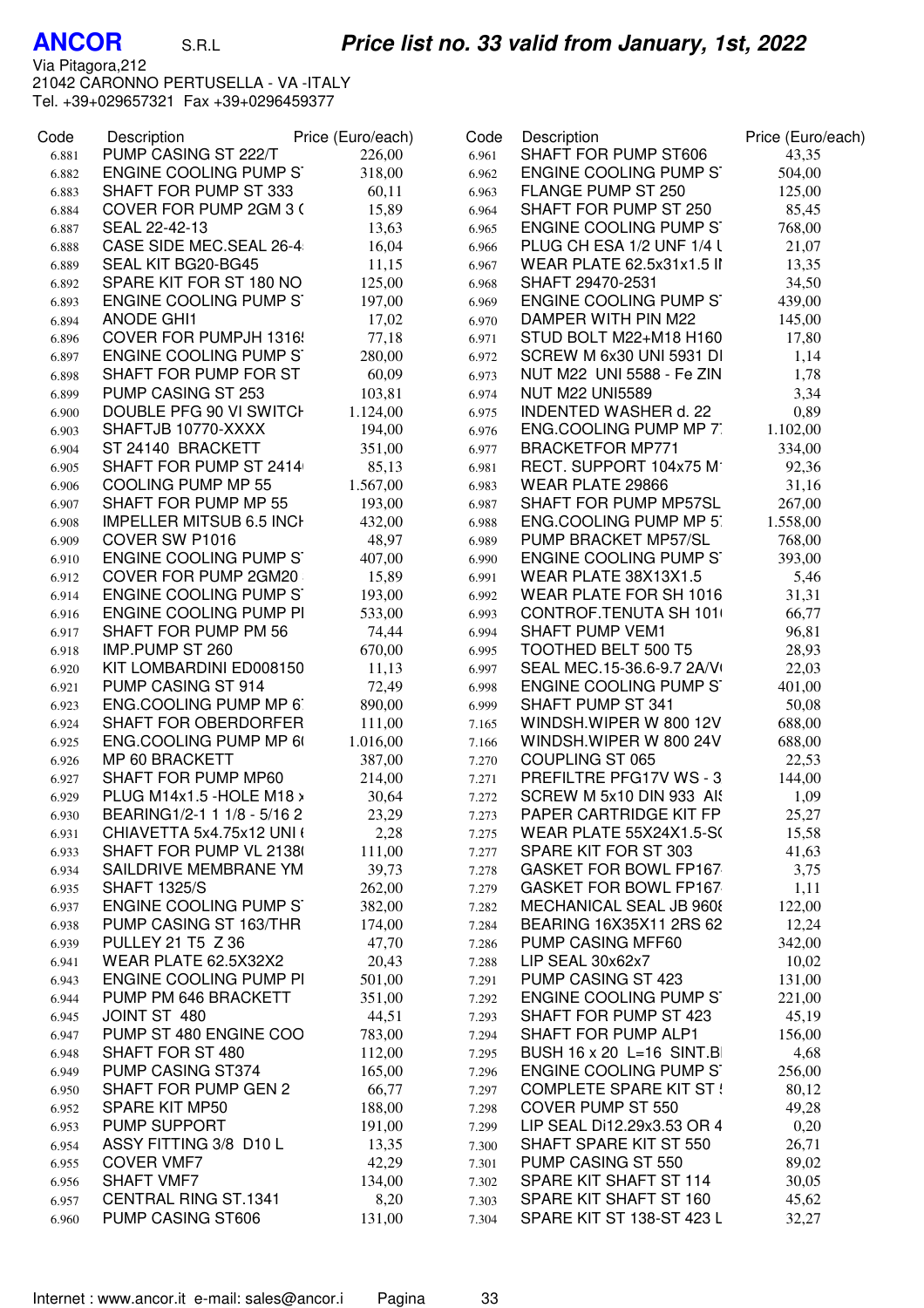**ANCOR** S.R.L

***Price list no. 33 valid from January, 1st, 2022***

Via Pitagora,212
21042 CARONNO PERTUSELLA - VA -ITALY
Tel. +39+029657321 Fax +39+0296459377

| Code | Description | Price (Euro/each) |
|---|---|---|
| 6.881 | PUMP CASING ST 222/T | 226,00 |
| 6.882 | ENGINE COOLING PUMP S | 318,00 |
| 6.883 | SHAFT FOR PUMP ST 333 | 60,11 |
| 6.884 | COVER FOR PUMP 2GM 3 ( | 15,89 |
| 6.887 | SEAL 22-42-13 | 13,63 |
| 6.888 | CASE SIDE MEC.SEAL 26-4 | 16,04 |
| 6.889 | SEAL KIT BG20-BG45 | 11,15 |
| 6.892 | SPARE KIT FOR ST 180 NO | 125,00 |
| 6.893 | ENGINE COOLING PUMP S | 197,00 |
| 6.894 | ANODE GHI1 | 17,02 |
| 6.896 | COVER FOR PUMPJH 1316 | 77,18 |
| 6.897 | ENGINE COOLING PUMP S | 280,00 |
| 6.898 | SHAFT FOR PUMP FOR ST | 60,09 |
| 6.899 | PUMP CASING ST 253 | 103,81 |
| 6.900 | DOUBLE PFG 90 VI SWITCH | 1.124,00 |
| 6.903 | SHAFTJB 10770-XXXX | 194,00 |
| 6.904 | ST 24140 BRACKETT | 351,00 |
| 6.905 | SHAFT FOR PUMP ST 2414 | 85,13 |
| 6.906 | COOLING PUMP MP 55 | 1.567,00 |
| 6.907 | SHAFT FOR PUMP MP 55 | 193,00 |
| 6.908 | IMPELLER MITSUB 6.5 INCH | 432,00 |
| 6.909 | COVER SW P1016 | 48,97 |
| 6.910 | ENGINE COOLING PUMP S | 407,00 |
| 6.912 | COVER FOR PUMP 2GM20 | 15,89 |
| 6.914 | ENGINE COOLING PUMP S | 193,00 |
| 6.916 | ENGINE COOLING PUMP PI | 533,00 |
| 6.917 | SHAFT FOR PUMP PM 56 | 74,44 |
| 6.918 | IMP.PUMP ST 260 | 670,00 |
| 6.920 | KIT LOMBARDINI ED008150 | 11,13 |
| 6.921 | PUMP CASING ST 914 | 72,49 |
| 6.923 | ENG.COOLING PUMP MP 6 | 890,00 |
| 6.924 | SHAFT FOR OBERDORFER | 111,00 |
| 6.925 | ENG.COOLING PUMP MP 6 | 1.016,00 |
| 6.926 | MP 60 BRACKETT | 387,00 |
| 6.927 | SHAFT FOR PUMP MP60 | 214,00 |
| 6.929 | PLUG M14x1.5 -HOLE M18 x | 30,64 |
| 6.930 | BEARING1/2-1 1 1/8 - 5/16 2 | 23,29 |
| 6.931 | CHIAVETTA 5x4.75x12 UNI | 2,28 |
| 6.933 | SHAFT FOR PUMP VL 2138 | 111,00 |
| 6.934 | SAILDRIVE MEMBRANE YM | 39,73 |
| 6.935 | SHAFT 1325/S | 262,00 |
| 6.937 | ENGINE COOLING PUMP S | 382,00 |
| 6.938 | PUMP CASING ST 163/THR | 174,00 |
| 6.939 | PULLEY 21 T5 Z 36 | 47,70 |
| 6.941 | WEAR PLATE 62.5X32X2 | 20,43 |
| 6.943 | ENGINE COOLING PUMP PI | 501,00 |
| 6.944 | PUMP PM 646 BRACKETT | 351,00 |
| 6.945 | JOINT ST 480 | 44,51 |
| 6.947 | PUMP ST 480 ENGINE COO | 783,00 |
| 6.948 | SHAFT FOR ST 480 | 112,00 |
| 6.949 | PUMP CASING ST374 | 165,00 |
| 6.950 | SHAFT FOR PUMP GEN 2 | 66,77 |
| 6.952 | SPARE KIT MP50 | 188,00 |
| 6.953 | PUMP SUPPORT | 191,00 |
| 6.954 | ASSY FITTING 3/8 D10 L | 13,35 |
| 6.955 | COVER VMF7 | 42,29 |
| 6.956 | SHAFT VMF7 | 134,00 |
| 6.957 | CENTRAL RING ST.1341 | 8,20 |
| 6.960 | PUMP CASING ST606 | 131,00 |
| 6.961 | SHAFT FOR PUMP ST606 | 43,35 |
| 6.962 | ENGINE COOLING PUMP S | 504,00 |
| 6.963 | FLANGE PUMP ST 250 | 125,00 |
| 6.964 | SHAFT FOR PUMP ST 250 | 85,45 |
| 6.965 | ENGINE COOLING PUMP S | 768,00 |
| 6.966 | PLUG CH ESA 1/2 UNF 1/4 L | 21,07 |
| 6.967 | WEAR PLATE 62.5x31x1.5 I | 13,35 |
| 6.968 | SHAFT 29470-2531 | 34,50 |
| 6.969 | ENGINE COOLING PUMP S | 439,00 |
| 6.970 | DAMPER WITH PIN M22 | 145,00 |
| 6.971 | STUD BOLT M22+M18 H160 | 17,80 |
| 6.972 | SCREW M 6x30 UNI 5931 DI | 1,14 |
| 6.973 | NUT M22 UNI 5588 - Fe ZIN | 1,78 |
| 6.974 | NUT M22 UNI5589 | 3,34 |
| 6.975 | INDENTED WASHER d. 22 | 0,89 |
| 6.976 | ENG.COOLING PUMP MP 7 | 1.102,00 |
| 6.977 | BRACKETFOR MP771 | 334,00 |
| 6.981 | RECT. SUPPORT 104x75 M | 92,36 |
| 6.983 | WEAR PLATE 29866 | 31,16 |
| 6.987 | SHAFT FOR PUMP MP57SL | 267,00 |
| 6.988 | ENG.COOLING PUMP MP 5 | 1.558,00 |
| 6.989 | PUMP BRACKET MP57/SL | 768,00 |
| 6.990 | ENGINE COOLING PUMP S | 393,00 |
| 6.991 | WEAR PLATE 38X13X1.5 | 5,46 |
| 6.992 | WEAR PLATE FOR SH 1016 | 31,31 |
| 6.993 | CONTROF.TENUTA SH 101 | 66,77 |
| 6.994 | SHAFT PUMP VEM1 | 96,81 |
| 6.995 | TOOTHED BELT 500 T5 | 28,93 |
| 6.997 | SEAL MEC.15-36.6-9.7 2A/V | 22,03 |
| 6.998 | ENGINE COOLING PUMP S | 401,00 |
| 6.999 | SHAFT PUMP ST 341 | 50,08 |
| 7.165 | WINDSH.WIPER W 800 12V | 688,00 |
| 7.166 | WINDSH.WIPER W 800 24V | 688,00 |
| 7.270 | COUPLING ST 065 | 22,53 |
| 7.271 | PREFILTRE PFG17V WS - 3 | 144,00 |
| 7.272 | SCREW M 5x10 DIN 933 AIS | 1,09 |
| 7.273 | PAPER CARTRIDGE KIT FP | 25,27 |
| 7.275 | WEAR PLATE 55X24X1.5-S( | 15,58 |
| 7.277 | SPARE KIT FOR ST 303 | 41,63 |
| 7.278 | GASKET FOR BOWL FP167 | 3,75 |
| 7.279 | GASKET FOR BOWL FP167 | 1,11 |
| 7.282 | MECHANICAL SEAL JB 9608 | 122,00 |
| 7.284 | BEARING 16X35X11 2RS 62 | 12,24 |
| 7.286 | PUMP CASING MFF60 | 342,00 |
| 7.288 | LIP SEAL 30x62x7 | 10,02 |
| 7.291 | PUMP CASING ST 423 | 131,00 |
| 7.292 | ENGINE COOLING PUMP S | 221,00 |
| 7.293 | SHAFT FOR PUMP ST 423 | 45,19 |
| 7.294 | SHAFT FOR PUMP ALP1 | 156,00 |
| 7.295 | BUSH 16 x 20 L=16 SINT.B | 4,68 |
| 7.296 | ENGINE COOLING PUMP S | 256,00 |
| 7.297 | COMPLETE SPARE KIT ST ! | 80,12 |
| 7.298 | COVER PUMP ST 550 | 49,28 |
| 7.299 | LIP SEAL Di12.29x3.53 OR 4 | 0,20 |
| 7.300 | SHAFT SPARE KIT ST 550 | 26,71 |
| 7.301 | PUMP CASING ST 550 | 89,02 |
| 7.302 | SPARE KIT SHAFT ST 114 | 30,05 |
| 7.303 | SPARE KIT SHAFT ST 160 | 45,62 |
| 7.304 | SPARE KIT ST 138-ST 423 L | 32,27 |

Internet : www.ancor.it e-mail: sales@ancor.i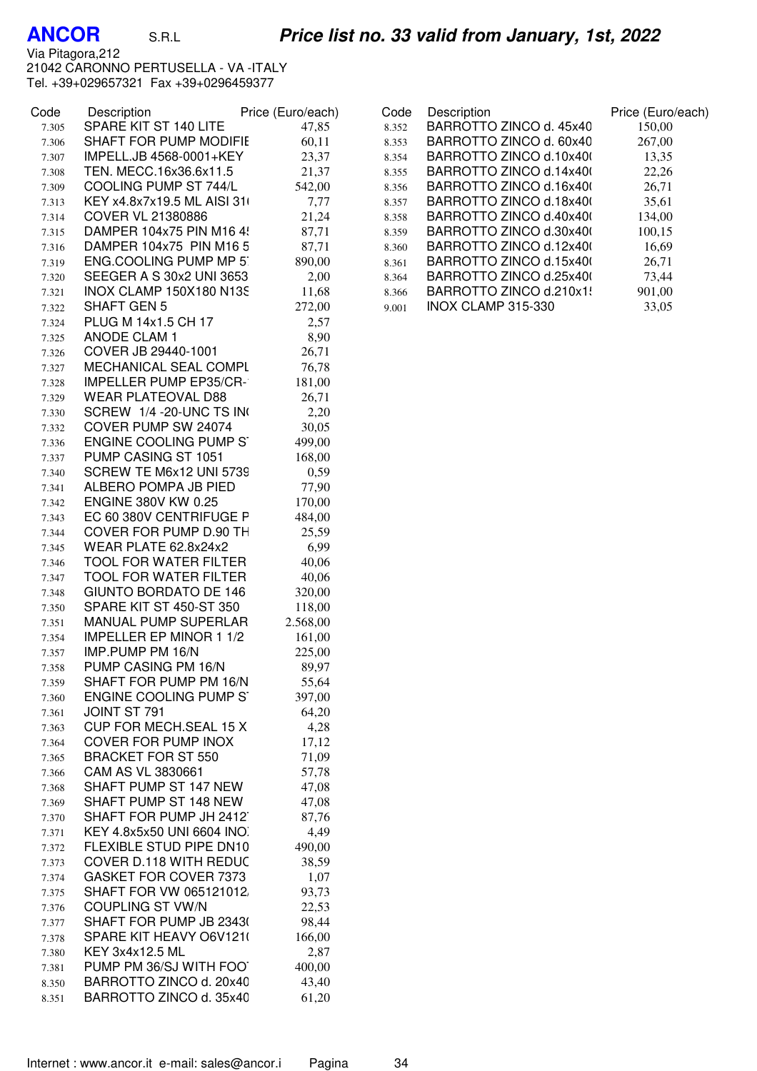**ANCOR** S.R.L

Via Pitagora,212
21042 CARONNO PERTUSELLA - VA -ITALY
Tel. +39+029657321 Fax +39+0296459377

## *Price list no. 33 valid from January, 1st, 2022*

| Code | Description | Price (Euro/each) |
|---|---|---|
| 7.305 | SPARE KIT ST 140 LITE | 47,85 |
| 7.306 | SHAFT FOR PUMP MODIFIE | 60,11 |
| 7.307 | IMPELL.JB 4568-0001+KEY | 23,37 |
| 7.308 | TEN. MECC.16x36.6x11.5 | 21,37 |
| 7.309 | COOLING PUMP ST 744/L | 542,00 |
| 7.313 | KEY x4.8x7x19.5 ML AISI 31( | 7,77 |
| 7.314 | COVER VL 21380886 | 21,24 |
| 7.315 | DAMPER 104x75 PIN M16 4! | 87,71 |
| 7.316 | DAMPER 104x75 PIN M16 5 | 87,71 |
| 7.319 | ENG.COOLING PUMP MP 5 | 890,00 |
| 7.320 | SEEGER A S 30x2 UNI 3653 | 2,00 |
| 7.321 | INOX CLAMP 150X180 N13S | 11,68 |
| 7.322 | SHAFT GEN 5 | 272,00 |
| 7.324 | PLUG M 14x1.5 CH 17 | 2,57 |
| 7.325 | ANODE CLAM 1 | 8,90 |
| 7.326 | COVER JB 29440-1001 | 26,71 |
| 7.327 | MECHANICAL SEAL COMPL | 76,78 |
| 7.328 | IMPELLER PUMP EP35/CR- | 181,00 |
| 7.329 | WEAR PLATEOVAL D88 | 26,71 |
| 7.330 | SCREW 1/4 -20-UNC TS IN( | 2,20 |
| 7.332 | COVER PUMP SW 24074 | 30,05 |
| 7.336 | ENGINE COOLING PUMP S | 499,00 |
| 7.337 | PUMP CASING ST 1051 | 168,00 |
| 7.340 | SCREW TE M6x12 UNI 5739 | 0,59 |
| 7.341 | ALBERO POMPA JB PIED | 77,90 |
| 7.342 | ENGINE 380V KW 0.25 | 170,00 |
| 7.343 | EC 60 380V CENTRIFUGE P | 484,00 |
| 7.344 | COVER FOR PUMP D.90 TH | 25,59 |
| 7.345 | WEAR PLATE 62.8x24x2 | 6,99 |
| 7.346 | TOOL FOR WATER FILTER | 40,06 |
| 7.347 | TOOL FOR WATER FILTER | 40,06 |
| 7.348 | GIUNTO BORDATO DE 146 | 320,00 |
| 7.350 | SPARE KIT ST 450-ST 350 | 118,00 |
| 7.351 | MANUAL PUMP SUPERLAR | 2.568,00 |
| 7.354 | IMPELLER EP MINOR 1 1/2 | 161,00 |
| 7.357 | IMP.PUMP PM 16/N | 225,00 |
| 7.358 | PUMP CASING PM 16/N | 89,97 |
| 7.359 | SHAFT FOR PUMP PM 16/N | 55,64 |
| 7.360 | ENGINE COOLING PUMP S | 397,00 |
| 7.361 | JOINT ST 791 | 64,20 |
| 7.363 | CUP FOR MECH.SEAL 15 X | 4,28 |
| 7.364 | COVER FOR PUMP INOX | 17,12 |
| 7.365 | BRACKET FOR ST 550 | 71,09 |
| 7.366 | CAM AS VL 3830661 | 57,78 |
| 7.368 | SHAFT PUMP ST 147 NEW | 47,08 |
| 7.369 | SHAFT PUMP ST 148 NEW | 47,08 |
| 7.370 | SHAFT FOR PUMP JH 2412 | 87,76 |
| 7.371 | KEY 4.8x5x50 UNI 6604 INO | 4,49 |
| 7.372 | FLEXIBLE STUD PIPE DN10 | 490,00 |
| 7.373 | COVER D.118 WITH REDUC | 38,59 |
| 7.374 | GASKET FOR COVER 7373 | 1,07 |
| 7.375 | SHAFT FOR VW 065121012 | 93,73 |
| 7.376 | COUPLING ST VW/N | 22,53 |
| 7.377 | SHAFT FOR PUMP JB 2343( | 98,44 |
| 7.378 | SPARE KIT HEAVY O6V121( | 166,00 |
| 7.380 | KEY 3x4x12.5 ML | 2,87 |
| 7.381 | PUMP PM 36/SJ WITH FOO | 400,00 |
| 8.350 | BARROTTO ZINCO d. 20x40 | 43,40 |
| 8.351 | BARROTTO ZINCO d. 35x40 | 61,20 |
| 8.352 | BARROTTO ZINCO d. 45x40 | 150,00 |
| 8.353 | BARROTTO ZINCO d. 60x40 | 267,00 |
| 8.354 | BARROTTO ZINCO d.10x40( | 13,35 |
| 8.355 | BARROTTO ZINCO d.14x40( | 22,26 |
| 8.356 | BARROTTO ZINCO d.16x40( | 26,71 |
| 8.357 | BARROTTO ZINCO d.18x40( | 35,61 |
| 8.358 | BARROTTO ZINCO d.40x40( | 134,00 |
| 8.359 | BARROTTO ZINCO d.30x40( | 100,15 |
| 8.360 | BARROTTO ZINCO d.12x40( | 16,69 |
| 8.361 | BARROTTO ZINCO d.15x40( | 26,71 |
| 8.364 | BARROTTO ZINCO d.25x40( | 73,44 |
| 8.366 | BARROTTO ZINCO d.210x1! | 901,00 |
| 9.001 | INOX CLAMP 315-330 | 33,05 |

Internet : www.ancor.it e-mail: sales@ancor.i